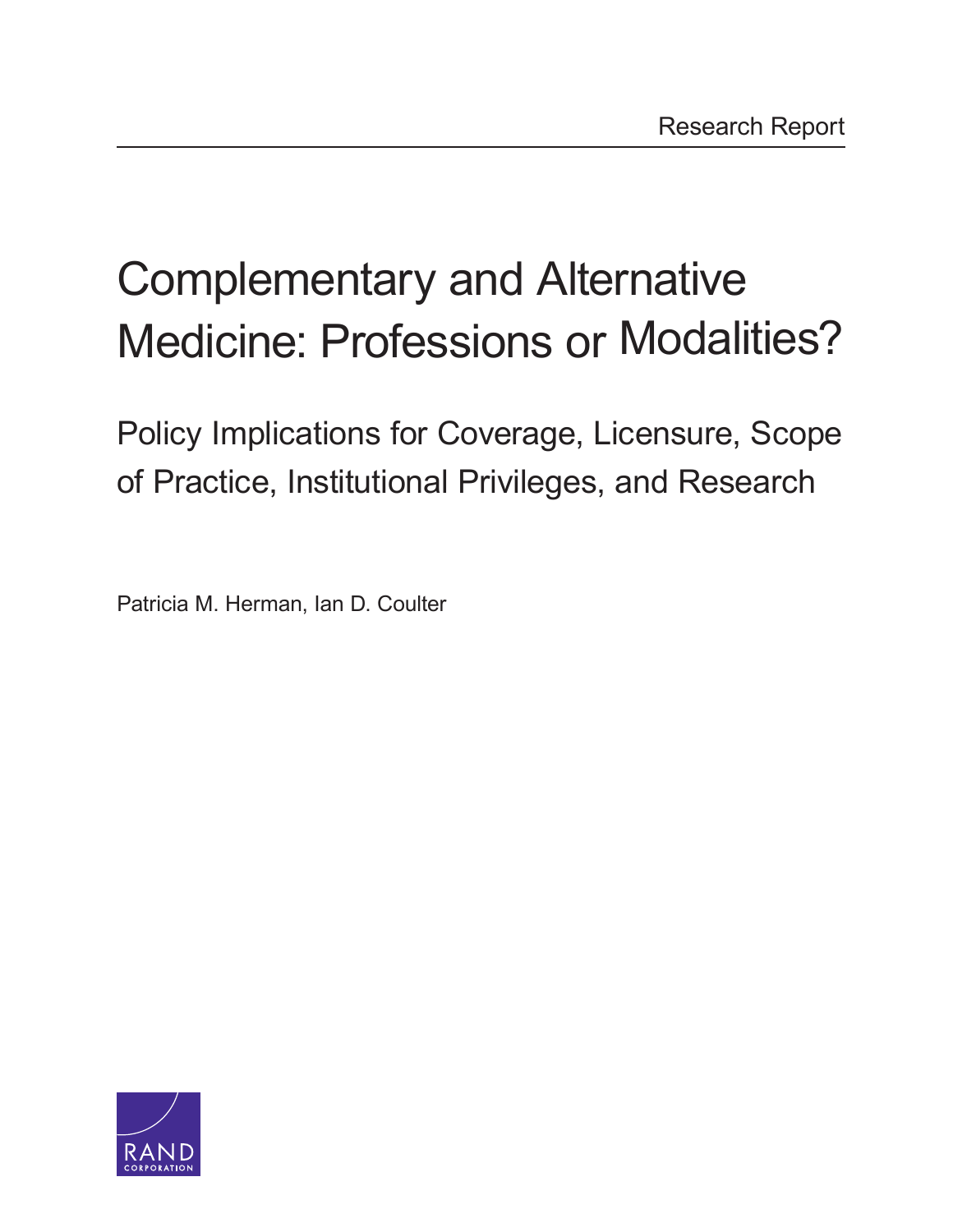Research Report

# Complementary and Alternative Medicine: Professions or Modalities?

## Policy Implications for Coverage, Licensure, Scope of Practice, Institutional Privileges, and Research

Patricia M. Herman, Ian D. Coulter

RAND CORPORATION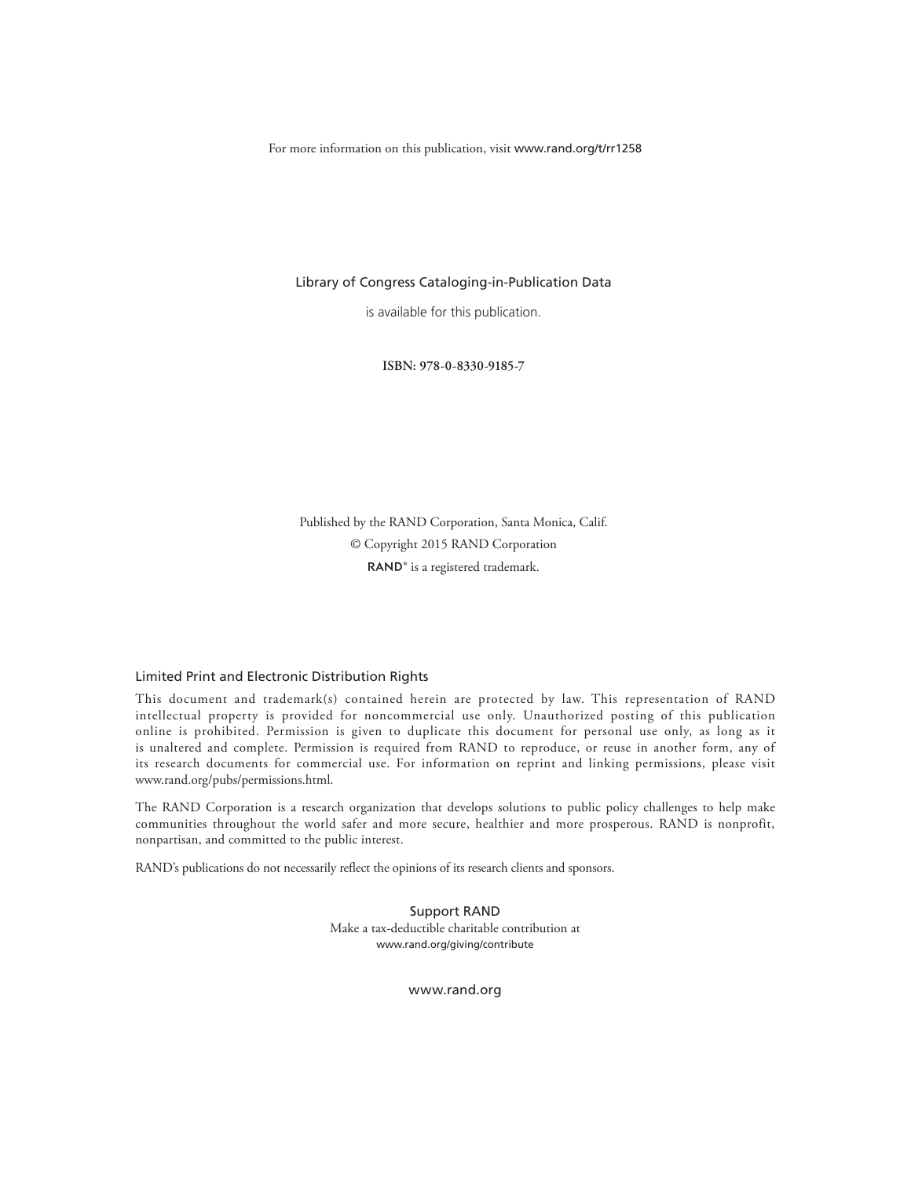For more information on this publication, visit www.rand.org/t/rr1258

Library of Congress Cataloging-in-Publication Data

is available for this publication.

**ISBN: 978-0-8330-9185-7**

Published by the RAND Corporation, Santa Monica, Calif.

© Copyright 2015 RAND Corporation

**RAND**® is a registered trademark.

### Limited Print and Electronic Distribution Rights

This document and trademark(s) contained herein are protected by law. This representation of RAND intellectual property is provided for noncommercial use only. Unauthorized posting of this publication online is prohibited. Permission is given to duplicate this document for personal use only, as long as it is unaltered and complete. Permission is required from RAND to reproduce, or reuse in another form, any of its research documents for commercial use. For information on reprint and linking permissions, please visit www.rand.org/pubs/permissions.html.

The RAND Corporation is a research organization that develops solutions to public policy challenges to help make communities throughout the world safer and more secure, healthier and more prosperous. RAND is nonprofit, nonpartisan, and committed to the public interest.

RAND's publications do not necessarily reflect the opinions of its research clients and sponsors.

Support RAND

Make a tax-deductible charitable contribution at
www.rand.org/giving/contribute

www.rand.org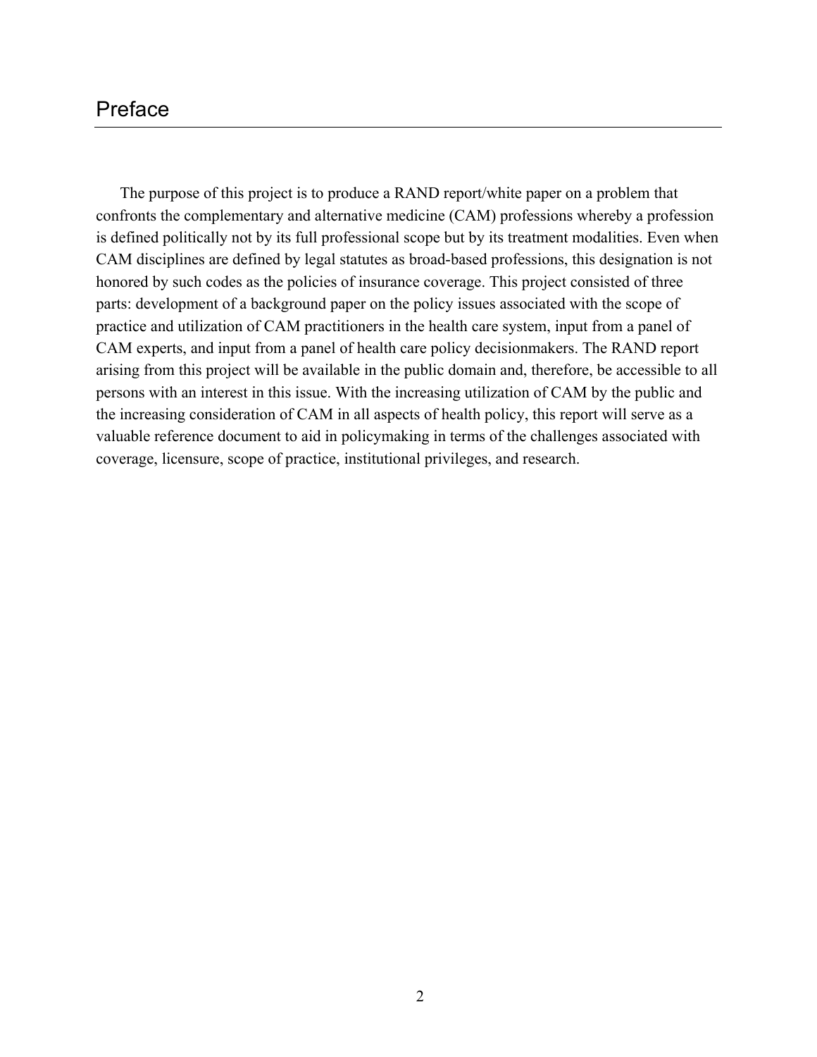# Preface

The purpose of this project is to produce a RAND report/white paper on a problem that confronts the complementary and alternative medicine (CAM) professions whereby a profession is defined politically not by its full professional scope but by its treatment modalities. Even when CAM disciplines are defined by legal statutes as broad-based professions, this designation is not honored by such codes as the policies of insurance coverage. This project consisted of three parts: development of a background paper on the policy issues associated with the scope of practice and utilization of CAM practitioners in the health care system, input from a panel of CAM experts, and input from a panel of health care policy decisionmakers. The RAND report arising from this project will be available in the public domain and, therefore, be accessible to all persons with an interest in this issue. With the increasing utilization of CAM by the public and the increasing consideration of CAM in all aspects of health policy, this report will serve as a valuable reference document to aid in policymaking in terms of the challenges associated with coverage, licensure, scope of practice, institutional privileges, and research.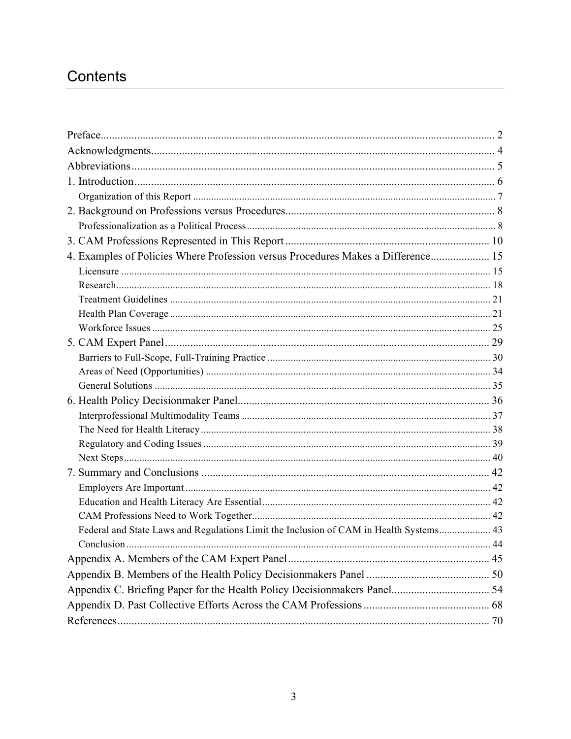# Contents

- Preface ... 2
- Acknowledgments ... 4
- Abbreviations ... 5
- 1. Introduction ... 6
  - Organization of this Report ... 7
- 2. Background on Professions versus Procedures ... 8
  - Professionalization as a Political Process ... 8
- 3. CAM Professions Represented in This Report ... 10
- 4. Examples of Policies Where Profession versus Procedures Makes a Difference ... 15
  - Licensure ... 15
  - Research ... 18
  - Treatment Guidelines ... 21
  - Health Plan Coverage ... 21
  - Workforce Issues ... 25
- 5. CAM Expert Panel ... 29
  - Barriers to Full-Scope, Full-Training Practice ... 30
  - Areas of Need (Opportunities) ... 34
  - General Solutions ... 35
- 6. Health Policy Decisionmaker Panel ... 36
  - Interprofessional Multimodality Teams ... 37
  - The Need for Health Literacy ... 38
  - Regulatory and Coding Issues ... 39
  - Next Steps ... 40
- 7. Summary and Conclusions ... 42
  - Employers Are Important ... 42
  - Education and Health Literacy Are Essential ... 42
  - CAM Professions Need to Work Together ... 42
  - Federal and State Laws and Regulations Limit the Inclusion of CAM in Health Systems ... 43
  - Conclusion ... 44
- Appendix A. Members of the CAM Expert Panel ... 45
- Appendix B. Members of the Health Policy Decisionmakers Panel ... 50
- Appendix C. Briefing Paper for the Health Policy Decisionmakers Panel ... 54
- Appendix D. Past Collective Efforts Across the CAM Professions ... 68
- References ... 70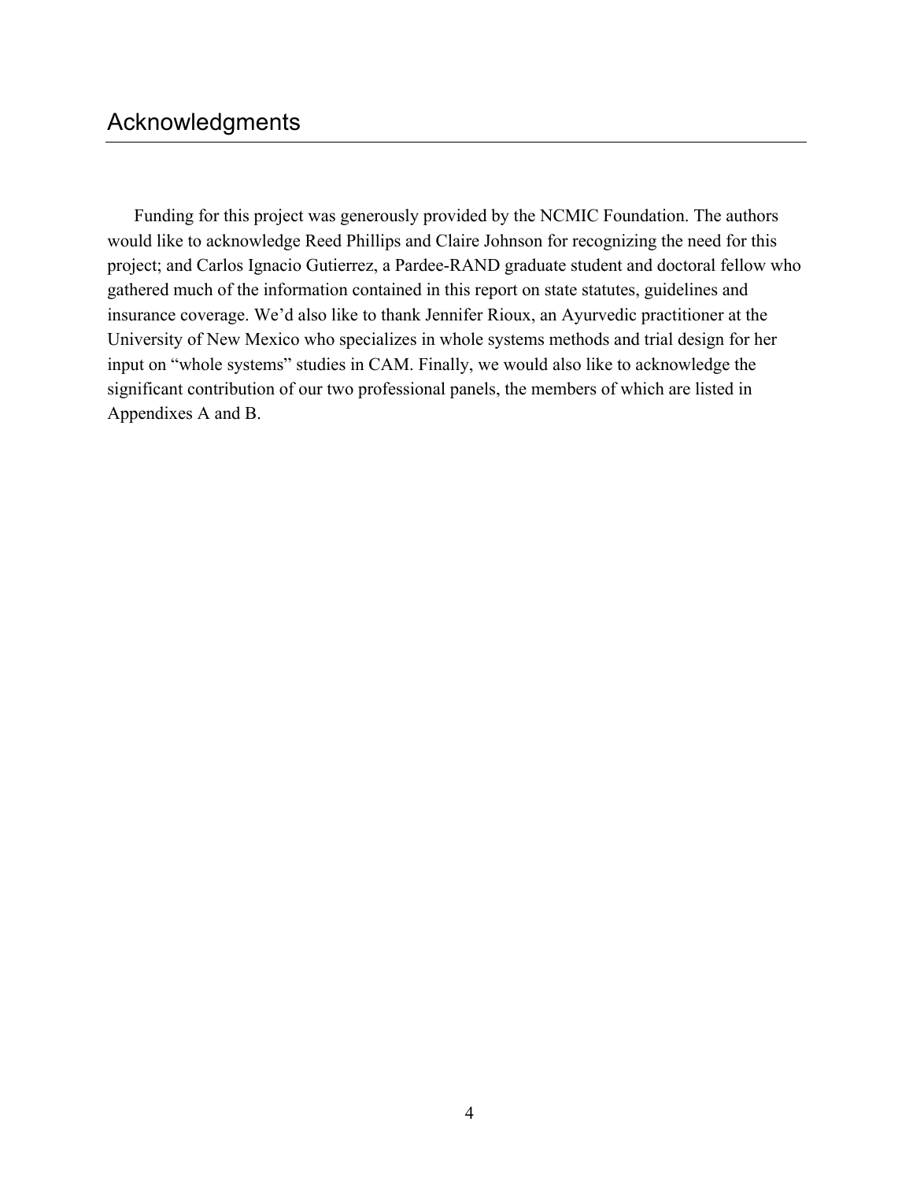## Acknowledgments

Funding for this project was generously provided by the NCMIC Foundation. The authors would like to acknowledge Reed Phillips and Claire Johnson for recognizing the need for this project; and Carlos Ignacio Gutierrez, a Pardee-RAND graduate student and doctoral fellow who gathered much of the information contained in this report on state statutes, guidelines and insurance coverage. We'd also like to thank Jennifer Rioux, an Ayurvedic practitioner at the University of New Mexico who specializes in whole systems methods and trial design for her input on "whole systems" studies in CAM. Finally, we would also like to acknowledge the significant contribution of our two professional panels, the members of which are listed in Appendixes A and B.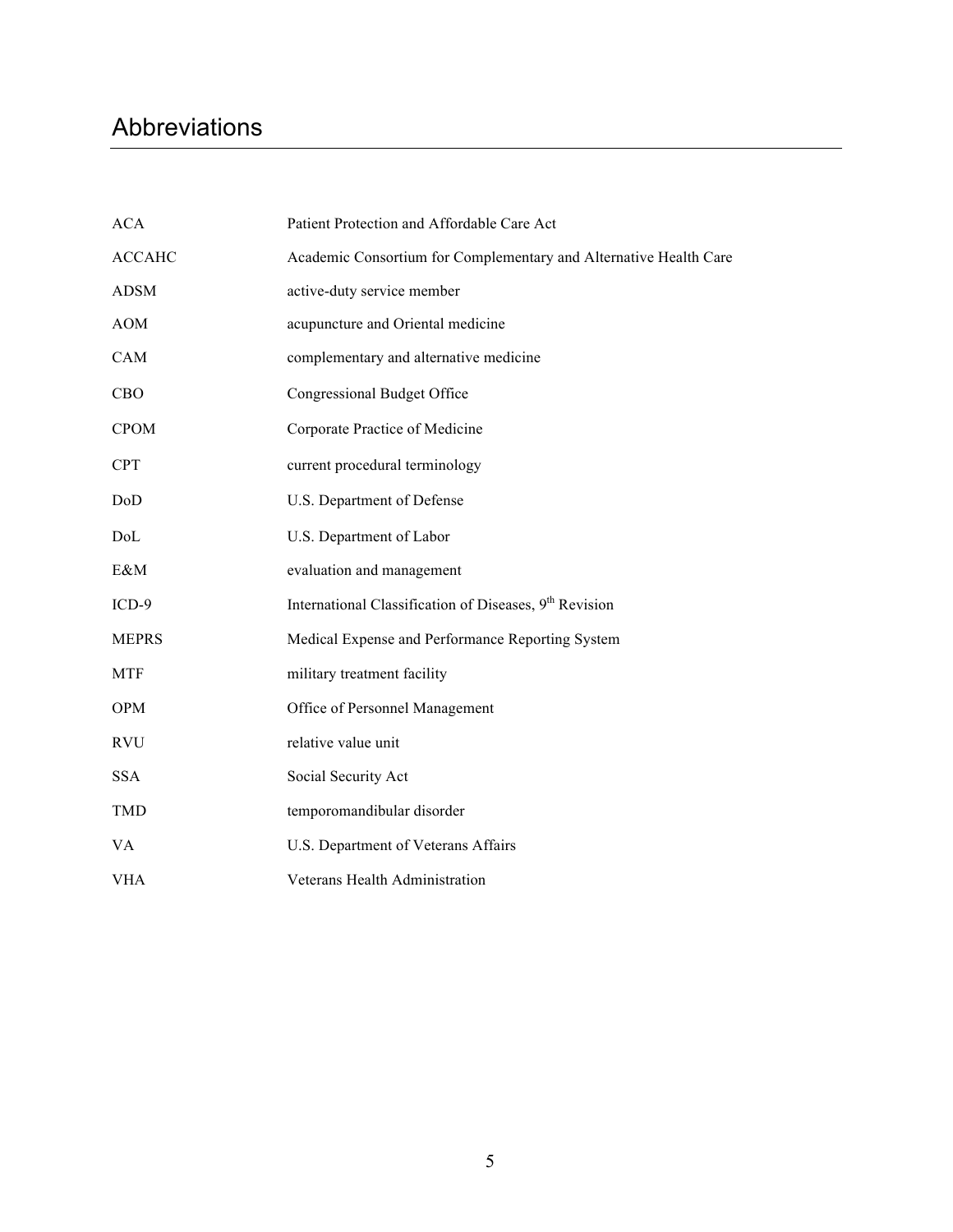# Abbreviations

| | |
|---|---|
| ACA | Patient Protection and Affordable Care Act |
| ACCAHC | Academic Consortium for Complementary and Alternative Health Care |
| ADSM | active-duty service member |
| AOM | acupuncture and Oriental medicine |
| CAM | complementary and alternative medicine |
| CBO | Congressional Budget Office |
| CPOM | Corporate Practice of Medicine |
| CPT | current procedural terminology |
| DoD | U.S. Department of Defense |
| DoL | U.S. Department of Labor |
| E&M | evaluation and management |
| ICD-9 | International Classification of Diseases, 9th Revision |
| MEPRS | Medical Expense and Performance Reporting System |
| MTF | military treatment facility |
| OPM | Office of Personnel Management |
| RVU | relative value unit |
| SSA | Social Security Act |
| TMD | temporomandibular disorder |
| VA | U.S. Department of Veterans Affairs |
| VHA | Veterans Health Administration |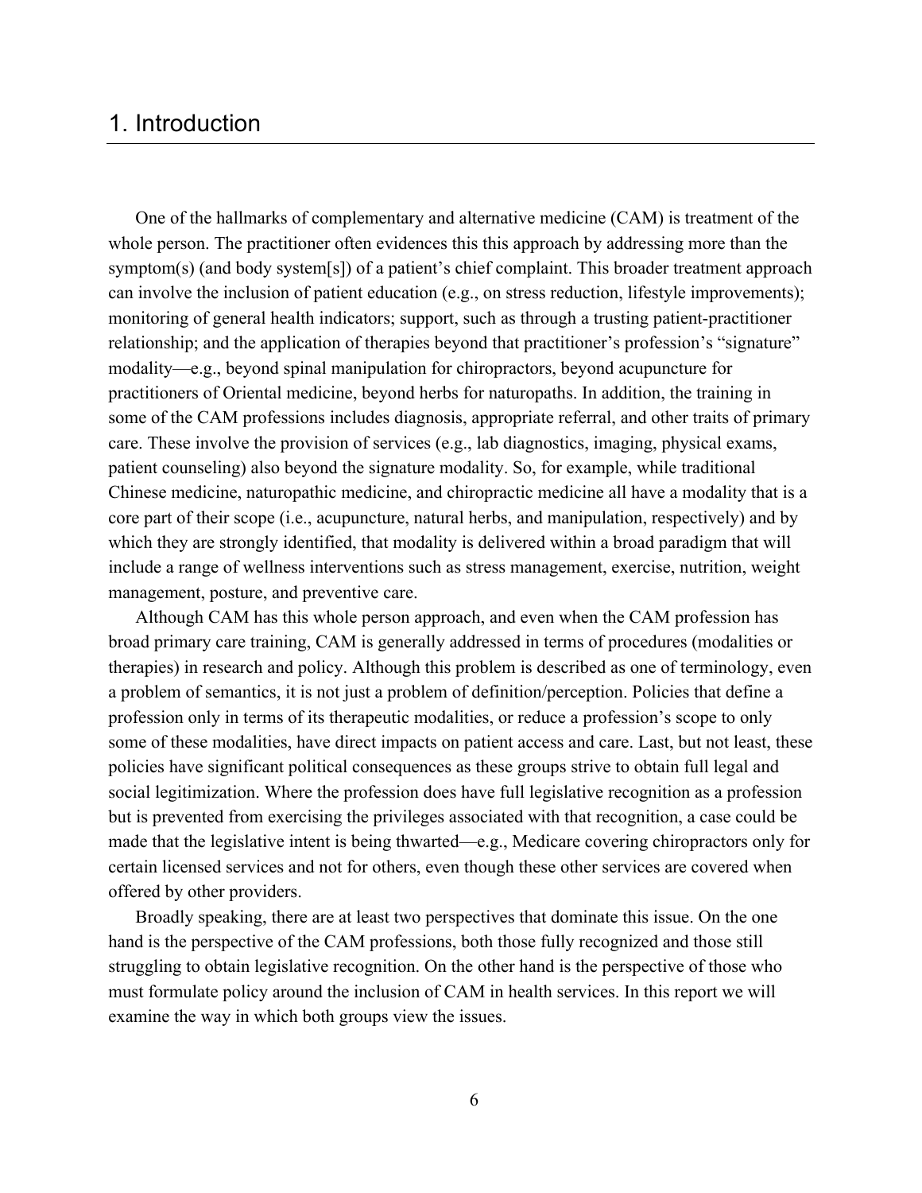# 1. Introduction

One of the hallmarks of complementary and alternative medicine (CAM) is treatment of the whole person. The practitioner often evidences this this approach by addressing more than the symptom(s) (and body system[s]) of a patient's chief complaint. This broader treatment approach can involve the inclusion of patient education (e.g., on stress reduction, lifestyle improvements); monitoring of general health indicators; support, such as through a trusting patient-practitioner relationship; and the application of therapies beyond that practitioner's profession's "signature" modality—e.g., beyond spinal manipulation for chiropractors, beyond acupuncture for practitioners of Oriental medicine, beyond herbs for naturopaths. In addition, the training in some of the CAM professions includes diagnosis, appropriate referral, and other traits of primary care. These involve the provision of services (e.g., lab diagnostics, imaging, physical exams, patient counseling) also beyond the signature modality. So, for example, while traditional Chinese medicine, naturopathic medicine, and chiropractic medicine all have a modality that is a core part of their scope (i.e., acupuncture, natural herbs, and manipulation, respectively) and by which they are strongly identified, that modality is delivered within a broad paradigm that will include a range of wellness interventions such as stress management, exercise, nutrition, weight management, posture, and preventive care.

Although CAM has this whole person approach, and even when the CAM profession has broad primary care training, CAM is generally addressed in terms of procedures (modalities or therapies) in research and policy. Although this problem is described as one of terminology, even a problem of semantics, it is not just a problem of definition/perception. Policies that define a profession only in terms of its therapeutic modalities, or reduce a profession's scope to only some of these modalities, have direct impacts on patient access and care. Last, but not least, these policies have significant political consequences as these groups strive to obtain full legal and social legitimization. Where the profession does have full legislative recognition as a profession but is prevented from exercising the privileges associated with that recognition, a case could be made that the legislative intent is being thwarted—e.g., Medicare covering chiropractors only for certain licensed services and not for others, even though these other services are covered when offered by other providers.

Broadly speaking, there are at least two perspectives that dominate this issue. On the one hand is the perspective of the CAM professions, both those fully recognized and those still struggling to obtain legislative recognition. On the other hand is the perspective of those who must formulate policy around the inclusion of CAM in health services. In this report we will examine the way in which both groups view the issues.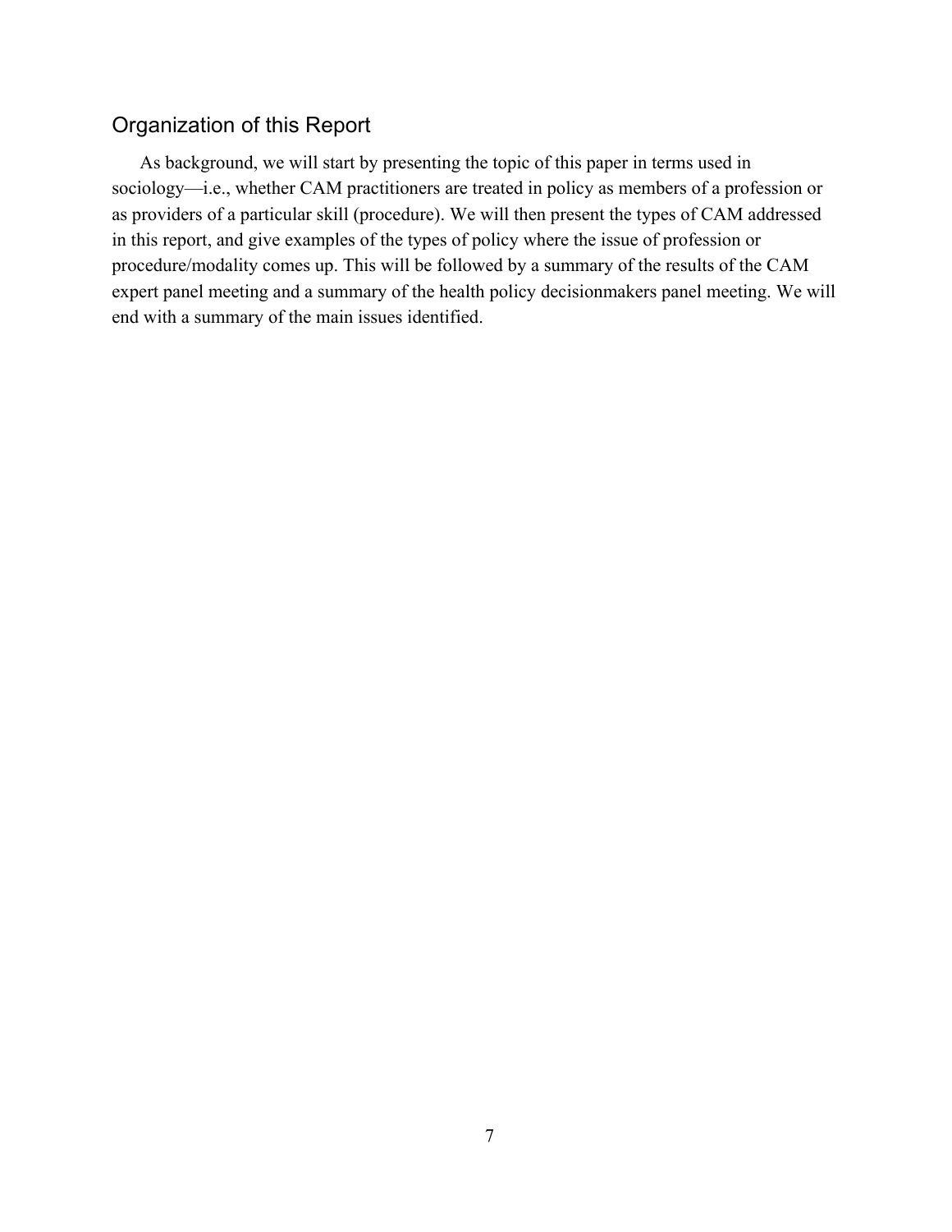## Organization of this Report

As background, we will start by presenting the topic of this paper in terms used in sociology—i.e., whether CAM practitioners are treated in policy as members of a profession or as providers of a particular skill (procedure). We will then present the types of CAM addressed in this report, and give examples of the types of policy where the issue of profession or procedure/modality comes up. This will be followed by a summary of the results of the CAM expert panel meeting and a summary of the health policy decisionmakers panel meeting. We will end with a summary of the main issues identified.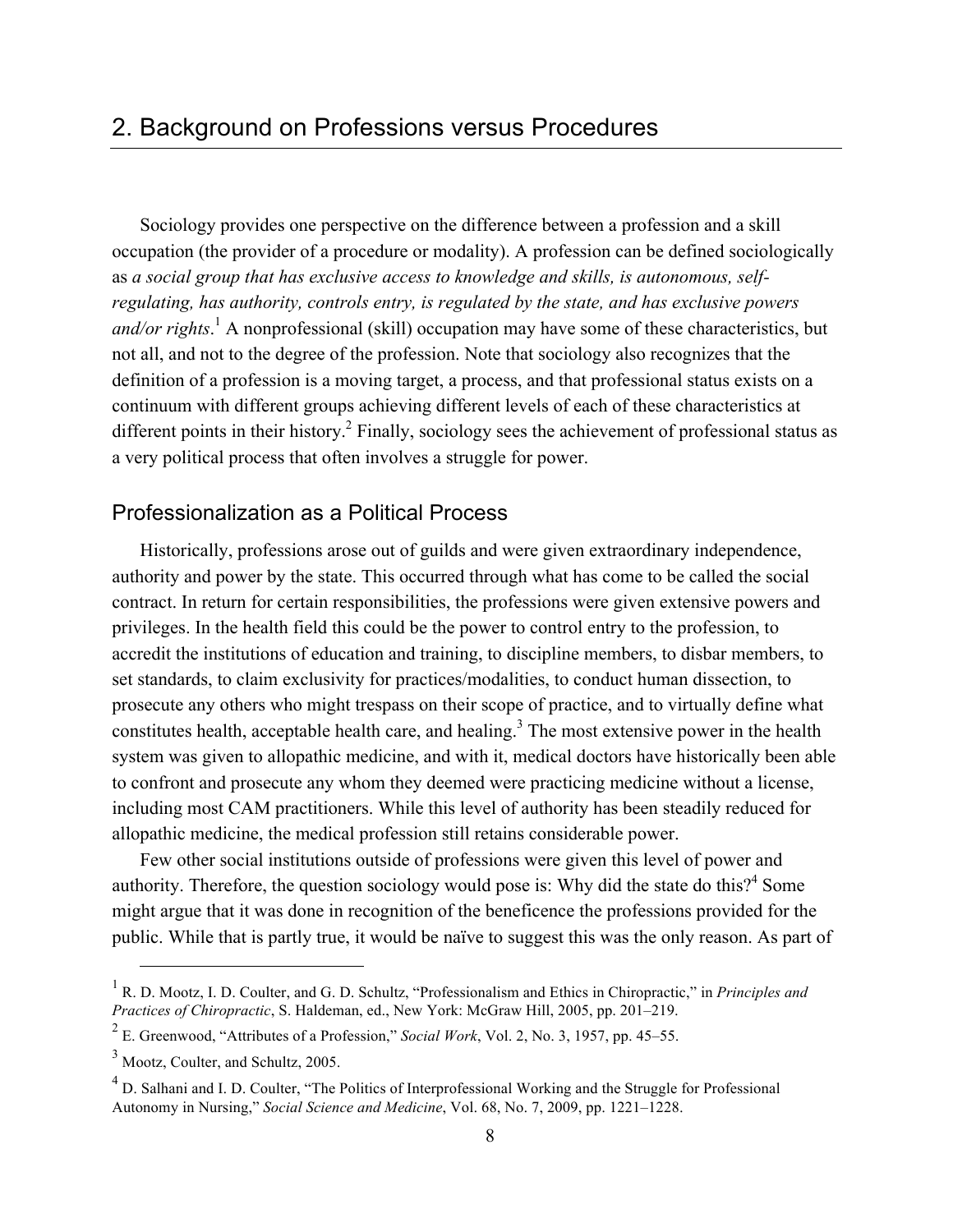# 2. Background on Professions versus Procedures

Sociology provides one perspective on the difference between a profession and a skill occupation (the provider of a procedure or modality). A profession can be defined sociologically as *a social group that has exclusive access to knowledge and skills, is autonomous, self-regulating, has authority, controls entry, is regulated by the state, and has exclusive powers and/or rights*.[1] A nonprofessional (skill) occupation may have some of these characteristics, but not all, and not to the degree of the profession. Note that sociology also recognizes that the definition of a profession is a moving target, a process, and that professional status exists on a continuum with different groups achieving different levels of each of these characteristics at different points in their history.[2] Finally, sociology sees the achievement of professional status as a very political process that often involves a struggle for power.

## Professionalization as a Political Process

Historically, professions arose out of guilds and were given extraordinary independence, authority and power by the state. This occurred through what has come to be called the social contract. In return for certain responsibilities, the professions were given extensive powers and privileges. In the health field this could be the power to control entry to the profession, to accredit the institutions of education and training, to discipline members, to disbar members, to set standards, to claim exclusivity for practices/modalities, to conduct human dissection, to prosecute any others who might trespass on their scope of practice, and to virtually define what constitutes health, acceptable health care, and healing.[3] The most extensive power in the health system was given to allopathic medicine, and with it, medical doctors have historically been able to confront and prosecute any whom they deemed were practicing medicine without a license, including most CAM practitioners. While this level of authority has been steadily reduced for allopathic medicine, the medical profession still retains considerable power.

Few other social institutions outside of professions were given this level of power and authority. Therefore, the question sociology would pose is: Why did the state do this?[4] Some might argue that it was done in recognition of the beneficence the professions provided for the public. While that is partly true, it would be naïve to suggest this was the only reason. As part of

---

[1] R. D. Mootz, I. D. Coulter, and G. D. Schultz, "Professionalism and Ethics in Chiropractic," in *Principles and Practices of Chiropractic*, S. Haldeman, ed., New York: McGraw Hill, 2005, pp. 201–219.

[2] E. Greenwood, "Attributes of a Profession," *Social Work*, Vol. 2, No. 3, 1957, pp. 45–55.

[3] Mootz, Coulter, and Schultz, 2005.

[4] D. Salhani and I. D. Coulter, "The Politics of Interprofessional Working and the Struggle for Professional Autonomy in Nursing," *Social Science and Medicine*, Vol. 68, No. 7, 2009, pp. 1221–1228.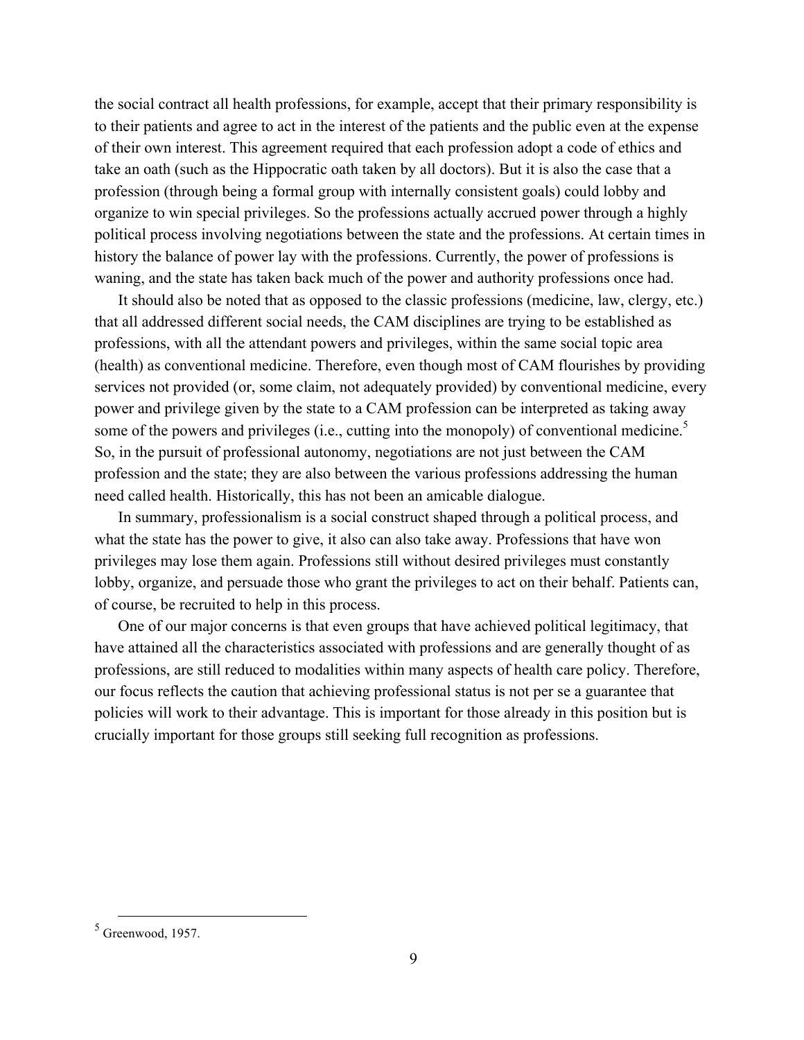the social contract all health professions, for example, accept that their primary responsibility is to their patients and agree to act in the interest of the patients and the public even at the expense of their own interest. This agreement required that each profession adopt a code of ethics and take an oath (such as the Hippocratic oath taken by all doctors). But it is also the case that a profession (through being a formal group with internally consistent goals) could lobby and organize to win special privileges. So the professions actually accrued power through a highly political process involving negotiations between the state and the professions. At certain times in history the balance of power lay with the professions. Currently, the power of professions is waning, and the state has taken back much of the power and authority professions once had.

It should also be noted that as opposed to the classic professions (medicine, law, clergy, etc.) that all addressed different social needs, the CAM disciplines are trying to be established as professions, with all the attendant powers and privileges, within the same social topic area (health) as conventional medicine. Therefore, even though most of CAM flourishes by providing services not provided (or, some claim, not adequately provided) by conventional medicine, every power and privilege given by the state to a CAM profession can be interpreted as taking away some of the powers and privileges (i.e., cutting into the monopoly) of conventional medicine.[5] So, in the pursuit of professional autonomy, negotiations are not just between the CAM profession and the state; they are also between the various professions addressing the human need called health. Historically, this has not been an amicable dialogue.

In summary, professionalism is a social construct shaped through a political process, and what the state has the power to give, it also can also take away. Professions that have won privileges may lose them again. Professions still without desired privileges must constantly lobby, organize, and persuade those who grant the privileges to act on their behalf. Patients can, of course, be recruited to help in this process.

One of our major concerns is that even groups that have achieved political legitimacy, that have attained all the characteristics associated with professions and are generally thought of as professions, are still reduced to modalities within many aspects of health care policy. Therefore, our focus reflects the caution that achieving professional status is not per se a guarantee that policies will work to their advantage. This is important for those already in this position but is crucially important for those groups still seeking full recognition as professions.

[5] Greenwood, 1957.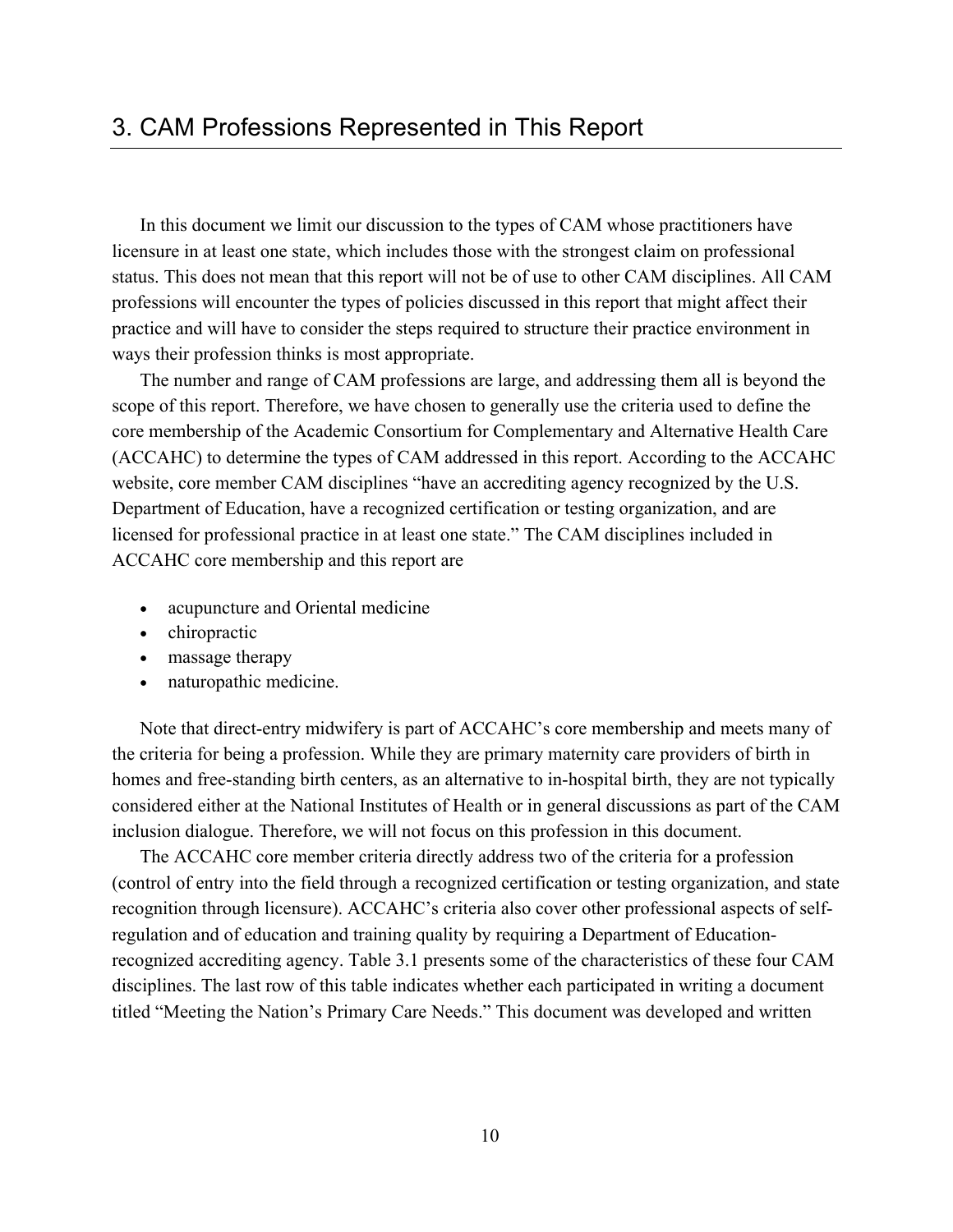# 3. CAM Professions Represented in This Report

In this document we limit our discussion to the types of CAM whose practitioners have licensure in at least one state, which includes those with the strongest claim on professional status. This does not mean that this report will not be of use to other CAM disciplines. All CAM professions will encounter the types of policies discussed in this report that might affect their practice and will have to consider the steps required to structure their practice environment in ways their profession thinks is most appropriate.

The number and range of CAM professions are large, and addressing them all is beyond the scope of this report. Therefore, we have chosen to generally use the criteria used to define the core membership of the Academic Consortium for Complementary and Alternative Health Care (ACCAHC) to determine the types of CAM addressed in this report. According to the ACCAHC website, core member CAM disciplines "have an accrediting agency recognized by the U.S. Department of Education, have a recognized certification or testing organization, and are licensed for professional practice in at least one state." The CAM disciplines included in ACCAHC core membership and this report are

- acupuncture and Oriental medicine
- chiropractic
- massage therapy
- naturopathic medicine.

Note that direct-entry midwifery is part of ACCAHC's core membership and meets many of the criteria for being a profession. While they are primary maternity care providers of birth in homes and free-standing birth centers, as an alternative to in-hospital birth, they are not typically considered either at the National Institutes of Health or in general discussions as part of the CAM inclusion dialogue. Therefore, we will not focus on this profession in this document.

The ACCAHC core member criteria directly address two of the criteria for a profession (control of entry into the field through a recognized certification or testing organization, and state recognition through licensure). ACCAHC's criteria also cover other professional aspects of self-regulation and of education and training quality by requiring a Department of Education-recognized accrediting agency. Table 3.1 presents some of the characteristics of these four CAM disciplines. The last row of this table indicates whether each participated in writing a document titled "Meeting the Nation's Primary Care Needs." This document was developed and written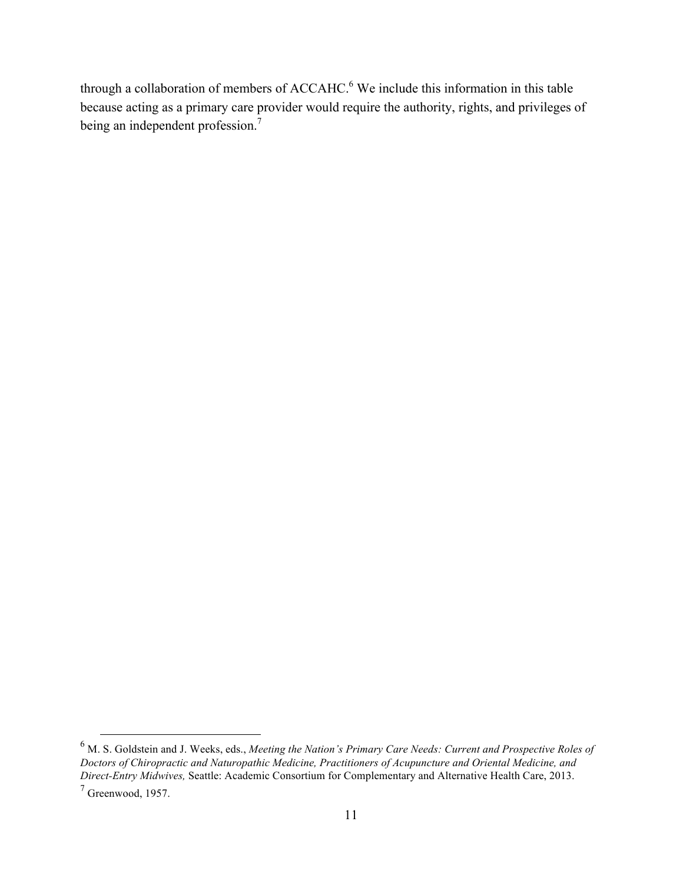through a collaboration of members of ACCAHC.[6] We include this information in this table because acting as a primary care provider would require the authority, rights, and privileges of being an independent profession.[7]

---

[6] M. S. Goldstein and J. Weeks, eds., *Meeting the Nation's Primary Care Needs: Current and Prospective Roles of Doctors of Chiropractic and Naturopathic Medicine, Practitioners of Acupuncture and Oriental Medicine, and Direct-Entry Midwives,* Seattle: Academic Consortium for Complementary and Alternative Health Care, 2013.

[7] Greenwood, 1957.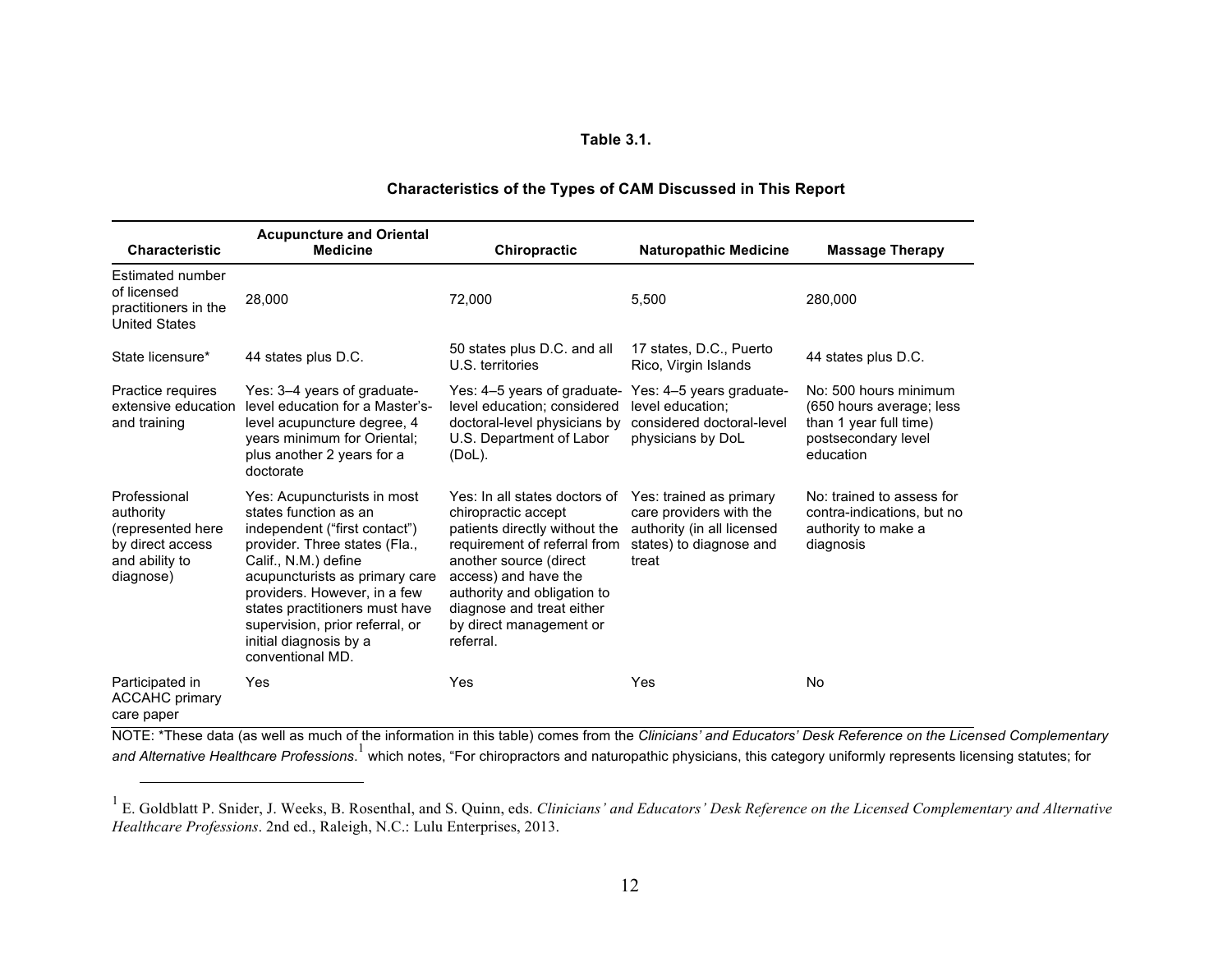**Table 3.1.**

**Characteristics of the Types of CAM Discussed in This Report**

| Characteristic | Acupuncture and Oriental Medicine | Chiropractic | Naturopathic Medicine | Massage Therapy |
|---|---|---|---|---|
| Estimated number of licensed practitioners in the United States | 28,000 | 72,000 | 5,500 | 280,000 |
| State licensure* | 44 states plus D.C. | 50 states plus D.C. and all U.S. territories | 17 states, D.C., Puerto Rico, Virgin Islands | 44 states plus D.C. |
| Practice requires extensive education and training | Yes: 3–4 years of graduate-level education for a Master's-level acupuncture degree, 4 years minimum for Oriental; plus another 2 years for a doctorate | Yes: 4–5 years of graduate-level education; considered doctoral-level physicians by U.S. Department of Labor (DoL). | Yes: 4–5 years graduate-level education; considered doctoral-level physicians by DoL | No: 500 hours minimum (650 hours average; less than 1 year full time) postsecondary level education |
| Professional authority (represented here by direct access and ability to diagnose) | Yes: Acupuncturists in most states function as an independent ("first contact") provider. Three states (Fla., Calif., N.M.) define acupuncturists as primary care providers. However, in a few states practitioners must have supervision, prior referral, or initial diagnosis by a conventional MD. | Yes: In all states doctors of chiropractic accept patients directly without the requirement of referral from another source (direct access) and have the authority and obligation to diagnose and treat either by direct management or referral. | Yes: trained as primary care providers with the authority (in all licensed states) to diagnose and treat | No: trained to assess for contra-indications, but no authority to make a diagnosis |
| Participated in ACCAHC primary care paper | Yes | Yes | Yes | No |

NOTE: *These data (as well as much of the information in this table) comes from the *Clinicians' and Educators' Desk Reference on the Licensed Complementary and Alternative Healthcare Professions*.[1] which notes, "For chiropractors and naturopathic physicians, this category uniformly represents licensing statutes; for

[1] E. Goldblatt P. Snider, J. Weeks, B. Rosenthal, and S. Quinn, eds. *Clinicians' and Educators' Desk Reference on the Licensed Complementary and Alternative Healthcare Professions*. 2nd ed., Raleigh, N.C.: Lulu Enterprises, 2013.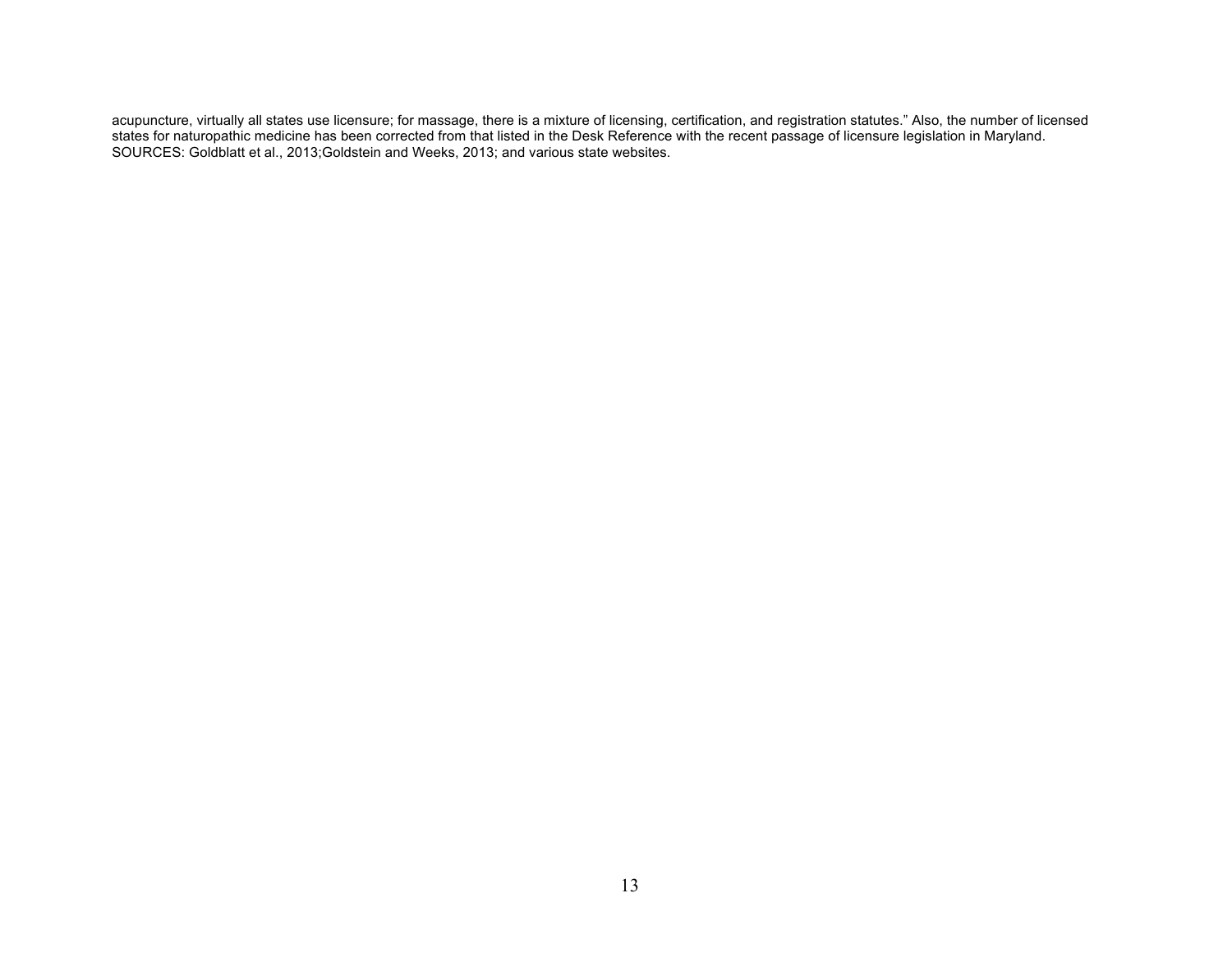acupuncture, virtually all states use licensure; for massage, there is a mixture of licensing, certification, and registration statutes." Also, the number of licensed states for naturopathic medicine has been corrected from that listed in the Desk Reference with the recent passage of licensure legislation in Maryland.
SOURCES: Goldblatt et al., 2013;Goldstein and Weeks, 2013; and various state websites.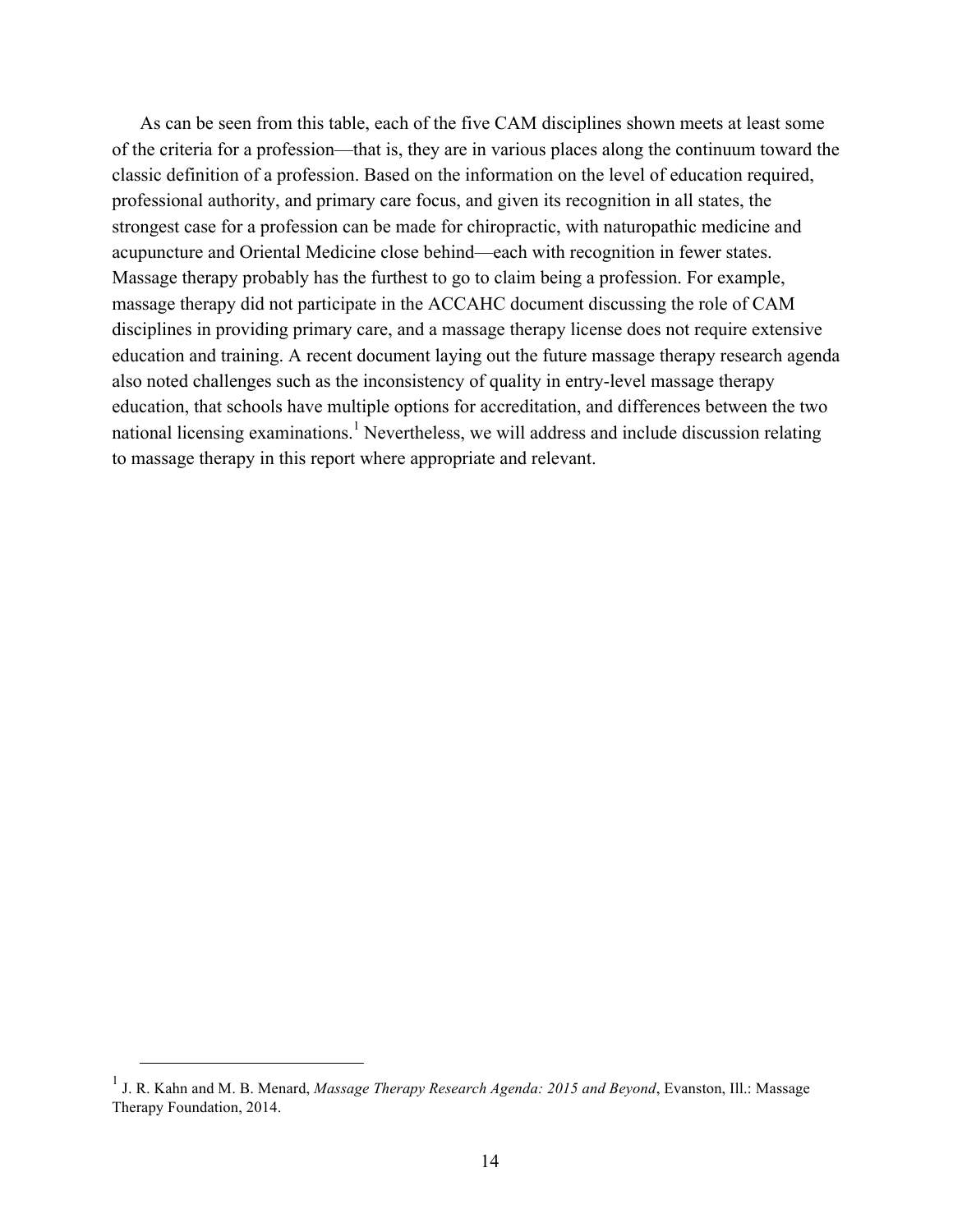As can be seen from this table, each of the five CAM disciplines shown meets at least some of the criteria for a profession—that is, they are in various places along the continuum toward the classic definition of a profession. Based on the information on the level of education required, professional authority, and primary care focus, and given its recognition in all states, the strongest case for a profession can be made for chiropractic, with naturopathic medicine and acupuncture and Oriental Medicine close behind—each with recognition in fewer states. Massage therapy probably has the furthest to go to claim being a profession. For example, massage therapy did not participate in the ACCAHC document discussing the role of CAM disciplines in providing primary care, and a massage therapy license does not require extensive education and training. A recent document laying out the future massage therapy research agenda also noted challenges such as the inconsistency of quality in entry-level massage therapy education, that schools have multiple options for accreditation, and differences between the two national licensing examinations.[1] Nevertheless, we will address and include discussion relating to massage therapy in this report where appropriate and relevant.

[1] J. R. Kahn and M. B. Menard, *Massage Therapy Research Agenda: 2015 and Beyond*, Evanston, Ill.: Massage Therapy Foundation, 2014.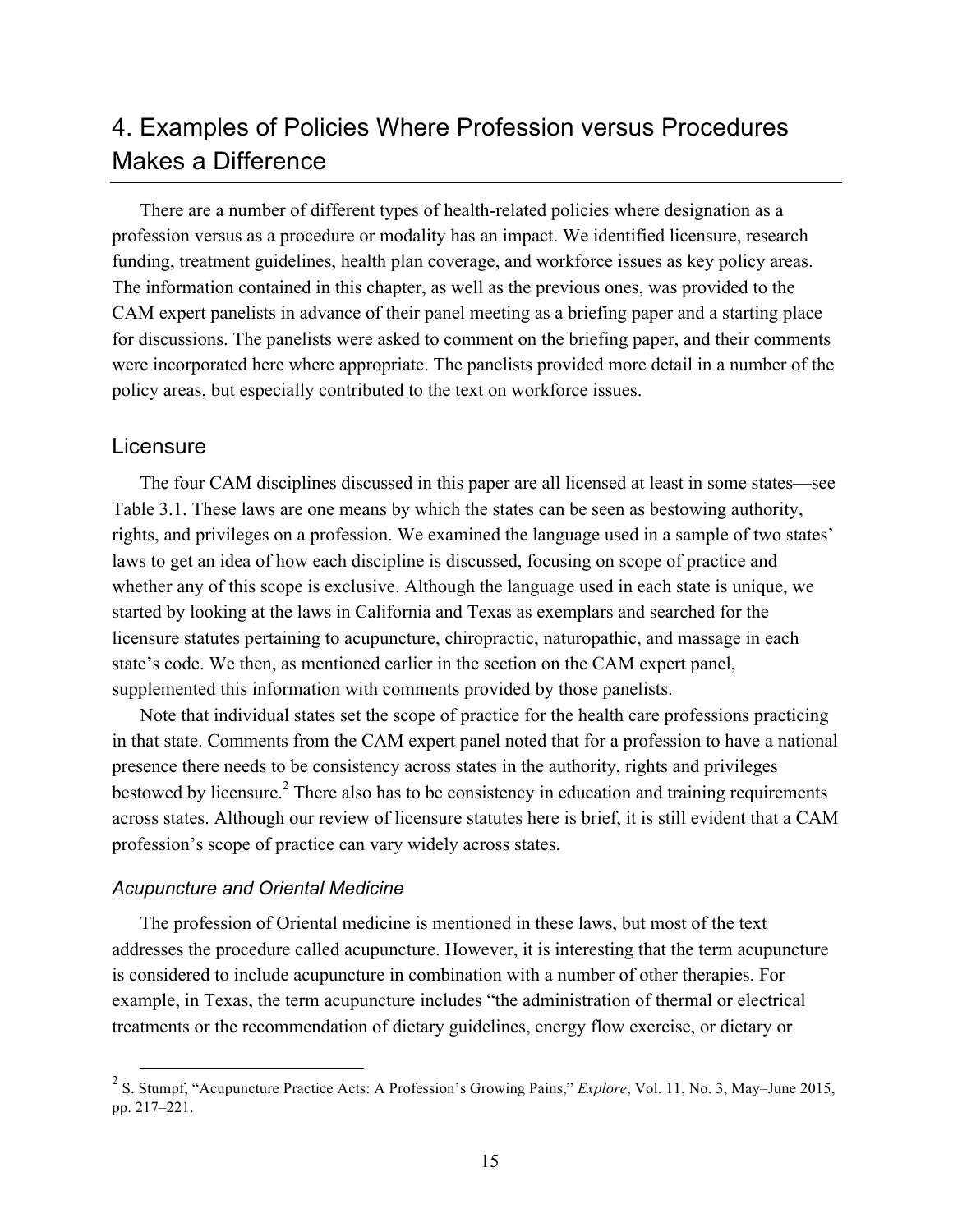# 4. Examples of Policies Where Profession versus Procedures Makes a Difference

There are a number of different types of health-related policies where designation as a profession versus as a procedure or modality has an impact. We identified licensure, research funding, treatment guidelines, health plan coverage, and workforce issues as key policy areas. The information contained in this chapter, as well as the previous ones, was provided to the CAM expert panelists in advance of their panel meeting as a briefing paper and a starting place for discussions. The panelists were asked to comment on the briefing paper, and their comments were incorporated here where appropriate. The panelists provided more detail in a number of the policy areas, but especially contributed to the text on workforce issues.

## Licensure

The four CAM disciplines discussed in this paper are all licensed at least in some states—see Table 3.1. These laws are one means by which the states can be seen as bestowing authority, rights, and privileges on a profession. We examined the language used in a sample of two states' laws to get an idea of how each discipline is discussed, focusing on scope of practice and whether any of this scope is exclusive. Although the language used in each state is unique, we started by looking at the laws in California and Texas as exemplars and searched for the licensure statutes pertaining to acupuncture, chiropractic, naturopathic, and massage in each state's code. We then, as mentioned earlier in the section on the CAM expert panel, supplemented this information with comments provided by those panelists.

Note that individual states set the scope of practice for the health care professions practicing in that state. Comments from the CAM expert panel noted that for a profession to have a national presence there needs to be consistency across states in the authority, rights and privileges bestowed by licensure.[2] There also has to be consistency in education and training requirements across states. Although our review of licensure statutes here is brief, it is still evident that a CAM profession's scope of practice can vary widely across states.

### *Acupuncture and Oriental Medicine*

The profession of Oriental medicine is mentioned in these laws, but most of the text addresses the procedure called acupuncture. However, it is interesting that the term acupuncture is considered to include acupuncture in combination with a number of other therapies. For example, in Texas, the term acupuncture includes "the administration of thermal or electrical treatments or the recommendation of dietary guidelines, energy flow exercise, or dietary or

[2] S. Stumpf, "Acupuncture Practice Acts: A Profession's Growing Pains," *Explore*, Vol. 11, No. 3, May–June 2015, pp. 217–221.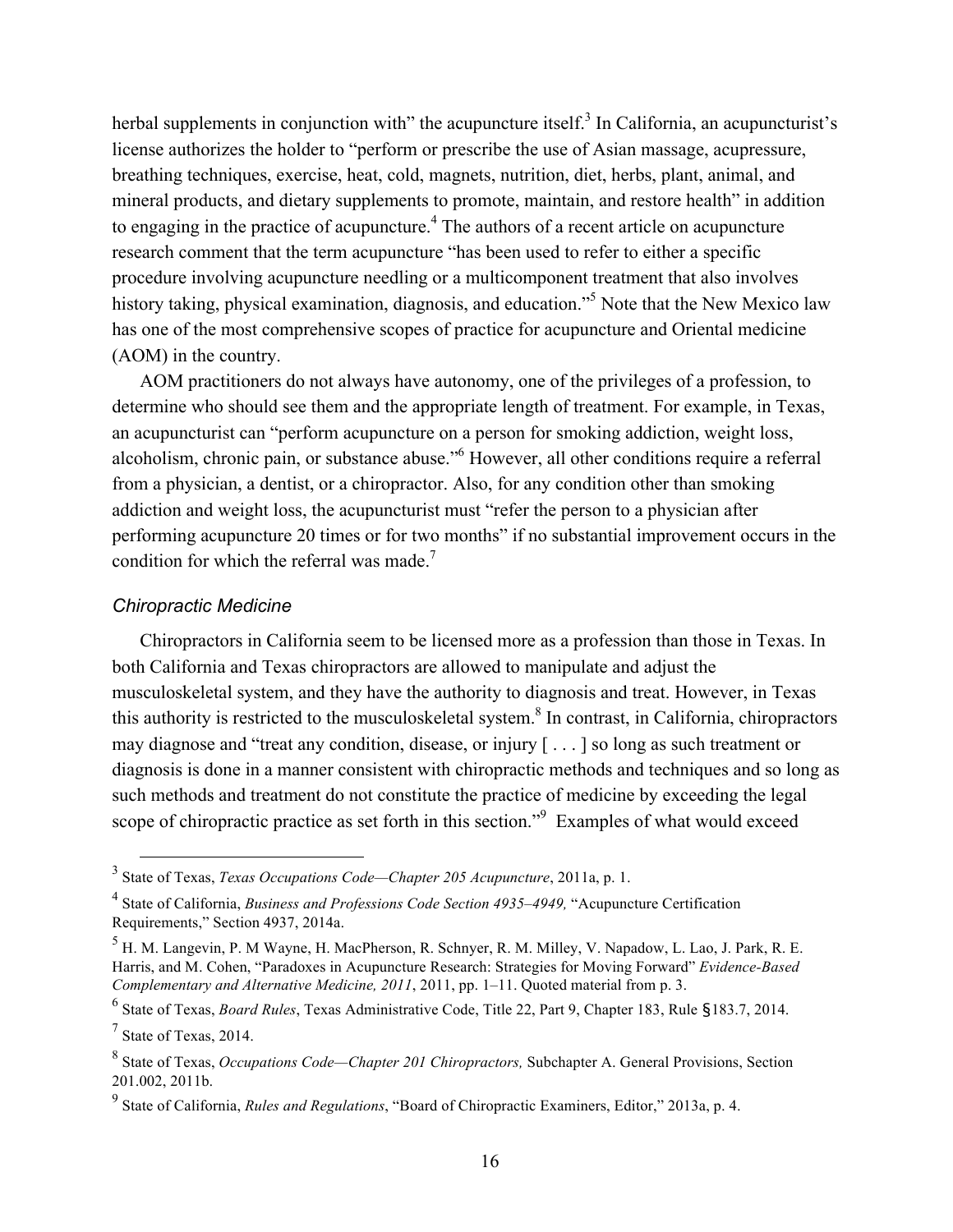herbal supplements in conjunction with" the acupuncture itself.[3] In California, an acupuncturist's license authorizes the holder to "perform or prescribe the use of Asian massage, acupressure, breathing techniques, exercise, heat, cold, magnets, nutrition, diet, herbs, plant, animal, and mineral products, and dietary supplements to promote, maintain, and restore health" in addition to engaging in the practice of acupuncture.[4] The authors of a recent article on acupuncture research comment that the term acupuncture "has been used to refer to either a specific procedure involving acupuncture needling or a multicomponent treatment that also involves history taking, physical examination, diagnosis, and education."[5] Note that the New Mexico law has one of the most comprehensive scopes of practice for acupuncture and Oriental medicine (AOM) in the country.

AOM practitioners do not always have autonomy, one of the privileges of a profession, to determine who should see them and the appropriate length of treatment. For example, in Texas, an acupuncturist can "perform acupuncture on a person for smoking addiction, weight loss, alcoholism, chronic pain, or substance abuse."[6] However, all other conditions require a referral from a physician, a dentist, or a chiropractor. Also, for any condition other than smoking addiction and weight loss, the acupuncturist must "refer the person to a physician after performing acupuncture 20 times or for two months" if no substantial improvement occurs in the condition for which the referral was made.[7]

### *Chiropractic Medicine*

Chiropractors in California seem to be licensed more as a profession than those in Texas. In both California and Texas chiropractors are allowed to manipulate and adjust the musculoskeletal system, and they have the authority to diagnosis and treat. However, in Texas this authority is restricted to the musculoskeletal system.[8] In contrast, in California, chiropractors may diagnose and "treat any condition, disease, or injury [ . . . ] so long as such treatment or diagnosis is done in a manner consistent with chiropractic methods and techniques and so long as such methods and treatment do not constitute the practice of medicine by exceeding the legal scope of chiropractic practice as set forth in this section."[9] Examples of what would exceed

---

[3] State of Texas, *Texas Occupations Code—Chapter 205 Acupuncture*, 2011a, p. 1.

[4] State of California, *Business and Professions Code Section 4935–4949,* "Acupuncture Certification Requirements," Section 4937, 2014a.

[5] H. M. Langevin, P. M Wayne, H. MacPherson, R. Schnyer, R. M. Milley, V. Napadow, L. Lao, J. Park, R. E. Harris, and M. Cohen, "Paradoxes in Acupuncture Research: Strategies for Moving Forward" *Evidence-Based Complementary and Alternative Medicine, 2011*, 2011, pp. 1–11. Quoted material from p. 3.

[6] State of Texas, *Board Rules*, Texas Administrative Code, Title 22, Part 9, Chapter 183, Rule §183.7, 2014.

[7] State of Texas, 2014.

[8] State of Texas, *Occupations Code—Chapter 201 Chiropractors,* Subchapter A. General Provisions, Section 201.002, 2011b.

[9] State of California, *Rules and Regulations*, "Board of Chiropractic Examiners, Editor," 2013a, p. 4.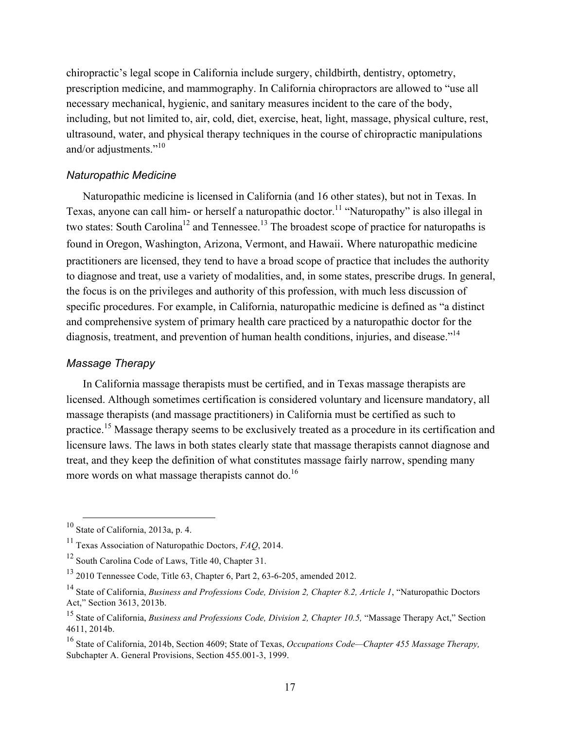chiropractic's legal scope in California include surgery, childbirth, dentistry, optometry, prescription medicine, and mammography. In California chiropractors are allowed to "use all necessary mechanical, hygienic, and sanitary measures incident to the care of the body, including, but not limited to, air, cold, diet, exercise, heat, light, massage, physical culture, rest, ultrasound, water, and physical therapy techniques in the course of chiropractic manipulations and/or adjustments."[10]

### *Naturopathic Medicine*

Naturopathic medicine is licensed in California (and 16 other states), but not in Texas. In Texas, anyone can call him- or herself a naturopathic doctor.[11] "Naturopathy" is also illegal in two states: South Carolina[12] and Tennessee.[13] The broadest scope of practice for naturopaths is found in Oregon, Washington, Arizona, Vermont, and Hawaii. Where naturopathic medicine practitioners are licensed, they tend to have a broad scope of practice that includes the authority to diagnose and treat, use a variety of modalities, and, in some states, prescribe drugs. In general, the focus is on the privileges and authority of this profession, with much less discussion of specific procedures. For example, in California, naturopathic medicine is defined as "a distinct and comprehensive system of primary health care practiced by a naturopathic doctor for the diagnosis, treatment, and prevention of human health conditions, injuries, and disease."[14]

### *Massage Therapy*

In California massage therapists must be certified, and in Texas massage therapists are licensed. Although sometimes certification is considered voluntary and licensure mandatory, all massage therapists (and massage practitioners) in California must be certified as such to practice.[15] Massage therapy seems to be exclusively treated as a procedure in its certification and licensure laws. The laws in both states clearly state that massage therapists cannot diagnose and treat, and they keep the definition of what constitutes massage fairly narrow, spending many more words on what massage therapists cannot do.[16]

---

[10] State of California, 2013a, p. 4.

[11] Texas Association of Naturopathic Doctors, *FAQ*, 2014.

[12] South Carolina Code of Laws, Title 40, Chapter 31.

[13] 2010 Tennessee Code, Title 63, Chapter 6, Part 2, 63-6-205, amended 2012.

[14] State of California, *Business and Professions Code, Division 2, Chapter 8.2, Article 1*, "Naturopathic Doctors Act," Section 3613, 2013b.

[15] State of California, *Business and Professions Code, Division 2, Chapter 10.5,* "Massage Therapy Act," Section 4611, 2014b.

[16] State of California, 2014b, Section 4609; State of Texas, *Occupations Code—Chapter 455 Massage Therapy,* Subchapter A. General Provisions, Section 455.001-3, 1999.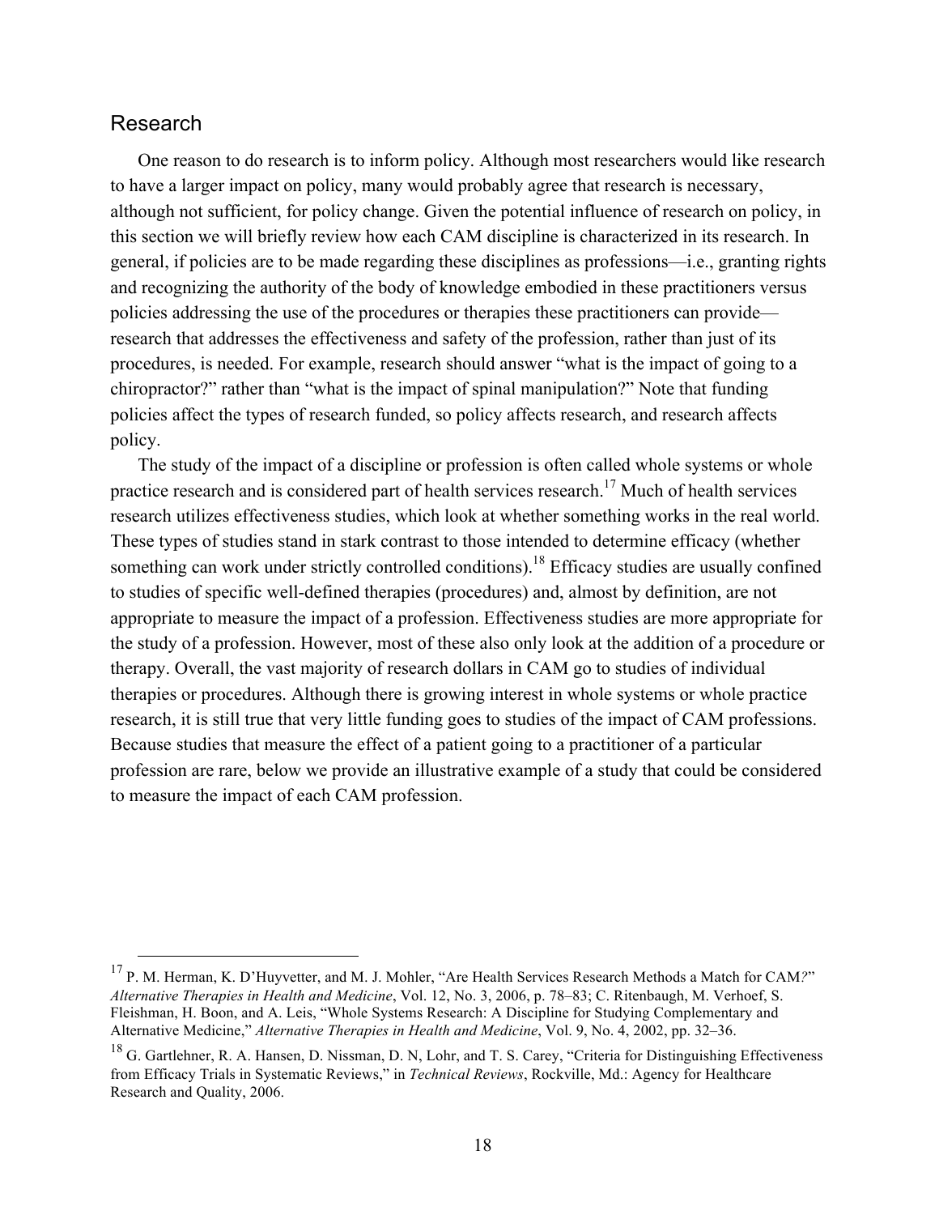## Research

One reason to do research is to inform policy. Although most researchers would like research to have a larger impact on policy, many would probably agree that research is necessary, although not sufficient, for policy change. Given the potential influence of research on policy, in this section we will briefly review how each CAM discipline is characterized in its research. In general, if policies are to be made regarding these disciplines as professions—i.e., granting rights and recognizing the authority of the body of knowledge embodied in these practitioners versus policies addressing the use of the procedures or therapies these practitioners can provide—research that addresses the effectiveness and safety of the profession, rather than just of its procedures, is needed. For example, research should answer "what is the impact of going to a chiropractor?" rather than "what is the impact of spinal manipulation?" Note that funding policies affect the types of research funded, so policy affects research, and research affects policy.

The study of the impact of a discipline or profession is often called whole systems or whole practice research and is considered part of health services research.[17] Much of health services research utilizes effectiveness studies, which look at whether something works in the real world. These types of studies stand in stark contrast to those intended to determine efficacy (whether something can work under strictly controlled conditions).[18] Efficacy studies are usually confined to studies of specific well-defined therapies (procedures) and, almost by definition, are not appropriate to measure the impact of a profession. Effectiveness studies are more appropriate for the study of a profession. However, most of these also only look at the addition of a procedure or therapy. Overall, the vast majority of research dollars in CAM go to studies of individual therapies or procedures. Although there is growing interest in whole systems or whole practice research, it is still true that very little funding goes to studies of the impact of CAM professions. Because studies that measure the effect of a patient going to a practitioner of a particular profession are rare, below we provide an illustrative example of a study that could be considered to measure the impact of each CAM profession.

---

[17] P. M. Herman, K. D'Huyvetter, and M. J. Mohler, "Are Health Services Research Methods a Match for CAM?" *Alternative Therapies in Health and Medicine*, Vol. 12, No. 3, 2006, p. 78–83; C. Ritenbaugh, M. Verhoef, S. Fleishman, H. Boon, and A. Leis, "Whole Systems Research: A Discipline for Studying Complementary and Alternative Medicine," *Alternative Therapies in Health and Medicine*, Vol. 9, No. 4, 2002, pp. 32–36.

[18] G. Gartlehner, R. A. Hansen, D. Nissman, D. N, Lohr, and T. S. Carey, "Criteria for Distinguishing Effectiveness from Efficacy Trials in Systematic Reviews," in *Technical Reviews*, Rockville, Md.: Agency for Healthcare Research and Quality, 2006.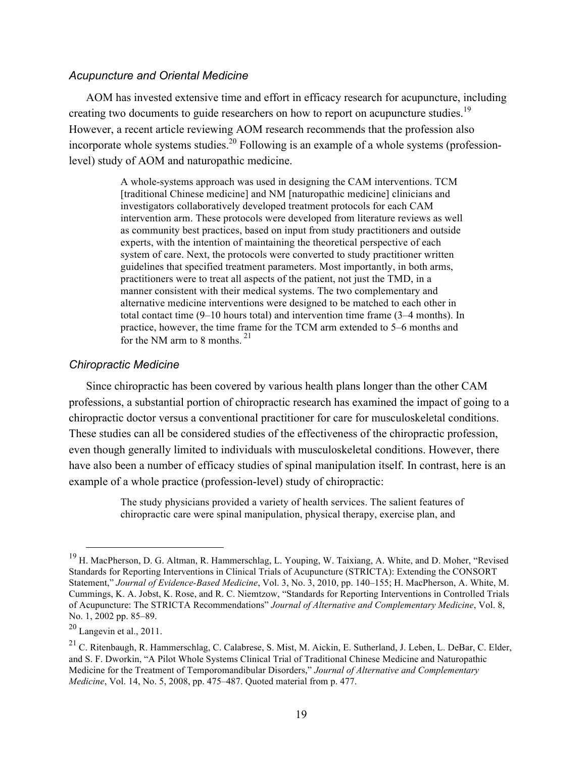### *Acupuncture and Oriental Medicine*

AOM has invested extensive time and effort in efficacy research for acupuncture, including creating two documents to guide researchers on how to report on acupuncture studies.[19] However, a recent article reviewing AOM research recommends that the profession also incorporate whole systems studies.[20] Following is an example of a whole systems (profession-level) study of AOM and naturopathic medicine.

> A whole-systems approach was used in designing the CAM interventions. TCM [traditional Chinese medicine] and NM [naturopathic medicine] clinicians and investigators collaboratively developed treatment protocols for each CAM intervention arm. These protocols were developed from literature reviews as well as community best practices, based on input from study practitioners and outside experts, with the intention of maintaining the theoretical perspective of each system of care. Next, the protocols were converted to study practitioner written guidelines that specified treatment parameters. Most importantly, in both arms, practitioners were to treat all aspects of the patient, not just the TMD, in a manner consistent with their medical systems. The two complementary and alternative medicine interventions were designed to be matched to each other in total contact time (9–10 hours total) and intervention time frame (3–4 months). In practice, however, the time frame for the TCM arm extended to 5–6 months and for the NM arm to 8 months.[21]

### *Chiropractic Medicine*

Since chiropractic has been covered by various health plans longer than the other CAM professions, a substantial portion of chiropractic research has examined the impact of going to a chiropractic doctor versus a conventional practitioner for care for musculoskeletal conditions. These studies can all be considered studies of the effectiveness of the chiropractic profession, even though generally limited to individuals with musculoskeletal conditions. However, there have also been a number of efficacy studies of spinal manipulation itself. In contrast, here is an example of a whole practice (profession-level) study of chiropractic:

> The study physicians provided a variety of health services. The salient features of chiropractic care were spinal manipulation, physical therapy, exercise plan, and

---

[19] H. MacPherson, D. G. Altman, R. Hammerschlag, L. Youping, W. Taixiang, A. White, and D. Moher, "Revised Standards for Reporting Interventions in Clinical Trials of Acupuncture (STRICTA): Extending the CONSORT Statement," *Journal of Evidence-Based Medicine*, Vol. 3, No. 3, 2010, pp. 140–155; H. MacPherson, A. White, M. Cummings, K. A. Jobst, K. Rose, and R. C. Niemtzow, "Standards for Reporting Interventions in Controlled Trials of Acupuncture: The STRICTA Recommendations" *Journal of Alternative and Complementary Medicine*, Vol. 8, No. 1, 2002 pp. 85–89.

[20] Langevin et al., 2011.

[21] C. Ritenbaugh, R. Hammerschlag, C. Calabrese, S. Mist, M. Aickin, E. Sutherland, J. Leben, L. DeBar, C. Elder, and S. F. Dworkin, "A Pilot Whole Systems Clinical Trial of Traditional Chinese Medicine and Naturopathic Medicine for the Treatment of Temporomandibular Disorders," *Journal of Alternative and Complementary Medicine*, Vol. 14, No. 5, 2008, pp. 475–487. Quoted material from p. 477.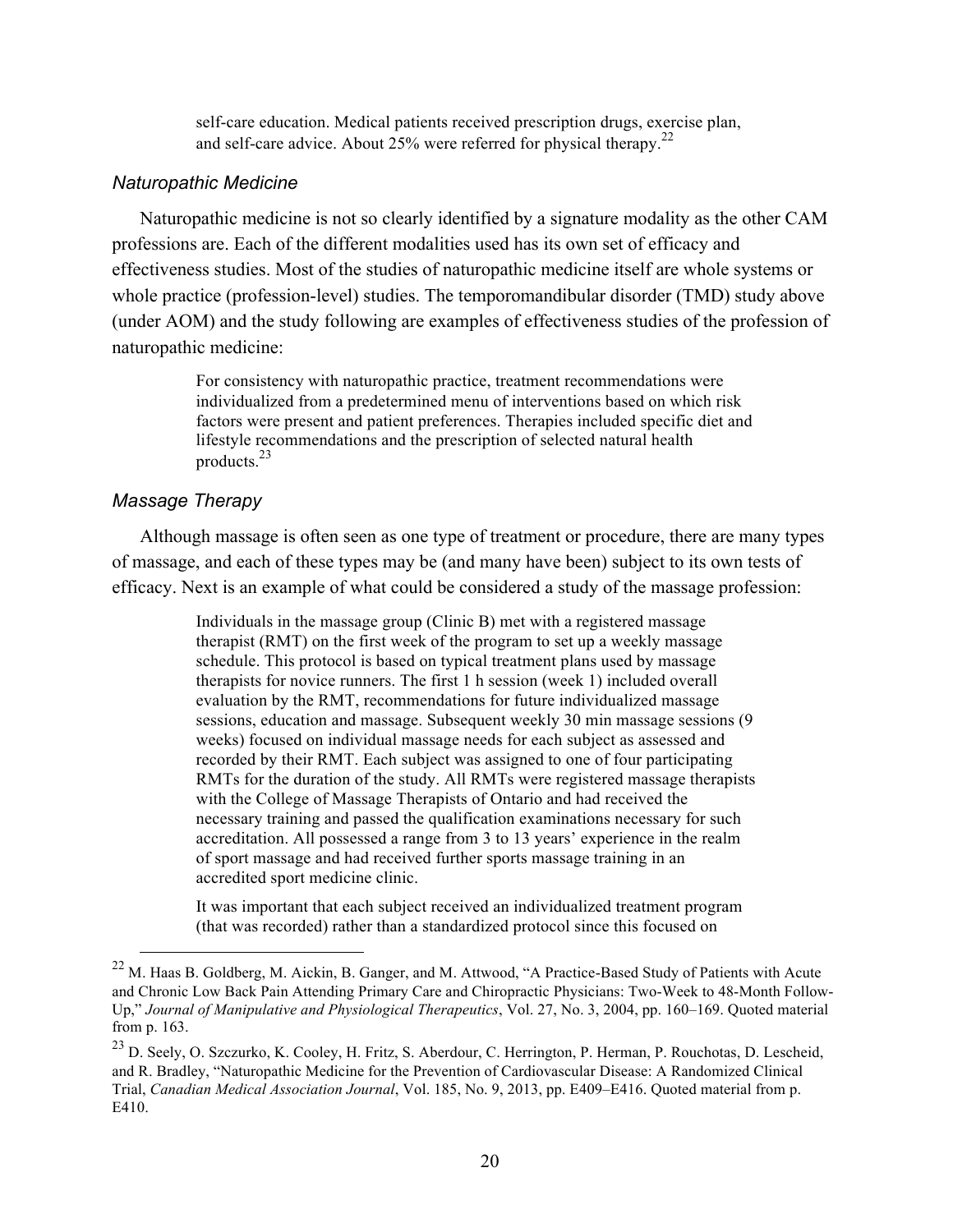> self-care education. Medical patients received prescription drugs, exercise plan, and self-care advice. About 25% were referred for physical therapy.[22]

### *Naturopathic Medicine*

Naturopathic medicine is not so clearly identified by a signature modality as the other CAM professions are. Each of the different modalities used has its own set of efficacy and effectiveness studies. Most of the studies of naturopathic medicine itself are whole systems or whole practice (profession-level) studies. The temporomandibular disorder (TMD) study above (under AOM) and the study following are examples of effectiveness studies of the profession of naturopathic medicine:

> For consistency with naturopathic practice, treatment recommendations were individualized from a predetermined menu of interventions based on which risk factors were present and patient preferences. Therapies included specific diet and lifestyle recommendations and the prescription of selected natural health products.[23]

### *Massage Therapy*

Although massage is often seen as one type of treatment or procedure, there are many types of massage, and each of these types may be (and many have been) subject to its own tests of efficacy. Next is an example of what could be considered a study of the massage profession:

> Individuals in the massage group (Clinic B) met with a registered massage therapist (RMT) on the first week of the program to set up a weekly massage schedule. This protocol is based on typical treatment plans used by massage therapists for novice runners. The first 1 h session (week 1) included overall evaluation by the RMT, recommendations for future individualized massage sessions, education and massage. Subsequent weekly 30 min massage sessions (9 weeks) focused on individual massage needs for each subject as assessed and recorded by their RMT. Each subject was assigned to one of four participating RMTs for the duration of the study. All RMTs were registered massage therapists with the College of Massage Therapists of Ontario and had received the necessary training and passed the qualification examinations necessary for such accreditation. All possessed a range from 3 to 13 years' experience in the realm of sport massage and had received further sports massage training in an accredited sport medicine clinic.
>
> It was important that each subject received an individualized treatment program (that was recorded) rather than a standardized protocol since this focused on

---

[22] M. Haas B. Goldberg, M. Aickin, B. Ganger, and M. Attwood, "A Practice-Based Study of Patients with Acute and Chronic Low Back Pain Attending Primary Care and Chiropractic Physicians: Two-Week to 48-Month Follow-Up," *Journal of Manipulative and Physiological Therapeutics*, Vol. 27, No. 3, 2004, pp. 160–169. Quoted material from p. 163.

[23] D. Seely, O. Szczurko, K. Cooley, H. Fritz, S. Aberdour, C. Herrington, P. Herman, P. Rouchotas, D. Lescheid, and R. Bradley, "Naturopathic Medicine for the Prevention of Cardiovascular Disease: A Randomized Clinical Trial, *Canadian Medical Association Journal*, Vol. 185, No. 9, 2013, pp. E409–E416. Quoted material from p. E410.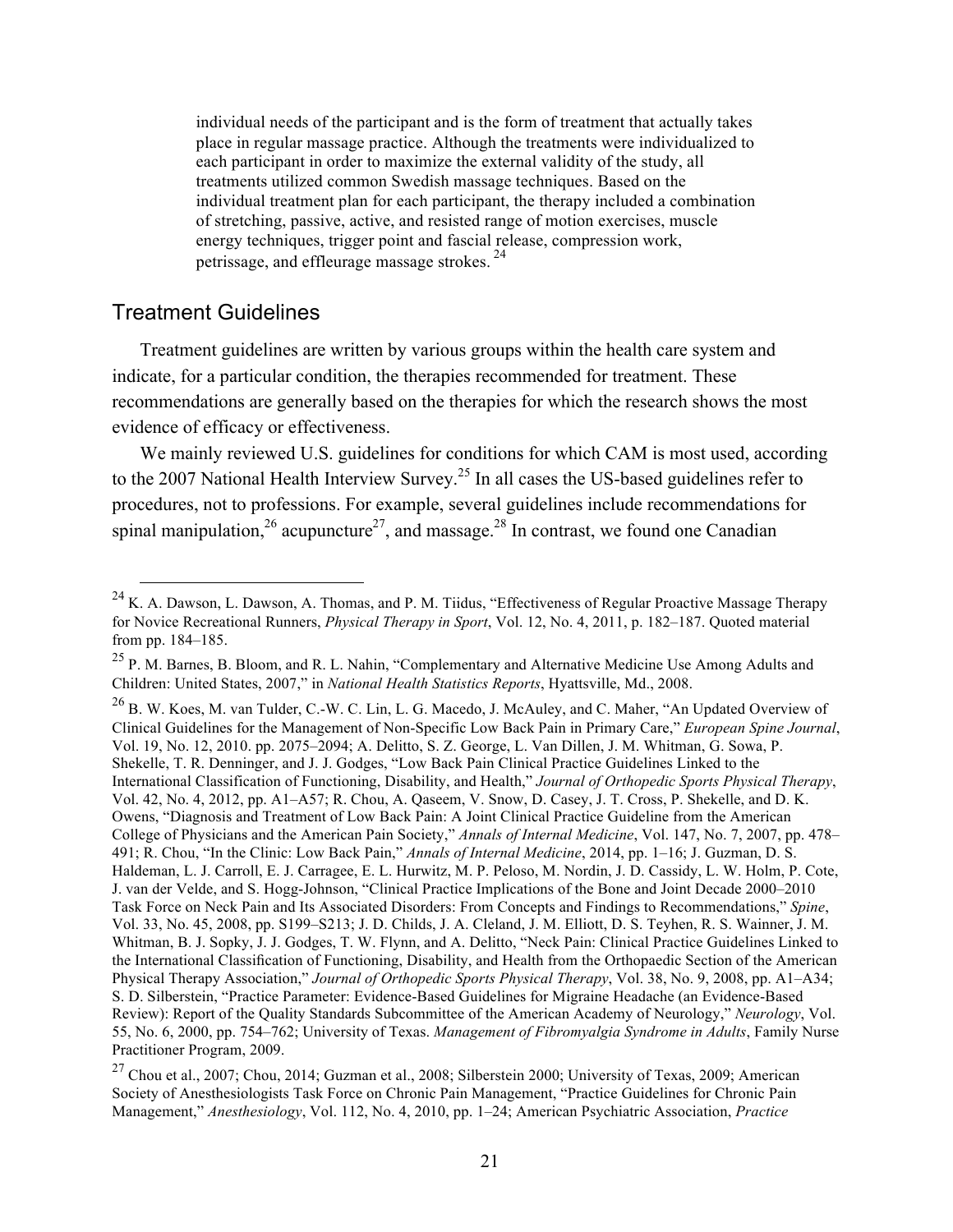> individual needs of the participant and is the form of treatment that actually takes place in regular massage practice. Although the treatments were individualized to each participant in order to maximize the external validity of the study, all treatments utilized common Swedish massage techniques. Based on the individual treatment plan for each participant, the therapy included a combination of stretching, passive, active, and resisted range of motion exercises, muscle energy techniques, trigger point and fascial release, compression work, petrissage, and effleurage massage strokes. [24]

## Treatment Guidelines

Treatment guidelines are written by various groups within the health care system and indicate, for a particular condition, the therapies recommended for treatment. These recommendations are generally based on the therapies for which the research shows the most evidence of efficacy or effectiveness.

We mainly reviewed U.S. guidelines for conditions for which CAM is most used, according to the 2007 National Health Interview Survey.[25] In all cases the US-based guidelines refer to procedures, not to professions. For example, several guidelines include recommendations for spinal manipulation,[26] acupuncture[27], and massage.[28] In contrast, we found one Canadian

---

[24] K. A. Dawson, L. Dawson, A. Thomas, and P. M. Tiidus, "Effectiveness of Regular Proactive Massage Therapy for Novice Recreational Runners, *Physical Therapy in Sport*, Vol. 12, No. 4, 2011, p. 182–187. Quoted material from pp. 184–185.

[25] P. M. Barnes, B. Bloom, and R. L. Nahin, "Complementary and Alternative Medicine Use Among Adults and Children: United States, 2007," in *National Health Statistics Reports*, Hyattsville, Md., 2008.

[26] B. W. Koes, M. van Tulder, C.-W. C. Lin, L. G. Macedo, J. McAuley, and C. Maher, "An Updated Overview of Clinical Guidelines for the Management of Non-Specific Low Back Pain in Primary Care," *European Spine Journal*, Vol. 19, No. 12, 2010. pp. 2075–2094; A. Delitto, S. Z. George, L. Van Dillen, J. M. Whitman, G. Sowa, P. Shekelle, T. R. Denninger, and J. J. Godges, "Low Back Pain Clinical Practice Guidelines Linked to the International Classification of Functioning, Disability, and Health," *Journal of Orthopedic Sports Physical Therapy*, Vol. 42, No. 4, 2012, pp. A1–A57; R. Chou, A. Qaseem, V. Snow, D. Casey, J. T. Cross, P. Shekelle, and D. K. Owens, "Diagnosis and Treatment of Low Back Pain: A Joint Clinical Practice Guideline from the American College of Physicians and the American Pain Society," *Annals of Internal Medicine*, Vol. 147, No. 7, 2007, pp. 478–491; R. Chou, "In the Clinic: Low Back Pain," *Annals of Internal Medicine*, 2014, pp. 1–16; J. Guzman, D. S. Haldeman, L. J. Carroll, E. J. Carragee, E. L. Hurwitz, M. P. Peloso, M. Nordin, J. D. Cassidy, L. W. Holm, P. Cote, J. van der Velde, and S. Hogg-Johnson, "Clinical Practice Implications of the Bone and Joint Decade 2000–2010 Task Force on Neck Pain and Its Associated Disorders: From Concepts and Findings to Recommendations," *Spine*, Vol. 33, No. 45, 2008, pp. S199–S213; J. D. Childs, J. A. Cleland, J. M. Elliott, D. S. Teyhen, R. S. Wainner, J. M. Whitman, B. J. Sopky, J. J. Godges, T. W. Flynn, and A. Delitto, "Neck Pain: Clinical Practice Guidelines Linked to the International Classification of Functioning, Disability, and Health from the Orthopaedic Section of the American Physical Therapy Association," *Journal of Orthopedic Sports Physical Therapy*, Vol. 38, No. 9, 2008, pp. A1–A34; S. D. Silberstein, "Practice Parameter: Evidence-Based Guidelines for Migraine Headache (an Evidence-Based Review): Report of the Quality Standards Subcommittee of the American Academy of Neurology," *Neurology*, Vol. 55, No. 6, 2000, pp. 754–762; University of Texas. *Management of Fibromyalgia Syndrome in Adults*, Family Nurse Practitioner Program, 2009.

[27] Chou et al., 2007; Chou, 2014; Guzman et al., 2008; Silberstein 2000; University of Texas, 2009; American Society of Anesthesiologists Task Force on Chronic Pain Management, "Practice Guidelines for Chronic Pain Management," *Anesthesiology*, Vol. 112, No. 4, 2010, pp. 1–24; American Psychiatric Association, *Practice*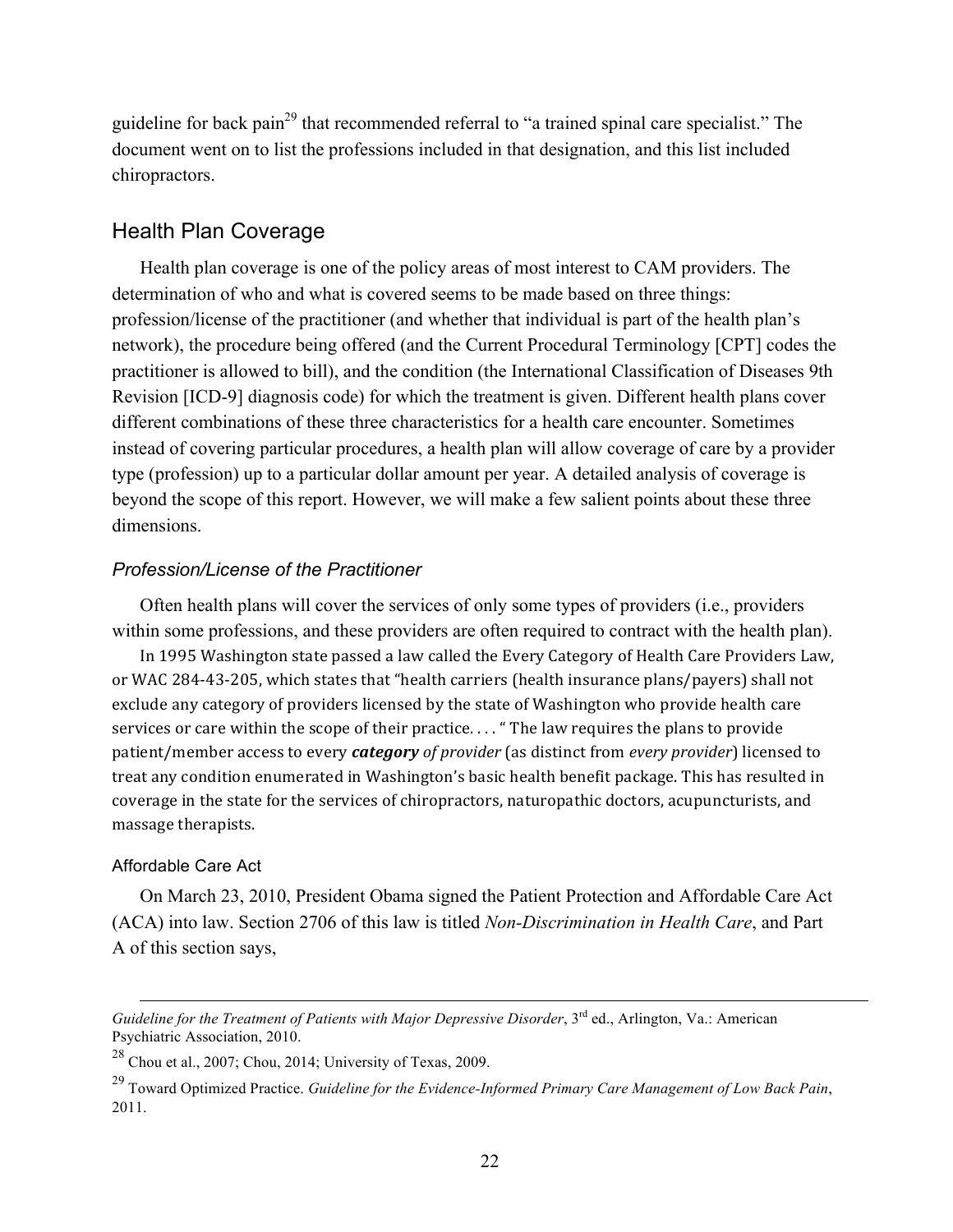guideline for back pain[29] that recommended referral to "a trained spinal care specialist." The document went on to list the professions included in that designation, and this list included chiropractors.

## Health Plan Coverage

Health plan coverage is one of the policy areas of most interest to CAM providers. The determination of who and what is covered seems to be made based on three things: profession/license of the practitioner (and whether that individual is part of the health plan's network), the procedure being offered (and the Current Procedural Terminology [CPT] codes the practitioner is allowed to bill), and the condition (the International Classification of Diseases 9th Revision [ICD-9] diagnosis code) for which the treatment is given. Different health plans cover different combinations of these three characteristics for a health care encounter. Sometimes instead of covering particular procedures, a health plan will allow coverage of care by a provider type (profession) up to a particular dollar amount per year. A detailed analysis of coverage is beyond the scope of this report. However, we will make a few salient points about these three dimensions.

### *Profession/License of the Practitioner*

Often health plans will cover the services of only some types of providers (i.e., providers within some professions, and these providers are often required to contract with the health plan).

In 1995 Washington state passed a law called the Every Category of Health Care Providers Law, or WAC 284-43-205, which states that "health carriers (health insurance plans/payers) shall not exclude any category of providers licensed by the state of Washington who provide health care services or care within the scope of their practice. . . . " The law requires the plans to provide patient/member access to every ***category*** *of provider* (as distinct from *every provider*) licensed to treat any condition enumerated in Washington's basic health benefit package. This has resulted in coverage in the state for the services of chiropractors, naturopathic doctors, acupuncturists, and massage therapists.

#### Affordable Care Act

On March 23, 2010, President Obama signed the Patient Protection and Affordable Care Act (ACA) into law. Section 2706 of this law is titled *Non-Discrimination in Health Care*, and Part A of this section says,

---

*Guideline for the Treatment of Patients with Major Depressive Disorder*, 3rd ed., Arlington, Va.: American Psychiatric Association, 2010.

[28] Chou et al., 2007; Chou, 2014; University of Texas, 2009.

[29] Toward Optimized Practice. *Guideline for the Evidence-Informed Primary Care Management of Low Back Pain*, 2011.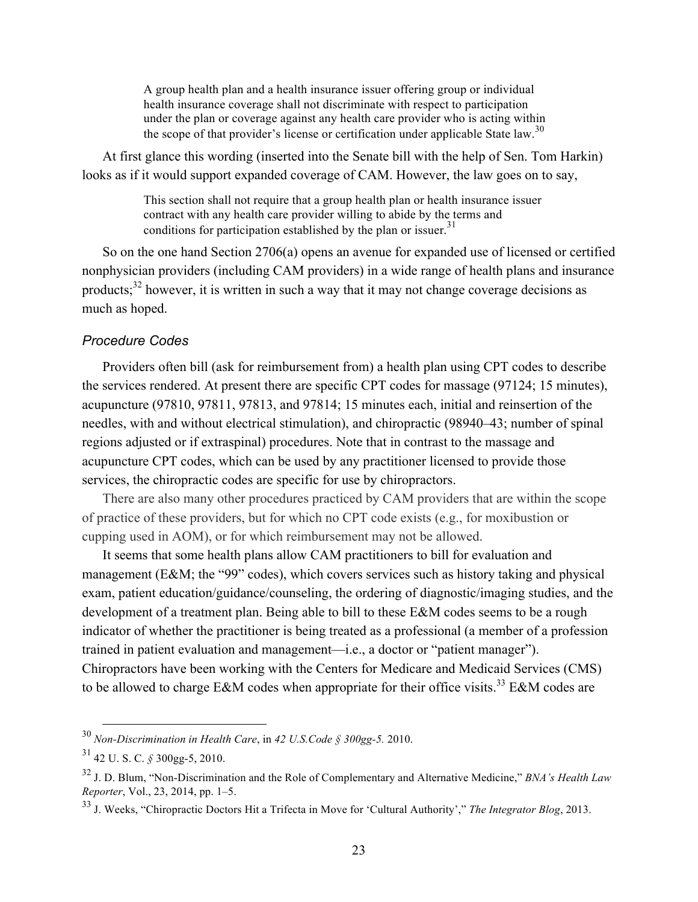> A group health plan and a health insurance issuer offering group or individual health insurance coverage shall not discriminate with respect to participation under the plan or coverage against any health care provider who is acting within the scope of that provider's license or certification under applicable State law.[30]

At first glance this wording (inserted into the Senate bill with the help of Sen. Tom Harkin) looks as if it would support expanded coverage of CAM. However, the law goes on to say,

> This section shall not require that a group health plan or health insurance issuer contract with any health care provider willing to abide by the terms and conditions for participation established by the plan or issuer.[31]

So on the one hand Section 2706(a) opens an avenue for expanded use of licensed or certified nonphysician providers (including CAM providers) in a wide range of health plans and insurance products;[32] however, it is written in such a way that it may not change coverage decisions as much as hoped.

### *Procedure Codes*

Providers often bill (ask for reimbursement from) a health plan using CPT codes to describe the services rendered. At present there are specific CPT codes for massage (97124; 15 minutes), acupuncture (97810, 97811, 97813, and 97814; 15 minutes each, initial and reinsertion of the needles, with and without electrical stimulation), and chiropractic (98940–43; number of spinal regions adjusted or if extraspinal) procedures. Note that in contrast to the massage and acupuncture CPT codes, which can be used by any practitioner licensed to provide those services, the chiropractic codes are specific for use by chiropractors.

There are also many other procedures practiced by CAM providers that are within the scope of practice of these providers, but for which no CPT code exists (e.g., for moxibustion or cupping used in AOM), or for which reimbursement may not be allowed.

It seems that some health plans allow CAM practitioners to bill for evaluation and management (E&M; the "99" codes), which covers services such as history taking and physical exam, patient education/guidance/counseling, the ordering of diagnostic/imaging studies, and the development of a treatment plan. Being able to bill to these E&M codes seems to be a rough indicator of whether the practitioner is being treated as a professional (a member of a profession trained in patient evaluation and management—i.e., a doctor or "patient manager"). Chiropractors have been working with the Centers for Medicare and Medicaid Services (CMS) to be allowed to charge E&M codes when appropriate for their office visits.[33] E&M codes are

---

[30] *Non-Discrimination in Health Care*, in *42 U.S.Code § 300gg-5.* 2010.

[31] 42 U. S. C. *§* 300gg-5, 2010.

[32] J. D. Blum, "Non-Discrimination and the Role of Complementary and Alternative Medicine," *BNA's Health Law Reporter*, Vol., 23, 2014, pp. 1–5.

[33] J. Weeks, "Chiropractic Doctors Hit a Trifecta in Move for 'Cultural Authority'," *The Integrator Blog*, 2013.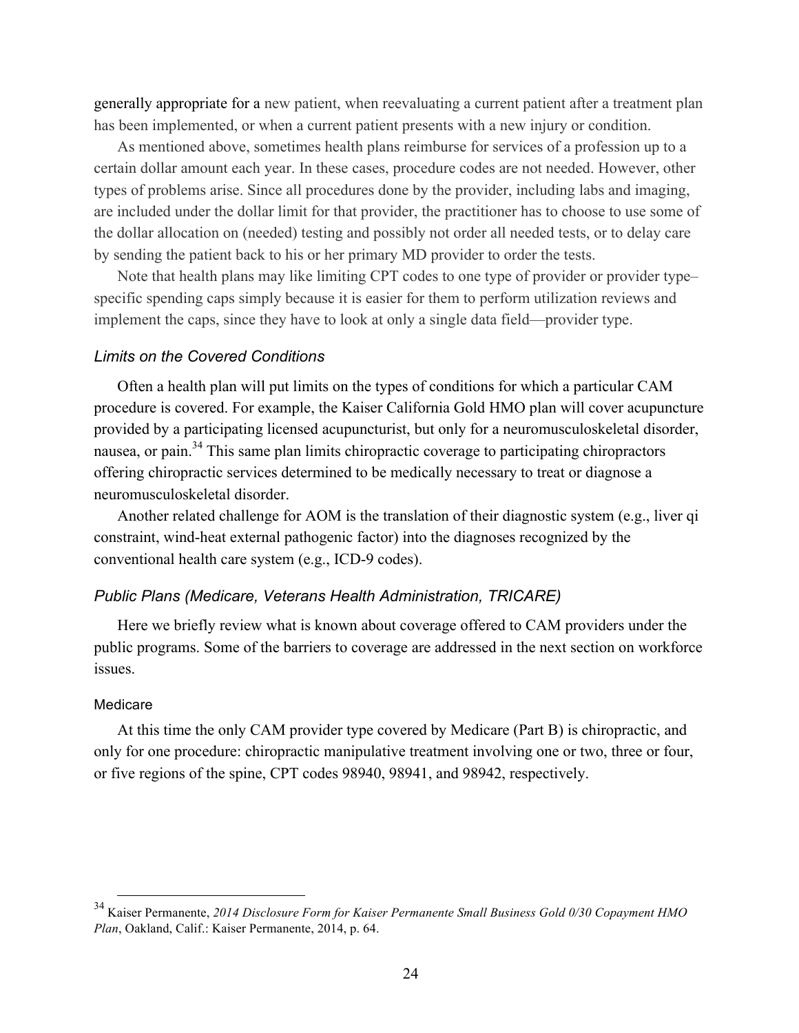generally appropriate for a new patient, when reevaluating a current patient after a treatment plan has been implemented, or when a current patient presents with a new injury or condition.

As mentioned above, sometimes health plans reimburse for services of a profession up to a certain dollar amount each year. In these cases, procedure codes are not needed. However, other types of problems arise. Since all procedures done by the provider, including labs and imaging, are included under the dollar limit for that provider, the practitioner has to choose to use some of the dollar allocation on (needed) testing and possibly not order all needed tests, or to delay care by sending the patient back to his or her primary MD provider to order the tests.

Note that health plans may like limiting CPT codes to one type of provider or provider type–specific spending caps simply because it is easier for them to perform utilization reviews and implement the caps, since they have to look at only a single data field—provider type.

### *Limits on the Covered Conditions*

Often a health plan will put limits on the types of conditions for which a particular CAM procedure is covered. For example, the Kaiser California Gold HMO plan will cover acupuncture provided by a participating licensed acupuncturist, but only for a neuromusculoskeletal disorder, nausea, or pain.[34] This same plan limits chiropractic coverage to participating chiropractors offering chiropractic services determined to be medically necessary to treat or diagnose a neuromusculoskeletal disorder.

Another related challenge for AOM is the translation of their diagnostic system (e.g., liver qi constraint, wind-heat external pathogenic factor) into the diagnoses recognized by the conventional health care system (e.g., ICD-9 codes).

### *Public Plans (Medicare, Veterans Health Administration, TRICARE)*

Here we briefly review what is known about coverage offered to CAM providers under the public programs. Some of the barriers to coverage are addressed in the next section on workforce issues.

#### Medicare

At this time the only CAM provider type covered by Medicare (Part B) is chiropractic, and only for one procedure: chiropractic manipulative treatment involving one or two, three or four, or five regions of the spine, CPT codes 98940, 98941, and 98942, respectively.

---

[34] Kaiser Permanente, *2014 Disclosure Form for Kaiser Permanente Small Business Gold 0/30 Copayment HMO Plan*, Oakland, Calif.: Kaiser Permanente, 2014, p. 64.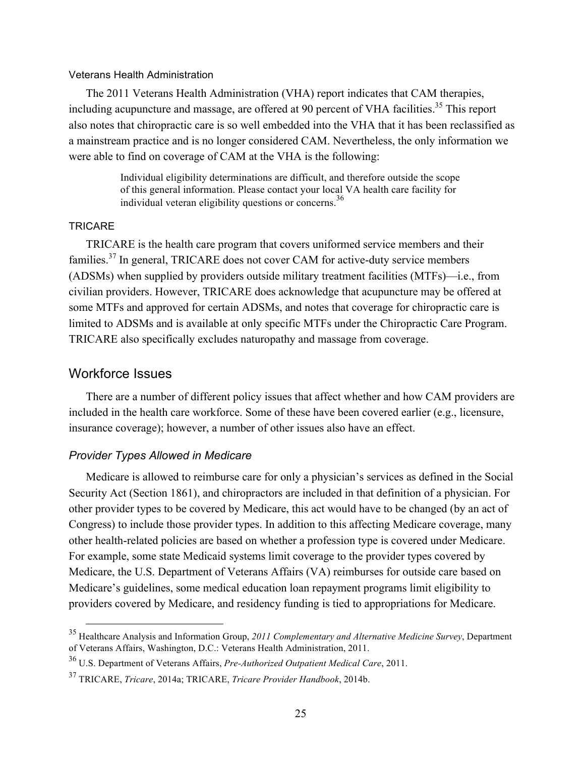### Veterans Health Administration

The 2011 Veterans Health Administration (VHA) report indicates that CAM therapies, including acupuncture and massage, are offered at 90 percent of VHA facilities.[35] This report also notes that chiropractic care is so well embedded into the VHA that it has been reclassified as a mainstream practice and is no longer considered CAM. Nevertheless, the only information we were able to find on coverage of CAM at the VHA is the following:

> Individual eligibility determinations are difficult, and therefore outside the scope of this general information. Please contact your local VA health care facility for individual veteran eligibility questions or concerns.[36]

### TRICARE

TRICARE is the health care program that covers uniformed service members and their families.[37] In general, TRICARE does not cover CAM for active-duty service members (ADSMs) when supplied by providers outside military treatment facilities (MTFs)—i.e., from civilian providers. However, TRICARE does acknowledge that acupuncture may be offered at some MTFs and approved for certain ADSMs, and notes that coverage for chiropractic care is limited to ADSMs and is available at only specific MTFs under the Chiropractic Care Program. TRICARE also specifically excludes naturopathy and massage from coverage.

## Workforce Issues

There are a number of different policy issues that affect whether and how CAM providers are included in the health care workforce. Some of these have been covered earlier (e.g., licensure, insurance coverage); however, a number of other issues also have an effect.

### *Provider Types Allowed in Medicare*

Medicare is allowed to reimburse care for only a physician's services as defined in the Social Security Act (Section 1861), and chiropractors are included in that definition of a physician. For other provider types to be covered by Medicare, this act would have to be changed (by an act of Congress) to include those provider types. In addition to this affecting Medicare coverage, many other health-related policies are based on whether a profession type is covered under Medicare. For example, some state Medicaid systems limit coverage to the provider types covered by Medicare, the U.S. Department of Veterans Affairs (VA) reimburses for outside care based on Medicare's guidelines, some medical education loan repayment programs limit eligibility to providers covered by Medicare, and residency funding is tied to appropriations for Medicare.

---

[35] Healthcare Analysis and Information Group, *2011 Complementary and Alternative Medicine Survey*, Department of Veterans Affairs, Washington, D.C.: Veterans Health Administration, 2011.

[36] U.S. Department of Veterans Affairs, *Pre-Authorized Outpatient Medical Care*, 2011.

[37] TRICARE, *Tricare*, 2014a; TRICARE, *Tricare Provider Handbook*, 2014b.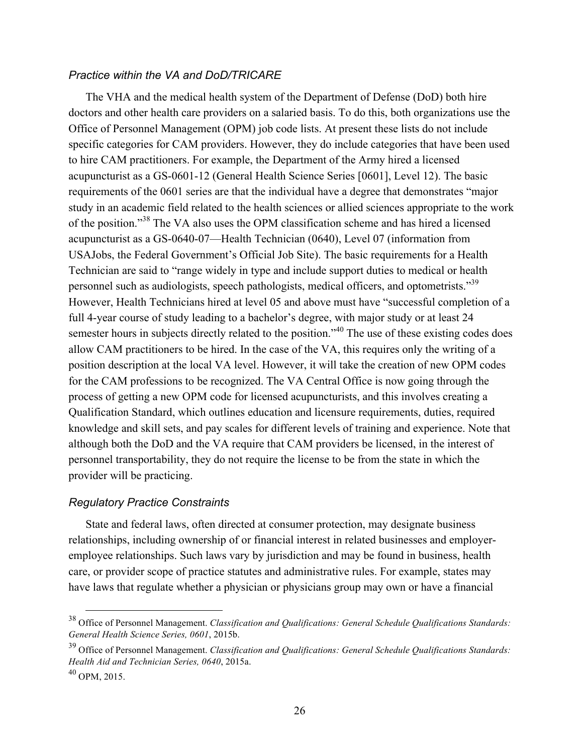### *Practice within the VA and DoD/TRICARE*

The VHA and the medical health system of the Department of Defense (DoD) both hire doctors and other health care providers on a salaried basis. To do this, both organizations use the Office of Personnel Management (OPM) job code lists. At present these lists do not include specific categories for CAM providers. However, they do include categories that have been used to hire CAM practitioners. For example, the Department of the Army hired a licensed acupuncturist as a GS-0601-12 (General Health Science Series [0601], Level 12). The basic requirements of the 0601 series are that the individual have a degree that demonstrates "major study in an academic field related to the health sciences or allied sciences appropriate to the work of the position."[38] The VA also uses the OPM classification scheme and has hired a licensed acupuncturist as a GS-0640-07—Health Technician (0640), Level 07 (information from USAJobs, the Federal Government's Official Job Site). The basic requirements for a Health Technician are said to "range widely in type and include support duties to medical or health personnel such as audiologists, speech pathologists, medical officers, and optometrists."[39] However, Health Technicians hired at level 05 and above must have "successful completion of a full 4-year course of study leading to a bachelor's degree, with major study or at least 24 semester hours in subjects directly related to the position."[40] The use of these existing codes does allow CAM practitioners to be hired. In the case of the VA, this requires only the writing of a position description at the local VA level. However, it will take the creation of new OPM codes for the CAM professions to be recognized. The VA Central Office is now going through the process of getting a new OPM code for licensed acupuncturists, and this involves creating a Qualification Standard, which outlines education and licensure requirements, duties, required knowledge and skill sets, and pay scales for different levels of training and experience. Note that although both the DoD and the VA require that CAM providers be licensed, in the interest of personnel transportability, they do not require the license to be from the state in which the provider will be practicing.

### *Regulatory Practice Constraints*

State and federal laws, often directed at consumer protection, may designate business relationships, including ownership of or financial interest in related businesses and employer-employee relationships. Such laws vary by jurisdiction and may be found in business, health care, or provider scope of practice statutes and administrative rules. For example, states may have laws that regulate whether a physician or physicians group may own or have a financial

---

[38] Office of Personnel Management. *Classification and Qualifications: General Schedule Qualifications Standards: General Health Science Series, 0601*, 2015b.

[39] Office of Personnel Management. *Classification and Qualifications: General Schedule Qualifications Standards: Health Aid and Technician Series, 0640*, 2015a.

[40] OPM, 2015.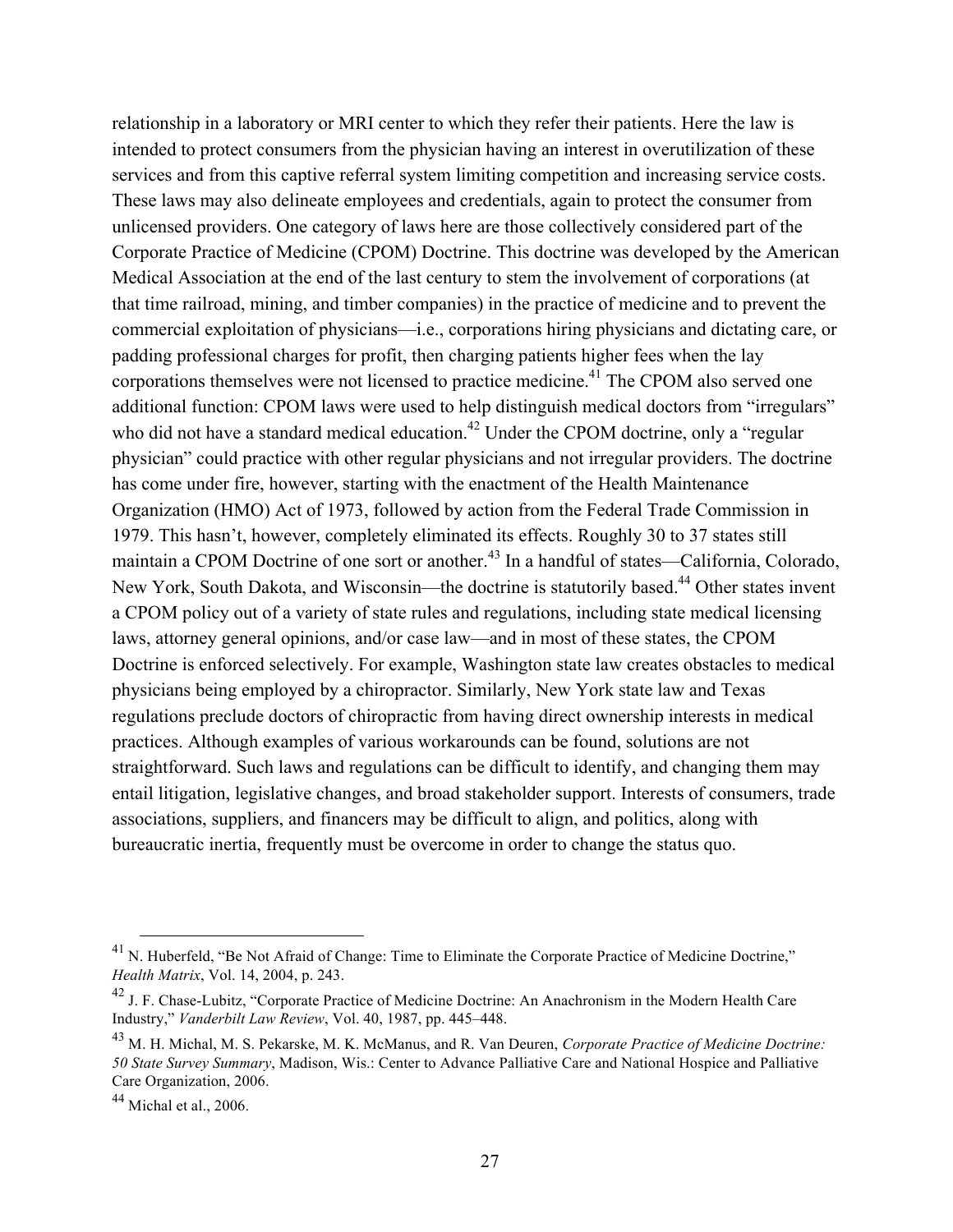relationship in a laboratory or MRI center to which they refer their patients. Here the law is intended to protect consumers from the physician having an interest in overutilization of these services and from this captive referral system limiting competition and increasing service costs. These laws may also delineate employees and credentials, again to protect the consumer from unlicensed providers. One category of laws here are those collectively considered part of the Corporate Practice of Medicine (CPOM) Doctrine. This doctrine was developed by the American Medical Association at the end of the last century to stem the involvement of corporations (at that time railroad, mining, and timber companies) in the practice of medicine and to prevent the commercial exploitation of physicians—i.e., corporations hiring physicians and dictating care, or padding professional charges for profit, then charging patients higher fees when the lay corporations themselves were not licensed to practice medicine.[41] The CPOM also served one additional function: CPOM laws were used to help distinguish medical doctors from "irregulars" who did not have a standard medical education.[42] Under the CPOM doctrine, only a "regular physician" could practice with other regular physicians and not irregular providers. The doctrine has come under fire, however, starting with the enactment of the Health Maintenance Organization (HMO) Act of 1973, followed by action from the Federal Trade Commission in 1979. This hasn't, however, completely eliminated its effects. Roughly 30 to 37 states still maintain a CPOM Doctrine of one sort or another.[43] In a handful of states—California, Colorado, New York, South Dakota, and Wisconsin—the doctrine is statutorily based.[44] Other states invent a CPOM policy out of a variety of state rules and regulations, including state medical licensing laws, attorney general opinions, and/or case law—and in most of these states, the CPOM Doctrine is enforced selectively. For example, Washington state law creates obstacles to medical physicians being employed by a chiropractor. Similarly, New York state law and Texas regulations preclude doctors of chiropractic from having direct ownership interests in medical practices. Although examples of various workarounds can be found, solutions are not straightforward. Such laws and regulations can be difficult to identify, and changing them may entail litigation, legislative changes, and broad stakeholder support. Interests of consumers, trade associations, suppliers, and financers may be difficult to align, and politics, along with bureaucratic inertia, frequently must be overcome in order to change the status quo.

---

[41] N. Huberfeld, "Be Not Afraid of Change: Time to Eliminate the Corporate Practice of Medicine Doctrine," *Health Matrix*, Vol. 14, 2004, p. 243.

[42] J. F. Chase-Lubitz, "Corporate Practice of Medicine Doctrine: An Anachronism in the Modern Health Care Industry," *Vanderbilt Law Review*, Vol. 40, 1987, pp. 445–448.

[43] M. H. Michal, M. S. Pekarske, M. K. McManus, and R. Van Deuren, *Corporate Practice of Medicine Doctrine: 50 State Survey Summary*, Madison, Wis.: Center to Advance Palliative Care and National Hospice and Palliative Care Organization, 2006.

[44] Michal et al., 2006.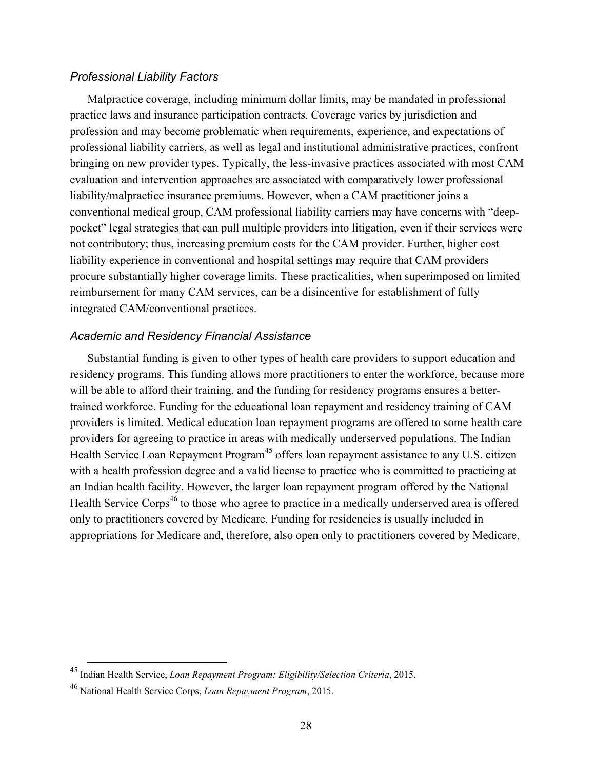### *Professional Liability Factors*

Malpractice coverage, including minimum dollar limits, may be mandated in professional practice laws and insurance participation contracts. Coverage varies by jurisdiction and profession and may become problematic when requirements, experience, and expectations of professional liability carriers, as well as legal and institutional administrative practices, confront bringing on new provider types. Typically, the less-invasive practices associated with most CAM evaluation and intervention approaches are associated with comparatively lower professional liability/malpractice insurance premiums. However, when a CAM practitioner joins a conventional medical group, CAM professional liability carriers may have concerns with "deep-pocket" legal strategies that can pull multiple providers into litigation, even if their services were not contributory; thus, increasing premium costs for the CAM provider. Further, higher cost liability experience in conventional and hospital settings may require that CAM providers procure substantially higher coverage limits. These practicalities, when superimposed on limited reimbursement for many CAM services, can be a disincentive for establishment of fully integrated CAM/conventional practices.

### *Academic and Residency Financial Assistance*

Substantial funding is given to other types of health care providers to support education and residency programs. This funding allows more practitioners to enter the workforce, because more will be able to afford their training, and the funding for residency programs ensures a better-trained workforce. Funding for the educational loan repayment and residency training of CAM providers is limited. Medical education loan repayment programs are offered to some health care providers for agreeing to practice in areas with medically underserved populations. The Indian Health Service Loan Repayment Program[45] offers loan repayment assistance to any U.S. citizen with a health profession degree and a valid license to practice who is committed to practicing at an Indian health facility. However, the larger loan repayment program offered by the National Health Service Corps[46] to those who agree to practice in a medically underserved area is offered only to practitioners covered by Medicare. Funding for residencies is usually included in appropriations for Medicare and, therefore, also open only to practitioners covered by Medicare.

---

[45] Indian Health Service, *Loan Repayment Program: Eligibility/Selection Criteria*, 2015.

[46] National Health Service Corps, *Loan Repayment Program*, 2015.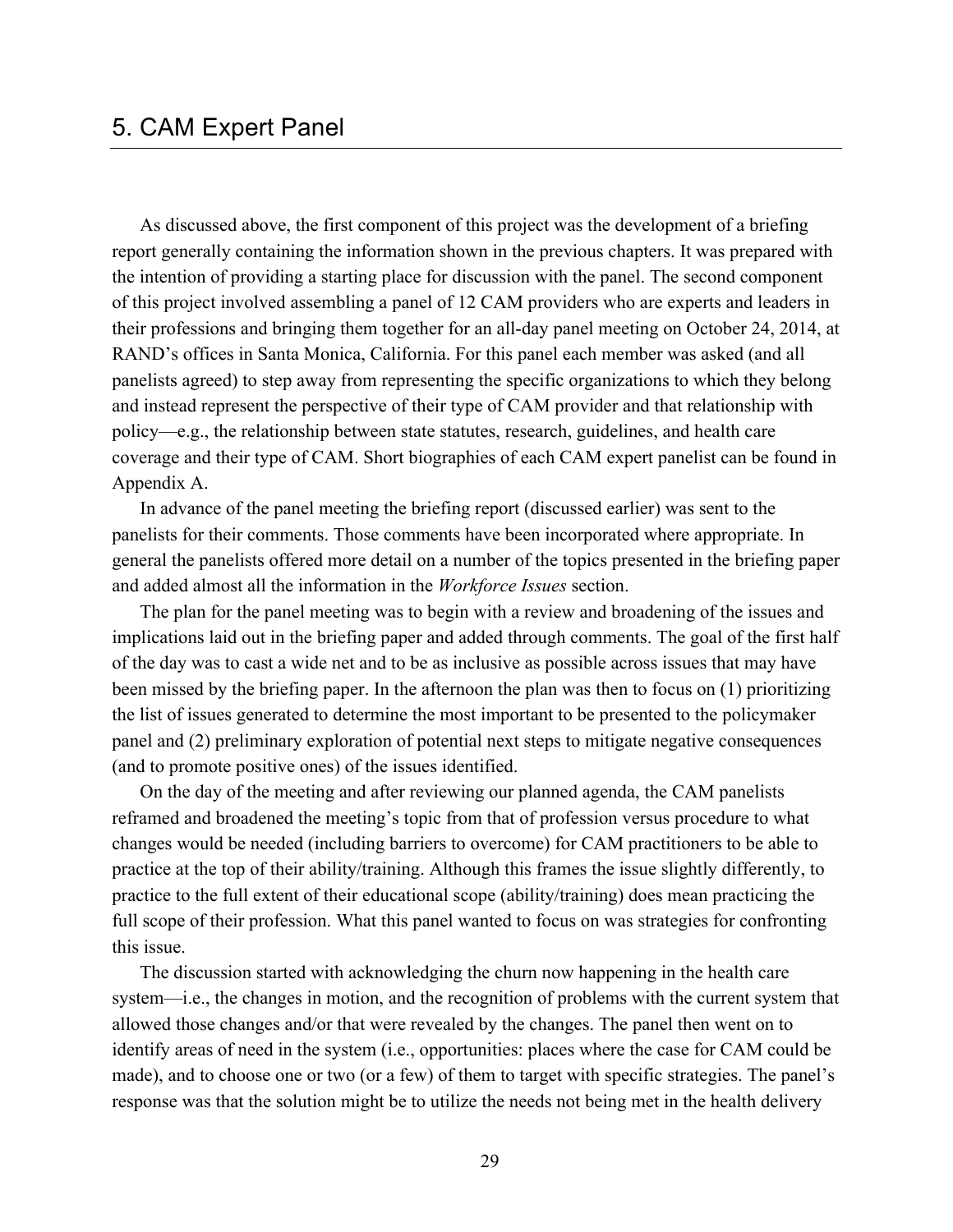# 5. CAM Expert Panel

As discussed above, the first component of this project was the development of a briefing report generally containing the information shown in the previous chapters. It was prepared with the intention of providing a starting place for discussion with the panel. The second component of this project involved assembling a panel of 12 CAM providers who are experts and leaders in their professions and bringing them together for an all-day panel meeting on October 24, 2014, at RAND's offices in Santa Monica, California. For this panel each member was asked (and all panelists agreed) to step away from representing the specific organizations to which they belong and instead represent the perspective of their type of CAM provider and that relationship with policy—e.g., the relationship between state statutes, research, guidelines, and health care coverage and their type of CAM. Short biographies of each CAM expert panelist can be found in Appendix A.

In advance of the panel meeting the briefing report (discussed earlier) was sent to the panelists for their comments. Those comments have been incorporated where appropriate. In general the panelists offered more detail on a number of the topics presented in the briefing paper and added almost all the information in the *Workforce Issues* section.

The plan for the panel meeting was to begin with a review and broadening of the issues and implications laid out in the briefing paper and added through comments. The goal of the first half of the day was to cast a wide net and to be as inclusive as possible across issues that may have been missed by the briefing paper. In the afternoon the plan was then to focus on (1) prioritizing the list of issues generated to determine the most important to be presented to the policymaker panel and (2) preliminary exploration of potential next steps to mitigate negative consequences (and to promote positive ones) of the issues identified.

On the day of the meeting and after reviewing our planned agenda, the CAM panelists reframed and broadened the meeting's topic from that of profession versus procedure to what changes would be needed (including barriers to overcome) for CAM practitioners to be able to practice at the top of their ability/training. Although this frames the issue slightly differently, to practice to the full extent of their educational scope (ability/training) does mean practicing the full scope of their profession. What this panel wanted to focus on was strategies for confronting this issue.

The discussion started with acknowledging the churn now happening in the health care system—i.e., the changes in motion, and the recognition of problems with the current system that allowed those changes and/or that were revealed by the changes. The panel then went on to identify areas of need in the system (i.e., opportunities: places where the case for CAM could be made), and to choose one or two (or a few) of them to target with specific strategies. The panel's response was that the solution might be to utilize the needs not being met in the health delivery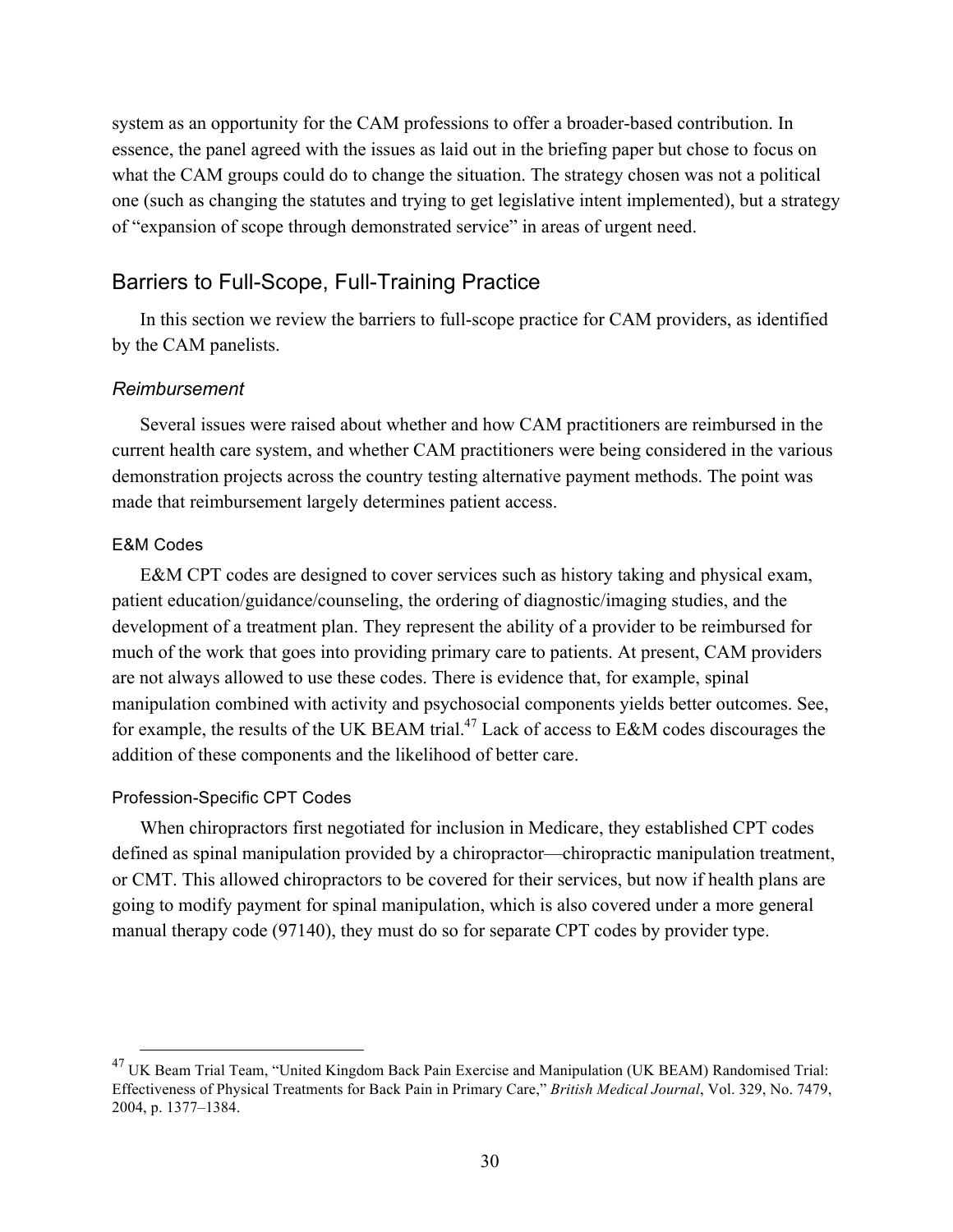system as an opportunity for the CAM professions to offer a broader-based contribution. In essence, the panel agreed with the issues as laid out in the briefing paper but chose to focus on what the CAM groups could do to change the situation. The strategy chosen was not a political one (such as changing the statutes and trying to get legislative intent implemented), but a strategy of "expansion of scope through demonstrated service" in areas of urgent need.

## Barriers to Full-Scope, Full-Training Practice

In this section we review the barriers to full-scope practice for CAM providers, as identified by the CAM panelists.

### *Reimbursement*

Several issues were raised about whether and how CAM practitioners are reimbursed in the current health care system, and whether CAM practitioners were being considered in the various demonstration projects across the country testing alternative payment methods. The point was made that reimbursement largely determines patient access.

#### E&M Codes

E&M CPT codes are designed to cover services such as history taking and physical exam, patient education/guidance/counseling, the ordering of diagnostic/imaging studies, and the development of a treatment plan. They represent the ability of a provider to be reimbursed for much of the work that goes into providing primary care to patients. At present, CAM providers are not always allowed to use these codes. There is evidence that, for example, spinal manipulation combined with activity and psychosocial components yields better outcomes. See, for example, the results of the UK BEAM trial.[47] Lack of access to E&M codes discourages the addition of these components and the likelihood of better care.

#### Profession-Specific CPT Codes

When chiropractors first negotiated for inclusion in Medicare, they established CPT codes defined as spinal manipulation provided by a chiropractor—chiropractic manipulation treatment, or CMT. This allowed chiropractors to be covered for their services, but now if health plans are going to modify payment for spinal manipulation, which is also covered under a more general manual therapy code (97140), they must do so for separate CPT codes by provider type.

---

[47] UK Beam Trial Team, "United Kingdom Back Pain Exercise and Manipulation (UK BEAM) Randomised Trial: Effectiveness of Physical Treatments for Back Pain in Primary Care," *British Medical Journal*, Vol. 329, No. 7479, 2004, p. 1377–1384.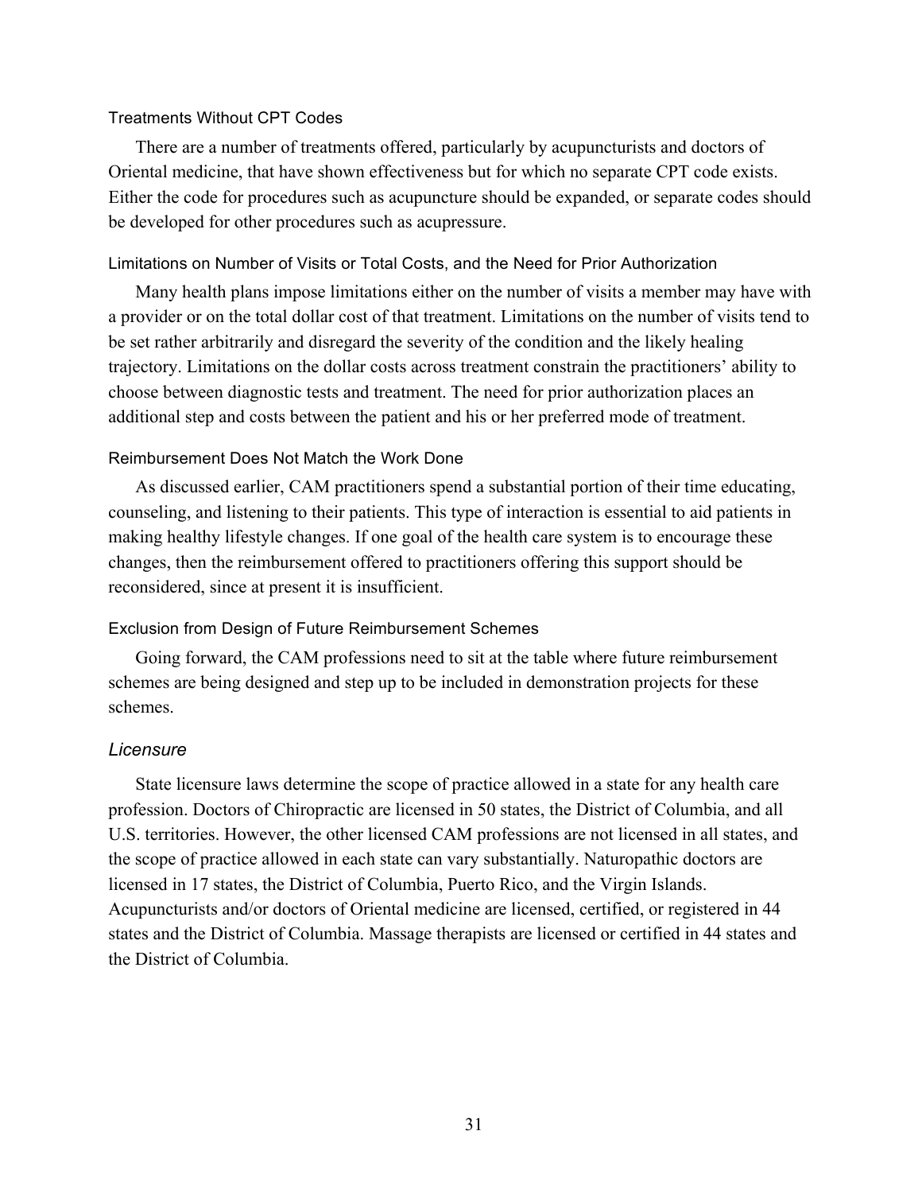#### Treatments Without CPT Codes

There are a number of treatments offered, particularly by acupuncturists and doctors of Oriental medicine, that have shown effectiveness but for which no separate CPT code exists. Either the code for procedures such as acupuncture should be expanded, or separate codes should be developed for other procedures such as acupressure.

#### Limitations on Number of Visits or Total Costs, and the Need for Prior Authorization

Many health plans impose limitations either on the number of visits a member may have with a provider or on the total dollar cost of that treatment. Limitations on the number of visits tend to be set rather arbitrarily and disregard the severity of the condition and the likely healing trajectory. Limitations on the dollar costs across treatment constrain the practitioners' ability to choose between diagnostic tests and treatment. The need for prior authorization places an additional step and costs between the patient and his or her preferred mode of treatment.

#### Reimbursement Does Not Match the Work Done

As discussed earlier, CAM practitioners spend a substantial portion of their time educating, counseling, and listening to their patients. This type of interaction is essential to aid patients in making healthy lifestyle changes. If one goal of the health care system is to encourage these changes, then the reimbursement offered to practitioners offering this support should be reconsidered, since at present it is insufficient.

#### Exclusion from Design of Future Reimbursement Schemes

Going forward, the CAM professions need to sit at the table where future reimbursement schemes are being designed and step up to be included in demonstration projects for these schemes.

### *Licensure*

State licensure laws determine the scope of practice allowed in a state for any health care profession. Doctors of Chiropractic are licensed in 50 states, the District of Columbia, and all U.S. territories. However, the other licensed CAM professions are not licensed in all states, and the scope of practice allowed in each state can vary substantially. Naturopathic doctors are licensed in 17 states, the District of Columbia, Puerto Rico, and the Virgin Islands. Acupuncturists and/or doctors of Oriental medicine are licensed, certified, or registered in 44 states and the District of Columbia. Massage therapists are licensed or certified in 44 states and the District of Columbia.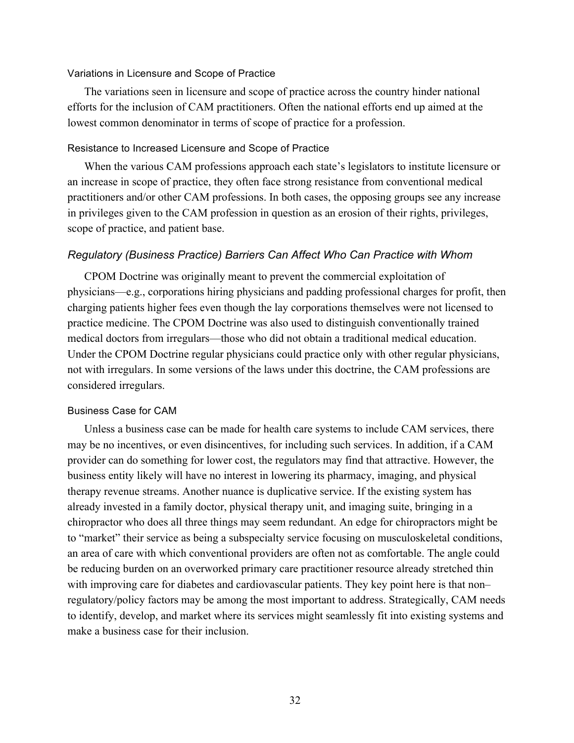#### Variations in Licensure and Scope of Practice

The variations seen in licensure and scope of practice across the country hinder national efforts for the inclusion of CAM practitioners. Often the national efforts end up aimed at the lowest common denominator in terms of scope of practice for a profession.

#### Resistance to Increased Licensure and Scope of Practice

When the various CAM professions approach each state's legislators to institute licensure or an increase in scope of practice, they often face strong resistance from conventional medical practitioners and/or other CAM professions. In both cases, the opposing groups see any increase in privileges given to the CAM profession in question as an erosion of their rights, privileges, scope of practice, and patient base.

### *Regulatory (Business Practice) Barriers Can Affect Who Can Practice with Whom*

CPOM Doctrine was originally meant to prevent the commercial exploitation of physicians—e.g., corporations hiring physicians and padding professional charges for profit, then charging patients higher fees even though the lay corporations themselves were not licensed to practice medicine. The CPOM Doctrine was also used to distinguish conventionally trained medical doctors from irregulars—those who did not obtain a traditional medical education. Under the CPOM Doctrine regular physicians could practice only with other regular physicians, not with irregulars. In some versions of the laws under this doctrine, the CAM professions are considered irregulars.

#### Business Case for CAM

Unless a business case can be made for health care systems to include CAM services, there may be no incentives, or even disincentives, for including such services. In addition, if a CAM provider can do something for lower cost, the regulators may find that attractive. However, the business entity likely will have no interest in lowering its pharmacy, imaging, and physical therapy revenue streams. Another nuance is duplicative service. If the existing system has already invested in a family doctor, physical therapy unit, and imaging suite, bringing in a chiropractor who does all three things may seem redundant. An edge for chiropractors might be to "market" their service as being a subspecialty service focusing on musculoskeletal conditions, an area of care with which conventional providers are often not as comfortable. The angle could be reducing burden on an overworked primary care practitioner resource already stretched thin with improving care for diabetes and cardiovascular patients. They key point here is that non–regulatory/policy factors may be among the most important to address. Strategically, CAM needs to identify, develop, and market where its services might seamlessly fit into existing systems and make a business case for their inclusion.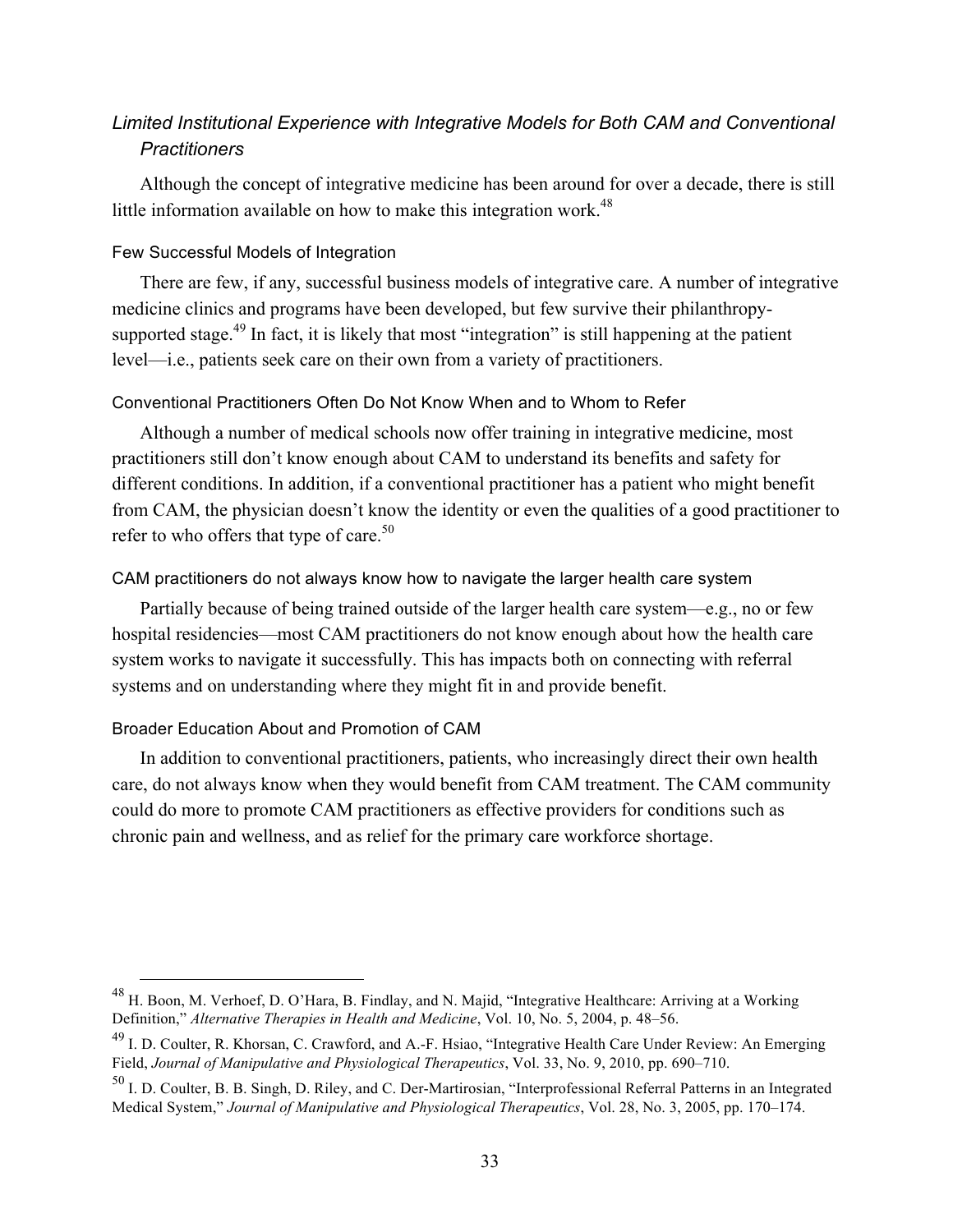### *Limited Institutional Experience with Integrative Models for Both CAM and Conventional Practitioners*

Although the concept of integrative medicine has been around for over a decade, there is still little information available on how to make this integration work.[48]

#### Few Successful Models of Integration

There are few, if any, successful business models of integrative care. A number of integrative medicine clinics and programs have been developed, but few survive their philanthropy-supported stage.[49] In fact, it is likely that most "integration" is still happening at the patient level—i.e., patients seek care on their own from a variety of practitioners.

#### Conventional Practitioners Often Do Not Know When and to Whom to Refer

Although a number of medical schools now offer training in integrative medicine, most practitioners still don't know enough about CAM to understand its benefits and safety for different conditions. In addition, if a conventional practitioner has a patient who might benefit from CAM, the physician doesn't know the identity or even the qualities of a good practitioner to refer to who offers that type of care.[50]

#### CAM practitioners do not always know how to navigate the larger health care system

Partially because of being trained outside of the larger health care system—e.g., no or few hospital residencies—most CAM practitioners do not know enough about how the health care system works to navigate it successfully. This has impacts both on connecting with referral systems and on understanding where they might fit in and provide benefit.

#### Broader Education About and Promotion of CAM

In addition to conventional practitioners, patients, who increasingly direct their own health care, do not always know when they would benefit from CAM treatment. The CAM community could do more to promote CAM practitioners as effective providers for conditions such as chronic pain and wellness, and as relief for the primary care workforce shortage.

---

[48] H. Boon, M. Verhoef, D. O'Hara, B. Findlay, and N. Majid, "Integrative Healthcare: Arriving at a Working Definition," *Alternative Therapies in Health and Medicine*, Vol. 10, No. 5, 2004, p. 48–56.

[49] I. D. Coulter, R. Khorsan, C. Crawford, and A.-F. Hsiao, "Integrative Health Care Under Review: An Emerging Field, *Journal of Manipulative and Physiological Therapeutics*, Vol. 33, No. 9, 2010, pp. 690–710.

[50] I. D. Coulter, B. B. Singh, D. Riley, and C. Der-Martirosian, "Interprofessional Referral Patterns in an Integrated Medical System," *Journal of Manipulative and Physiological Therapeutics*, Vol. 28, No. 3, 2005, pp. 170–174.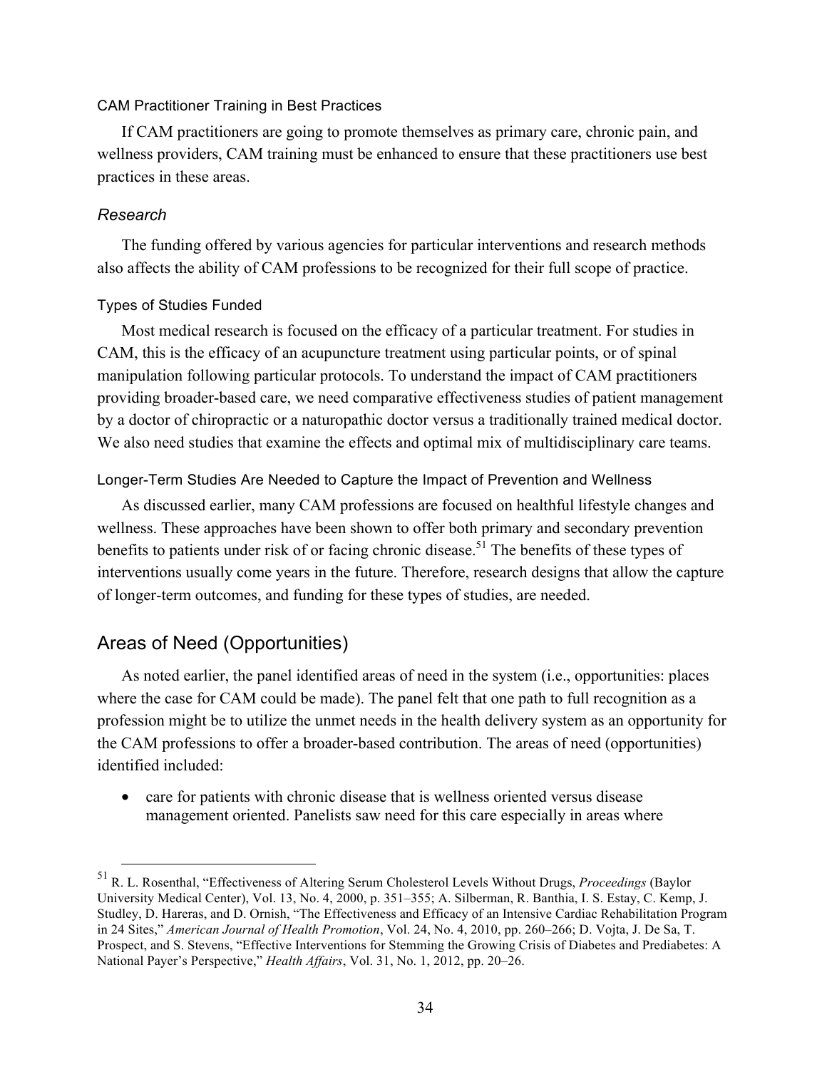#### CAM Practitioner Training in Best Practices

If CAM practitioners are going to promote themselves as primary care, chronic pain, and wellness providers, CAM training must be enhanced to ensure that these practitioners use best practices in these areas.

### *Research*

The funding offered by various agencies for particular interventions and research methods also affects the ability of CAM professions to be recognized for their full scope of practice.

#### Types of Studies Funded

Most medical research is focused on the efficacy of a particular treatment. For studies in CAM, this is the efficacy of an acupuncture treatment using particular points, or of spinal manipulation following particular protocols. To understand the impact of CAM practitioners providing broader-based care, we need comparative effectiveness studies of patient management by a doctor of chiropractic or a naturopathic doctor versus a traditionally trained medical doctor. We also need studies that examine the effects and optimal mix of multidisciplinary care teams.

#### Longer-Term Studies Are Needed to Capture the Impact of Prevention and Wellness

As discussed earlier, many CAM professions are focused on healthful lifestyle changes and wellness. These approaches have been shown to offer both primary and secondary prevention benefits to patients under risk of or facing chronic disease.[51] The benefits of these types of interventions usually come years in the future. Therefore, research designs that allow the capture of longer-term outcomes, and funding for these types of studies, are needed.

## Areas of Need (Opportunities)

As noted earlier, the panel identified areas of need in the system (i.e., opportunities: places where the case for CAM could be made). The panel felt that one path to full recognition as a profession might be to utilize the unmet needs in the health delivery system as an opportunity for the CAM professions to offer a broader-based contribution. The areas of need (opportunities) identified included:

- care for patients with chronic disease that is wellness oriented versus disease management oriented. Panelists saw need for this care especially in areas where

---

[51] R. L. Rosenthal, "Effectiveness of Altering Serum Cholesterol Levels Without Drugs, *Proceedings* (Baylor University Medical Center), Vol. 13, No. 4, 2000, p. 351–355; A. Silberman, R. Banthia, I. S. Estay, C. Kemp, J. Studley, D. Hareras, and D. Ornish, "The Effectiveness and Efficacy of an Intensive Cardiac Rehabilitation Program in 24 Sites," *American Journal of Health Promotion*, Vol. 24, No. 4, 2010, pp. 260–266; D. Vojta, J. De Sa, T. Prospect, and S. Stevens, "Effective Interventions for Stemming the Growing Crisis of Diabetes and Prediabetes: A National Payer's Perspective," *Health Affairs*, Vol. 31, No. 1, 2012, pp. 20–26.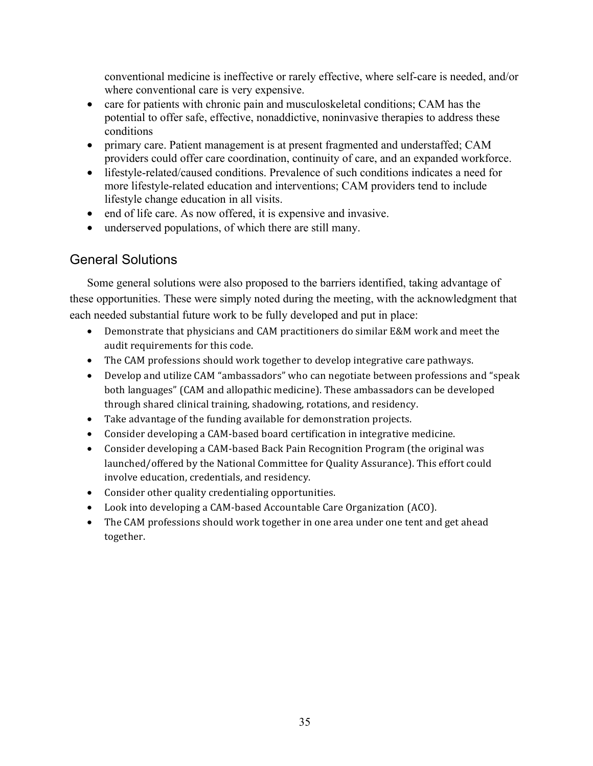conventional medicine is ineffective or rarely effective, where self-care is needed, and/or where conventional care is very expensive.

- care for patients with chronic pain and musculoskeletal conditions; CAM has the potential to offer safe, effective, nonaddictive, noninvasive therapies to address these conditions
- primary care. Patient management is at present fragmented and understaffed; CAM providers could offer care coordination, continuity of care, and an expanded workforce.
- lifestyle-related/caused conditions. Prevalence of such conditions indicates a need for more lifestyle-related education and interventions; CAM providers tend to include lifestyle change education in all visits.
- end of life care. As now offered, it is expensive and invasive.
- underserved populations, of which there are still many.

## General Solutions

Some general solutions were also proposed to the barriers identified, taking advantage of these opportunities. These were simply noted during the meeting, with the acknowledgment that each needed substantial future work to be fully developed and put in place:

- Demonstrate that physicians and CAM practitioners do similar E&M work and meet the audit requirements for this code.
- The CAM professions should work together to develop integrative care pathways.
- Develop and utilize CAM "ambassadors" who can negotiate between professions and "speak both languages" (CAM and allopathic medicine). These ambassadors can be developed through shared clinical training, shadowing, rotations, and residency.
- Take advantage of the funding available for demonstration projects.
- Consider developing a CAM-based board certification in integrative medicine.
- Consider developing a CAM-based Back Pain Recognition Program (the original was launched/offered by the National Committee for Quality Assurance). This effort could involve education, credentials, and residency.
- Consider other quality credentialing opportunities.
- Look into developing a CAM-based Accountable Care Organization (ACO).
- The CAM professions should work together in one area under one tent and get ahead together.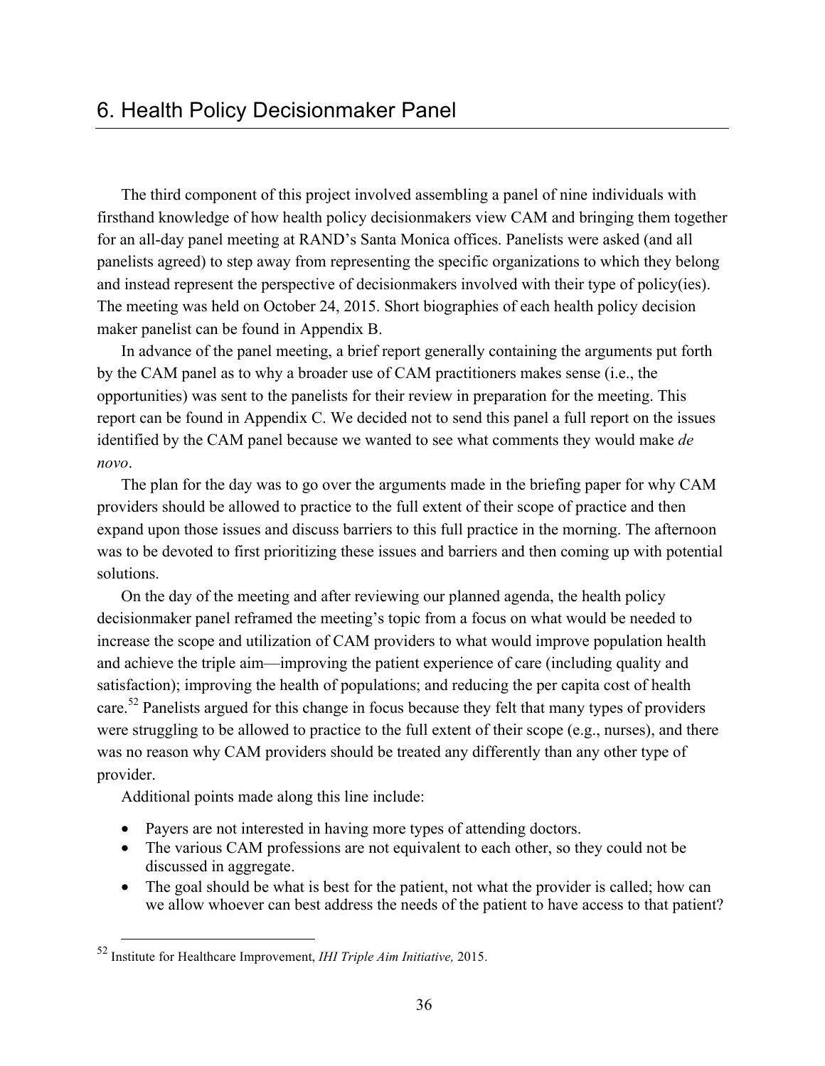# 6. Health Policy Decisionmaker Panel

The third component of this project involved assembling a panel of nine individuals with firsthand knowledge of how health policy decisionmakers view CAM and bringing them together for an all-day panel meeting at RAND's Santa Monica offices. Panelists were asked (and all panelists agreed) to step away from representing the specific organizations to which they belong and instead represent the perspective of decisionmakers involved with their type of policy(ies). The meeting was held on October 24, 2015. Short biographies of each health policy decision maker panelist can be found in Appendix B.

In advance of the panel meeting, a brief report generally containing the arguments put forth by the CAM panel as to why a broader use of CAM practitioners makes sense (i.e., the opportunities) was sent to the panelists for their review in preparation for the meeting. This report can be found in Appendix C. We decided not to send this panel a full report on the issues identified by the CAM panel because we wanted to see what comments they would make *de novo*.

The plan for the day was to go over the arguments made in the briefing paper for why CAM providers should be allowed to practice to the full extent of their scope of practice and then expand upon those issues and discuss barriers to this full practice in the morning. The afternoon was to be devoted to first prioritizing these issues and barriers and then coming up with potential solutions.

On the day of the meeting and after reviewing our planned agenda, the health policy decisionmaker panel reframed the meeting's topic from a focus on what would be needed to increase the scope and utilization of CAM providers to what would improve population health and achieve the triple aim—improving the patient experience of care (including quality and satisfaction); improving the health of populations; and reducing the per capita cost of health care.[52] Panelists argued for this change in focus because they felt that many types of providers were struggling to be allowed to practice to the full extent of their scope (e.g., nurses), and there was no reason why CAM providers should be treated any differently than any other type of provider.

Additional points made along this line include:

- Payers are not interested in having more types of attending doctors.
- The various CAM professions are not equivalent to each other, so they could not be discussed in aggregate.
- The goal should be what is best for the patient, not what the provider is called; how can we allow whoever can best address the needs of the patient to have access to that patient?

---

[52] Institute for Healthcare Improvement, *IHI Triple Aim Initiative,* 2015.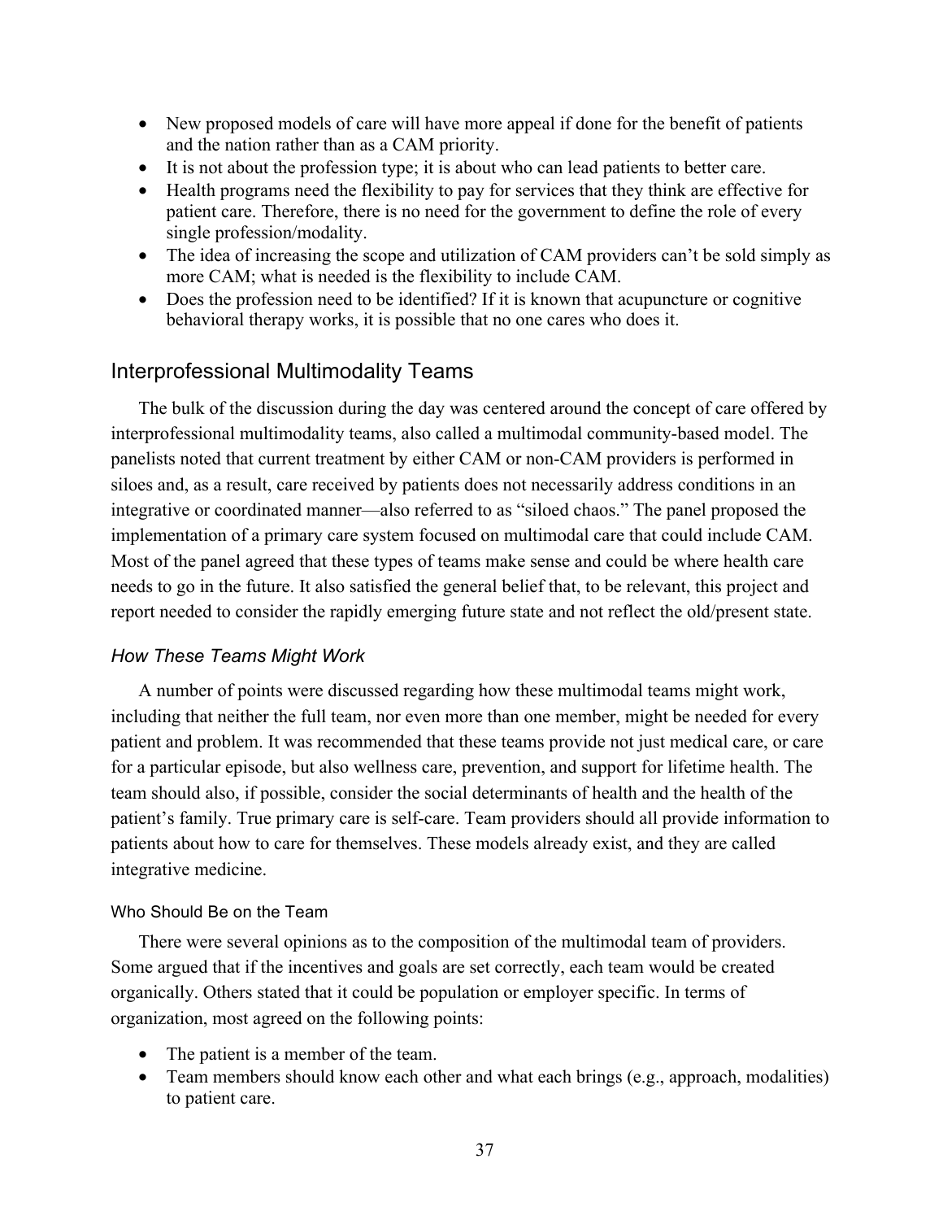- New proposed models of care will have more appeal if done for the benefit of patients and the nation rather than as a CAM priority.
- It is not about the profession type; it is about who can lead patients to better care.
- Health programs need the flexibility to pay for services that they think are effective for patient care. Therefore, there is no need for the government to define the role of every single profession/modality.
- The idea of increasing the scope and utilization of CAM providers can't be sold simply as more CAM; what is needed is the flexibility to include CAM.
- Does the profession need to be identified? If it is known that acupuncture or cognitive behavioral therapy works, it is possible that no one cares who does it.

## Interprofessional Multimodality Teams

The bulk of the discussion during the day was centered around the concept of care offered by interprofessional multimodality teams, also called a multimodal community-based model. The panelists noted that current treatment by either CAM or non-CAM providers is performed in siloes and, as a result, care received by patients does not necessarily address conditions in an integrative or coordinated manner—also referred to as "siloed chaos." The panel proposed the implementation of a primary care system focused on multimodal care that could include CAM. Most of the panel agreed that these types of teams make sense and could be where health care needs to go in the future. It also satisfied the general belief that, to be relevant, this project and report needed to consider the rapidly emerging future state and not reflect the old/present state.

### *How These Teams Might Work*

A number of points were discussed regarding how these multimodal teams might work, including that neither the full team, nor even more than one member, might be needed for every patient and problem. It was recommended that these teams provide not just medical care, or care for a particular episode, but also wellness care, prevention, and support for lifetime health. The team should also, if possible, consider the social determinants of health and the health of the patient's family. True primary care is self-care. Team providers should all provide information to patients about how to care for themselves. These models already exist, and they are called integrative medicine.

#### Who Should Be on the Team

There were several opinions as to the composition of the multimodal team of providers. Some argued that if the incentives and goals are set correctly, each team would be created organically. Others stated that it could be population or employer specific. In terms of organization, most agreed on the following points:

- The patient is a member of the team.
- Team members should know each other and what each brings (e.g., approach, modalities) to patient care.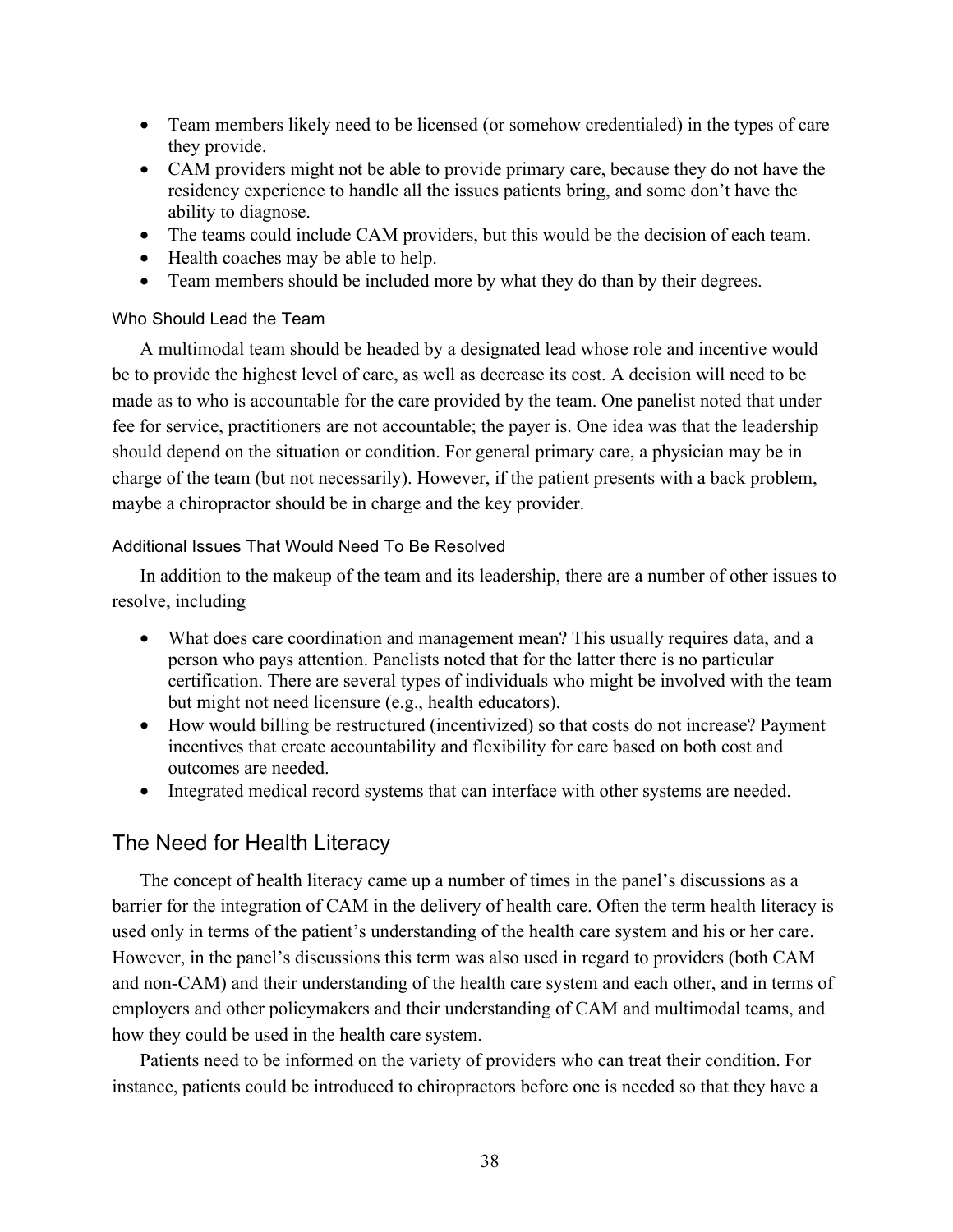- Team members likely need to be licensed (or somehow credentialed) in the types of care they provide.
- CAM providers might not be able to provide primary care, because they do not have the residency experience to handle all the issues patients bring, and some don't have the ability to diagnose.
- The teams could include CAM providers, but this would be the decision of each team.
- Health coaches may be able to help.
- Team members should be included more by what they do than by their degrees.

#### Who Should Lead the Team

A multimodal team should be headed by a designated lead whose role and incentive would be to provide the highest level of care, as well as decrease its cost. A decision will need to be made as to who is accountable for the care provided by the team. One panelist noted that under fee for service, practitioners are not accountable; the payer is. One idea was that the leadership should depend on the situation or condition. For general primary care, a physician may be in charge of the team (but not necessarily). However, if the patient presents with a back problem, maybe a chiropractor should be in charge and the key provider.

#### Additional Issues That Would Need To Be Resolved

In addition to the makeup of the team and its leadership, there are a number of other issues to resolve, including

- What does care coordination and management mean? This usually requires data, and a person who pays attention. Panelists noted that for the latter there is no particular certification. There are several types of individuals who might be involved with the team but might not need licensure (e.g., health educators).
- How would billing be restructured (incentivized) so that costs do not increase? Payment incentives that create accountability and flexibility for care based on both cost and outcomes are needed.
- Integrated medical record systems that can interface with other systems are needed.

## The Need for Health Literacy

The concept of health literacy came up a number of times in the panel's discussions as a barrier for the integration of CAM in the delivery of health care. Often the term health literacy is used only in terms of the patient's understanding of the health care system and his or her care. However, in the panel's discussions this term was also used in regard to providers (both CAM and non-CAM) and their understanding of the health care system and each other, and in terms of employers and other policymakers and their understanding of CAM and multimodal teams, and how they could be used in the health care system.

Patients need to be informed on the variety of providers who can treat their condition. For instance, patients could be introduced to chiropractors before one is needed so that they have a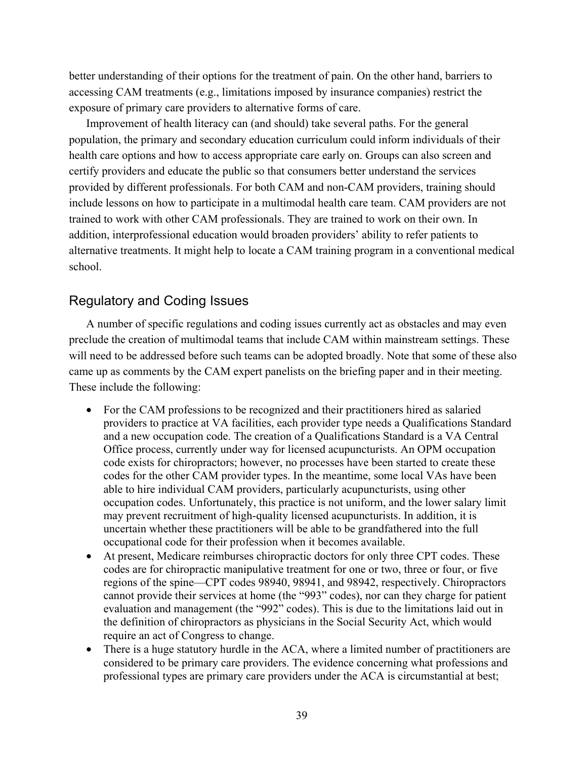better understanding of their options for the treatment of pain. On the other hand, barriers to accessing CAM treatments (e.g., limitations imposed by insurance companies) restrict the exposure of primary care providers to alternative forms of care.

Improvement of health literacy can (and should) take several paths. For the general population, the primary and secondary education curriculum could inform individuals of their health care options and how to access appropriate care early on. Groups can also screen and certify providers and educate the public so that consumers better understand the services provided by different professionals. For both CAM and non-CAM providers, training should include lessons on how to participate in a multimodal health care team. CAM providers are not trained to work with other CAM professionals. They are trained to work on their own. In addition, interprofessional education would broaden providers' ability to refer patients to alternative treatments. It might help to locate a CAM training program in a conventional medical school.

## Regulatory and Coding Issues

A number of specific regulations and coding issues currently act as obstacles and may even preclude the creation of multimodal teams that include CAM within mainstream settings. These will need to be addressed before such teams can be adopted broadly. Note that some of these also came up as comments by the CAM expert panelists on the briefing paper and in their meeting. These include the following:

- For the CAM professions to be recognized and their practitioners hired as salaried providers to practice at VA facilities, each provider type needs a Qualifications Standard and a new occupation code. The creation of a Qualifications Standard is a VA Central Office process, currently under way for licensed acupuncturists. An OPM occupation code exists for chiropractors; however, no processes have been started to create these codes for the other CAM provider types. In the meantime, some local VAs have been able to hire individual CAM providers, particularly acupuncturists, using other occupation codes. Unfortunately, this practice is not uniform, and the lower salary limit may prevent recruitment of high-quality licensed acupuncturists. In addition, it is uncertain whether these practitioners will be able to be grandfathered into the full occupational code for their profession when it becomes available.
- At present, Medicare reimburses chiropractic doctors for only three CPT codes. These codes are for chiropractic manipulative treatment for one or two, three or four, or five regions of the spine—CPT codes 98940, 98941, and 98942, respectively. Chiropractors cannot provide their services at home (the "993" codes), nor can they charge for patient evaluation and management (the "992" codes). This is due to the limitations laid out in the definition of chiropractors as physicians in the Social Security Act, which would require an act of Congress to change.
- There is a huge statutory hurdle in the ACA, where a limited number of practitioners are considered to be primary care providers. The evidence concerning what professions and professional types are primary care providers under the ACA is circumstantial at best;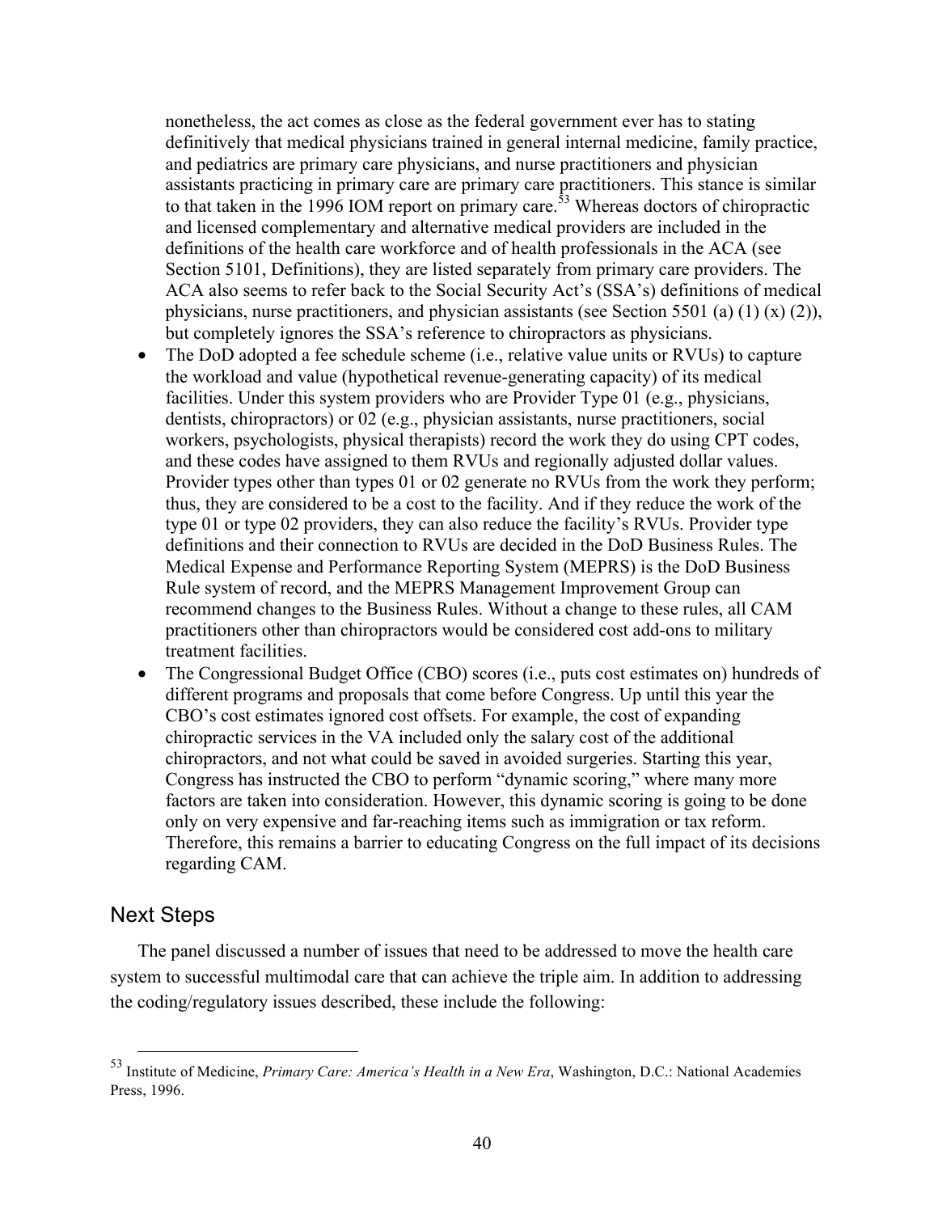nonetheless, the act comes as close as the federal government ever has to stating definitively that medical physicians trained in general internal medicine, family practice, and pediatrics are primary care physicians, and nurse practitioners and physician assistants practicing in primary care are primary care practitioners. This stance is similar to that taken in the 1996 IOM report on primary care.[53] Whereas doctors of chiropractic and licensed complementary and alternative medical providers are included in the definitions of the health care workforce and of health professionals in the ACA (see Section 5101, Definitions), they are listed separately from primary care providers. The ACA also seems to refer back to the Social Security Act's (SSA's) definitions of medical physicians, nurse practitioners, and physician assistants (see Section 5501 (a) (1) (x) (2)), but completely ignores the SSA's reference to chiropractors as physicians.

- The DoD adopted a fee schedule scheme (i.e., relative value units or RVUs) to capture the workload and value (hypothetical revenue-generating capacity) of its medical facilities. Under this system providers who are Provider Type 01 (e.g., physicians, dentists, chiropractors) or 02 (e.g., physician assistants, nurse practitioners, social workers, psychologists, physical therapists) record the work they do using CPT codes, and these codes have assigned to them RVUs and regionally adjusted dollar values. Provider types other than types 01 or 02 generate no RVUs from the work they perform; thus, they are considered to be a cost to the facility. And if they reduce the work of the type 01 or type 02 providers, they can also reduce the facility's RVUs. Provider type definitions and their connection to RVUs are decided in the DoD Business Rules. The Medical Expense and Performance Reporting System (MEPRS) is the DoD Business Rule system of record, and the MEPRS Management Improvement Group can recommend changes to the Business Rules. Without a change to these rules, all CAM practitioners other than chiropractors would be considered cost add-ons to military treatment facilities.
- The Congressional Budget Office (CBO) scores (i.e., puts cost estimates on) hundreds of different programs and proposals that come before Congress. Up until this year the CBO's cost estimates ignored cost offsets. For example, the cost of expanding chiropractic services in the VA included only the salary cost of the additional chiropractors, and not what could be saved in avoided surgeries. Starting this year, Congress has instructed the CBO to perform "dynamic scoring," where many more factors are taken into consideration. However, this dynamic scoring is going to be done only on very expensive and far-reaching items such as immigration or tax reform. Therefore, this remains a barrier to educating Congress on the full impact of its decisions regarding CAM.

## Next Steps

The panel discussed a number of issues that need to be addressed to move the health care system to successful multimodal care that can achieve the triple aim. In addition to addressing the coding/regulatory issues described, these include the following:

[53] Institute of Medicine, *Primary Care: America's Health in a New Era*, Washington, D.C.: National Academies Press, 1996.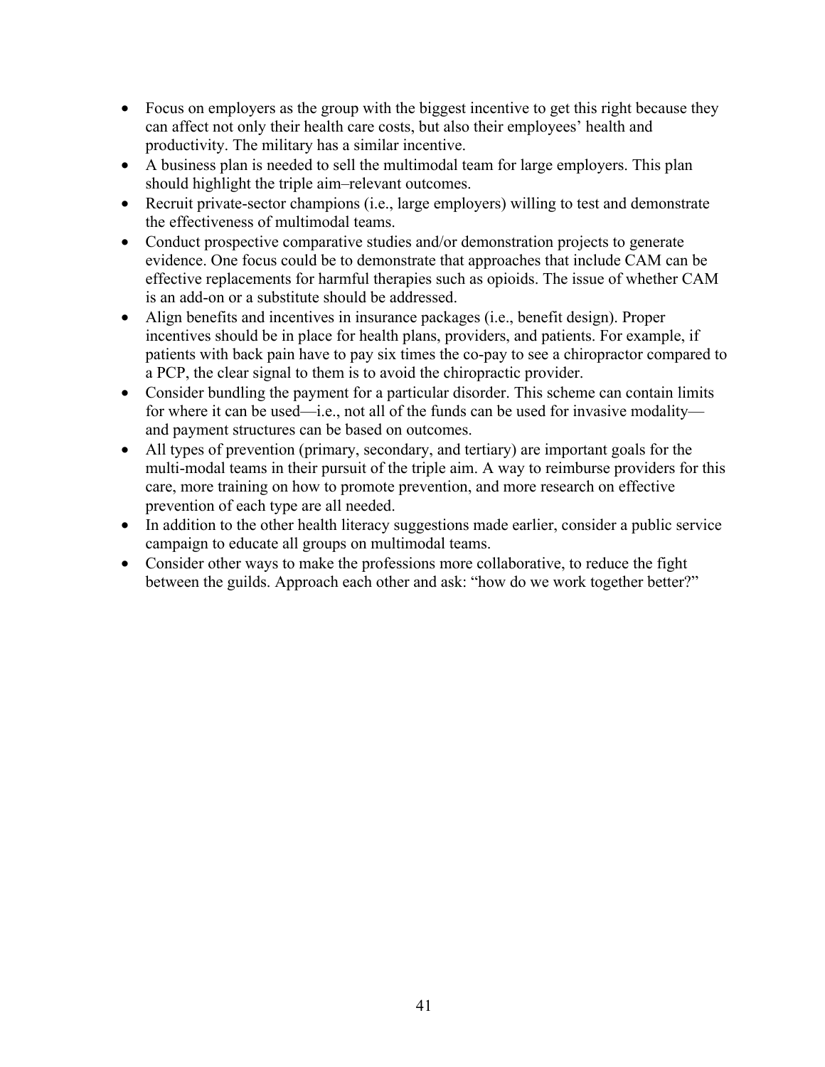- Focus on employers as the group with the biggest incentive to get this right because they can affect not only their health care costs, but also their employees' health and productivity. The military has a similar incentive.
- A business plan is needed to sell the multimodal team for large employers. This plan should highlight the triple aim–relevant outcomes.
- Recruit private-sector champions (i.e., large employers) willing to test and demonstrate the effectiveness of multimodal teams.
- Conduct prospective comparative studies and/or demonstration projects to generate evidence. One focus could be to demonstrate that approaches that include CAM can be effective replacements for harmful therapies such as opioids. The issue of whether CAM is an add-on or a substitute should be addressed.
- Align benefits and incentives in insurance packages (i.e., benefit design). Proper incentives should be in place for health plans, providers, and patients. For example, if patients with back pain have to pay six times the co-pay to see a chiropractor compared to a PCP, the clear signal to them is to avoid the chiropractic provider.
- Consider bundling the payment for a particular disorder. This scheme can contain limits for where it can be used—i.e., not all of the funds can be used for invasive modality—and payment structures can be based on outcomes.
- All types of prevention (primary, secondary, and tertiary) are important goals for the multi-modal teams in their pursuit of the triple aim. A way to reimburse providers for this care, more training on how to promote prevention, and more research on effective prevention of each type are all needed.
- In addition to the other health literacy suggestions made earlier, consider a public service campaign to educate all groups on multimodal teams.
- Consider other ways to make the professions more collaborative, to reduce the fight between the guilds. Approach each other and ask: "how do we work together better?"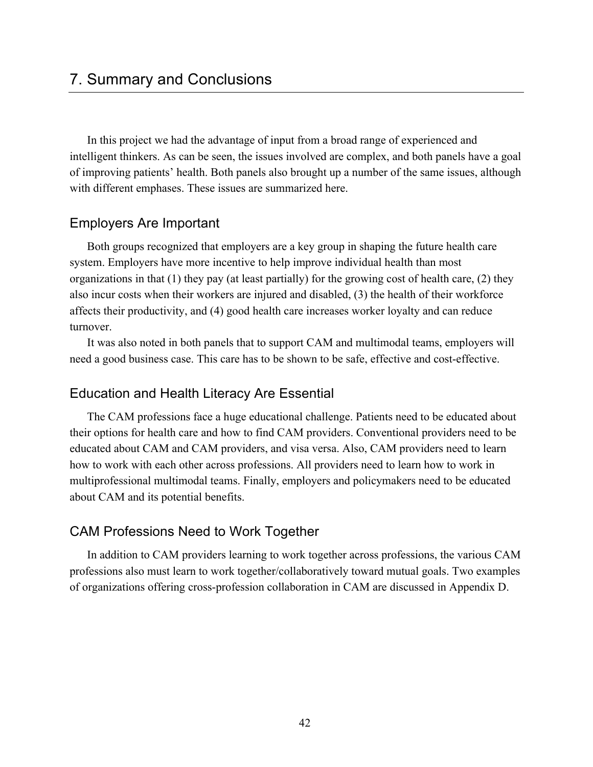# 7. Summary and Conclusions

In this project we had the advantage of input from a broad range of experienced and intelligent thinkers. As can be seen, the issues involved are complex, and both panels have a goal of improving patients' health. Both panels also brought up a number of the same issues, although with different emphases. These issues are summarized here.

## Employers Are Important

Both groups recognized that employers are a key group in shaping the future health care system. Employers have more incentive to help improve individual health than most organizations in that (1) they pay (at least partially) for the growing cost of health care, (2) they also incur costs when their workers are injured and disabled, (3) the health of their workforce affects their productivity, and (4) good health care increases worker loyalty and can reduce turnover.

It was also noted in both panels that to support CAM and multimodal teams, employers will need a good business case. This care has to be shown to be safe, effective and cost-effective.

## Education and Health Literacy Are Essential

The CAM professions face a huge educational challenge. Patients need to be educated about their options for health care and how to find CAM providers. Conventional providers need to be educated about CAM and CAM providers, and visa versa. Also, CAM providers need to learn how to work with each other across professions. All providers need to learn how to work in multiprofessional multimodal teams. Finally, employers and policymakers need to be educated about CAM and its potential benefits.

## CAM Professions Need to Work Together

In addition to CAM providers learning to work together across professions, the various CAM professions also must learn to work together/collaboratively toward mutual goals. Two examples of organizations offering cross-profession collaboration in CAM are discussed in Appendix D.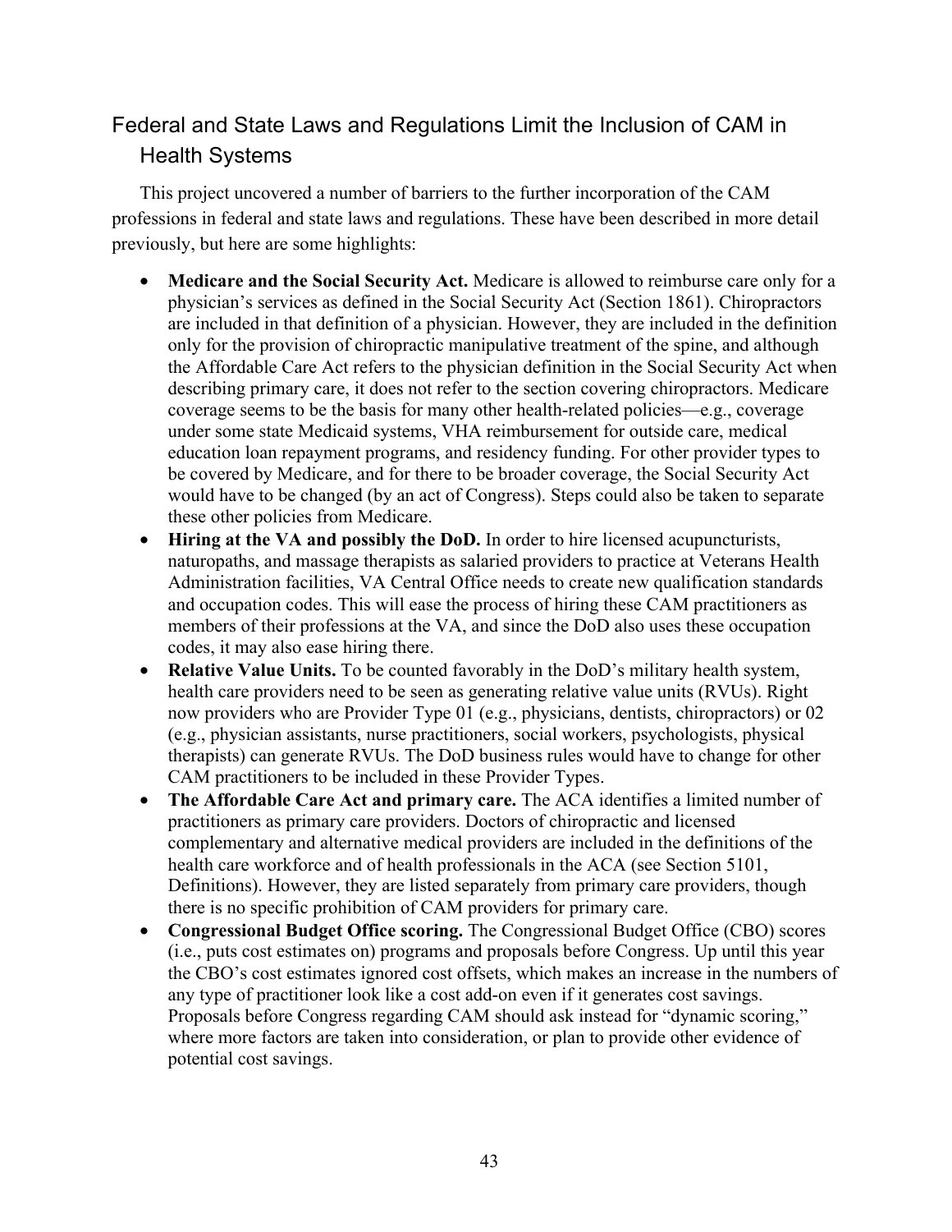## Federal and State Laws and Regulations Limit the Inclusion of CAM in Health Systems

This project uncovered a number of barriers to the further incorporation of the CAM professions in federal and state laws and regulations. These have been described in more detail previously, but here are some highlights:

- **Medicare and the Social Security Act.** Medicare is allowed to reimburse care only for a physician's services as defined in the Social Security Act (Section 1861). Chiropractors are included in that definition of a physician. However, they are included in the definition only for the provision of chiropractic manipulative treatment of the spine, and although the Affordable Care Act refers to the physician definition in the Social Security Act when describing primary care, it does not refer to the section covering chiropractors. Medicare coverage seems to be the basis for many other health-related policies—e.g., coverage under some state Medicaid systems, VHA reimbursement for outside care, medical education loan repayment programs, and residency funding. For other provider types to be covered by Medicare, and for there to be broader coverage, the Social Security Act would have to be changed (by an act of Congress). Steps could also be taken to separate these other policies from Medicare.
- **Hiring at the VA and possibly the DoD.** In order to hire licensed acupuncturists, naturopaths, and massage therapists as salaried providers to practice at Veterans Health Administration facilities, VA Central Office needs to create new qualification standards and occupation codes. This will ease the process of hiring these CAM practitioners as members of their professions at the VA, and since the DoD also uses these occupation codes, it may also ease hiring there.
- **Relative Value Units.** To be counted favorably in the DoD's military health system, health care providers need to be seen as generating relative value units (RVUs). Right now providers who are Provider Type 01 (e.g., physicians, dentists, chiropractors) or 02 (e.g., physician assistants, nurse practitioners, social workers, psychologists, physical therapists) can generate RVUs. The DoD business rules would have to change for other CAM practitioners to be included in these Provider Types.
- **The Affordable Care Act and primary care.** The ACA identifies a limited number of practitioners as primary care providers. Doctors of chiropractic and licensed complementary and alternative medical providers are included in the definitions of the health care workforce and of health professionals in the ACA (see Section 5101, Definitions). However, they are listed separately from primary care providers, though there is no specific prohibition of CAM providers for primary care.
- **Congressional Budget Office scoring.** The Congressional Budget Office (CBO) scores (i.e., puts cost estimates on) programs and proposals before Congress. Up until this year the CBO's cost estimates ignored cost offsets, which makes an increase in the numbers of any type of practitioner look like a cost add-on even if it generates cost savings. Proposals before Congress regarding CAM should ask instead for "dynamic scoring," where more factors are taken into consideration, or plan to provide other evidence of potential cost savings.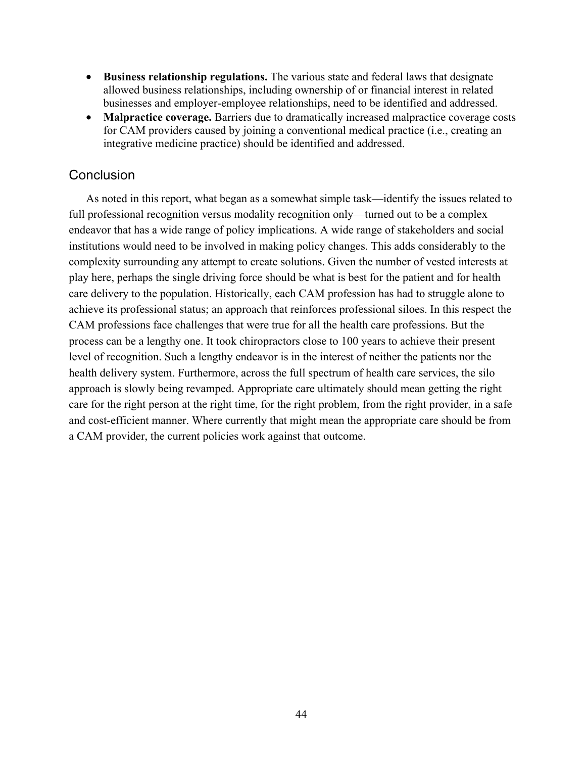- **Business relationship regulations.** The various state and federal laws that designate allowed business relationships, including ownership of or financial interest in related businesses and employer-employee relationships, need to be identified and addressed.
- **Malpractice coverage.** Barriers due to dramatically increased malpractice coverage costs for CAM providers caused by joining a conventional medical practice (i.e., creating an integrative medicine practice) should be identified and addressed.

## Conclusion

As noted in this report, what began as a somewhat simple task—identify the issues related to full professional recognition versus modality recognition only—turned out to be a complex endeavor that has a wide range of policy implications. A wide range of stakeholders and social institutions would need to be involved in making policy changes. This adds considerably to the complexity surrounding any attempt to create solutions. Given the number of vested interests at play here, perhaps the single driving force should be what is best for the patient and for health care delivery to the population. Historically, each CAM profession has had to struggle alone to achieve its professional status; an approach that reinforces professional siloes. In this respect the CAM professions face challenges that were true for all the health care professions. But the process can be a lengthy one. It took chiropractors close to 100 years to achieve their present level of recognition. Such a lengthy endeavor is in the interest of neither the patients nor the health delivery system. Furthermore, across the full spectrum of health care services, the silo approach is slowly being revamped. Appropriate care ultimately should mean getting the right care for the right person at the right time, for the right problem, from the right provider, in a safe and cost-efficient manner. Where currently that might mean the appropriate care should be from a CAM provider, the current policies work against that outcome.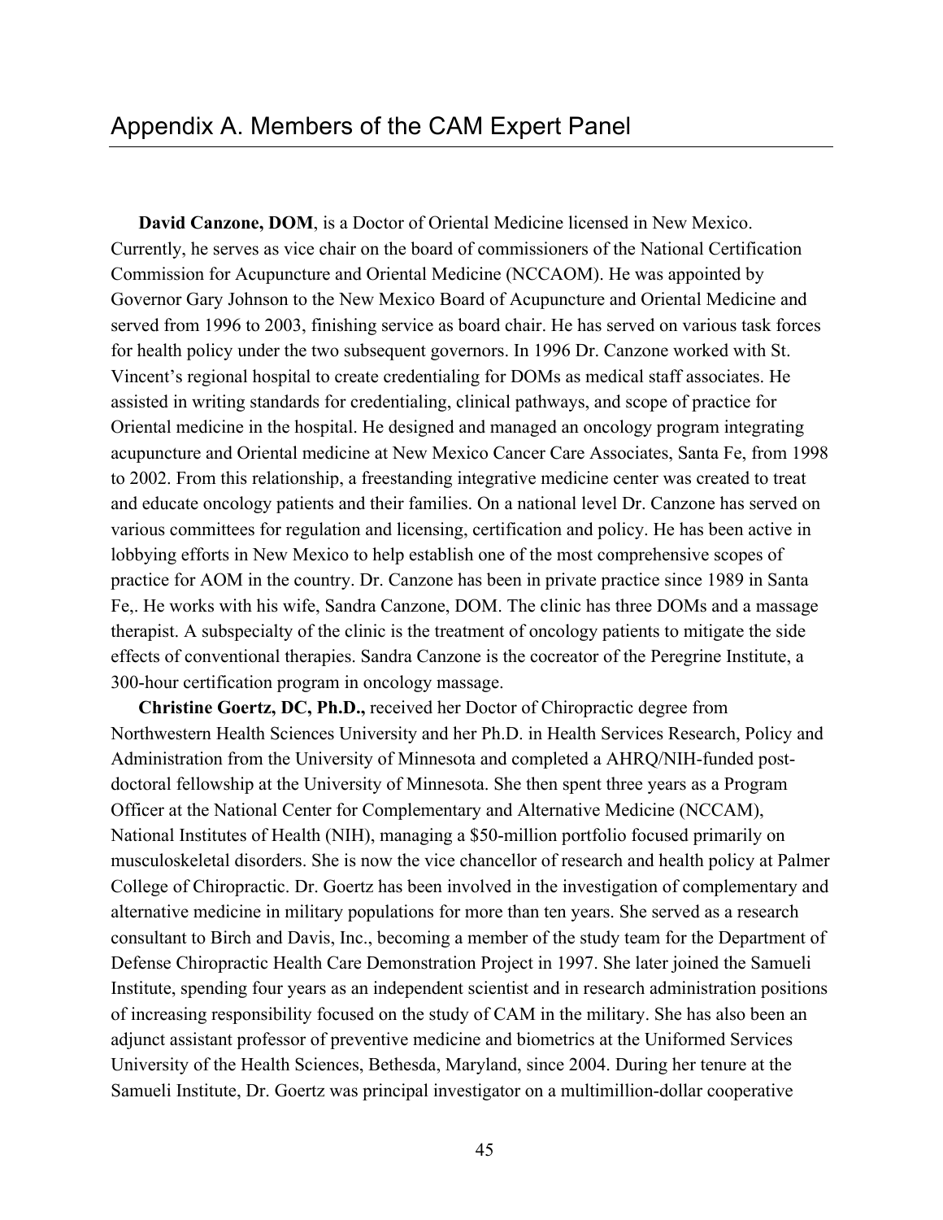# Appendix A. Members of the CAM Expert Panel

**David Canzone, DOM**, is a Doctor of Oriental Medicine licensed in New Mexico. Currently, he serves as vice chair on the board of commissioners of the National Certification Commission for Acupuncture and Oriental Medicine (NCCAOM). He was appointed by Governor Gary Johnson to the New Mexico Board of Acupuncture and Oriental Medicine and served from 1996 to 2003, finishing service as board chair. He has served on various task forces for health policy under the two subsequent governors. In 1996 Dr. Canzone worked with St. Vincent's regional hospital to create credentialing for DOMs as medical staff associates. He assisted in writing standards for credentialing, clinical pathways, and scope of practice for Oriental medicine in the hospital. He designed and managed an oncology program integrating acupuncture and Oriental medicine at New Mexico Cancer Care Associates, Santa Fe, from 1998 to 2002. From this relationship, a freestanding integrative medicine center was created to treat and educate oncology patients and their families. On a national level Dr. Canzone has served on various committees for regulation and licensing, certification and policy. He has been active in lobbying efforts in New Mexico to help establish one of the most comprehensive scopes of practice for AOM in the country. Dr. Canzone has been in private practice since 1989 in Santa Fe,. He works with his wife, Sandra Canzone, DOM. The clinic has three DOMs and a massage therapist. A subspecialty of the clinic is the treatment of oncology patients to mitigate the side effects of conventional therapies. Sandra Canzone is the cocreator of the Peregrine Institute, a 300-hour certification program in oncology massage.

**Christine Goertz, DC, Ph.D.,** received her Doctor of Chiropractic degree from Northwestern Health Sciences University and her Ph.D. in Health Services Research, Policy and Administration from the University of Minnesota and completed a AHRQ/NIH-funded post-doctoral fellowship at the University of Minnesota. She then spent three years as a Program Officer at the National Center for Complementary and Alternative Medicine (NCCAM), National Institutes of Health (NIH), managing a $50-million portfolio focused primarily on musculoskeletal disorders. She is now the vice chancellor of research and health policy at Palmer College of Chiropractic. Dr. Goertz has been involved in the investigation of complementary and alternative medicine in military populations for more than ten years. She served as a research consultant to Birch and Davis, Inc., becoming a member of the study team for the Department of Defense Chiropractic Health Care Demonstration Project in 1997. She later joined the Samueli Institute, spending four years as an independent scientist and in research administration positions of increasing responsibility focused on the study of CAM in the military. She has also been an adjunct assistant professor of preventive medicine and biometrics at the Uniformed Services University of the Health Sciences, Bethesda, Maryland, since 2004. During her tenure at the Samueli Institute, Dr. Goertz was principal investigator on a multimillion-dollar cooperative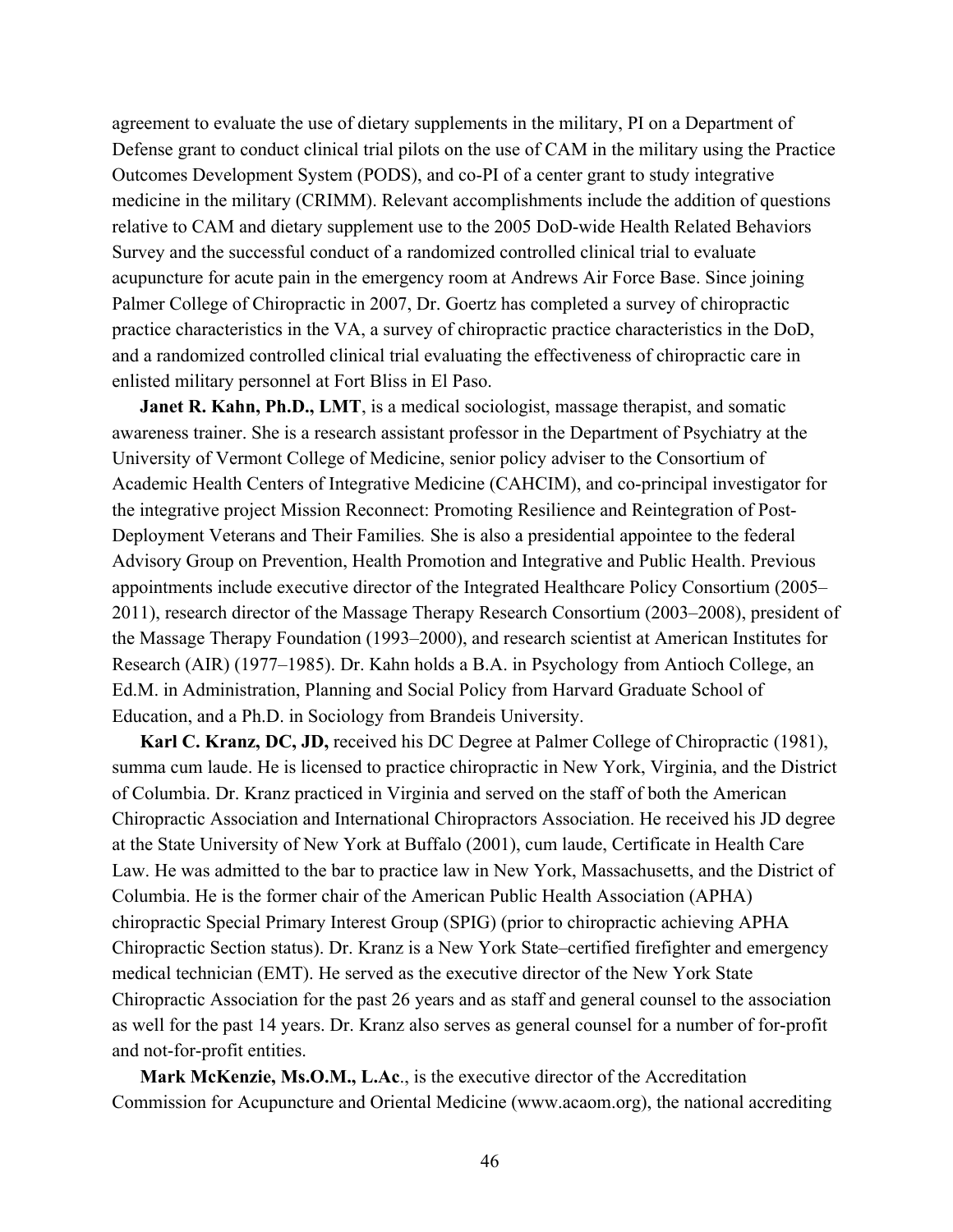agreement to evaluate the use of dietary supplements in the military, PI on a Department of Defense grant to conduct clinical trial pilots on the use of CAM in the military using the Practice Outcomes Development System (PODS), and co-PI of a center grant to study integrative medicine in the military (CRIMM). Relevant accomplishments include the addition of questions relative to CAM and dietary supplement use to the 2005 DoD-wide Health Related Behaviors Survey and the successful conduct of a randomized controlled clinical trial to evaluate acupuncture for acute pain in the emergency room at Andrews Air Force Base. Since joining Palmer College of Chiropractic in 2007, Dr. Goertz has completed a survey of chiropractic practice characteristics in the VA, a survey of chiropractic practice characteristics in the DoD, and a randomized controlled clinical trial evaluating the effectiveness of chiropractic care in enlisted military personnel at Fort Bliss in El Paso.

**Janet R. Kahn, Ph.D., LMT**, is a medical sociologist, massage therapist, and somatic awareness trainer. She is a research assistant professor in the Department of Psychiatry at the University of Vermont College of Medicine, senior policy adviser to the Consortium of Academic Health Centers of Integrative Medicine (CAHCIM), and co-principal investigator for the integrative project *Mission Reconnect: Promoting Resilience and Reintegration of Post-Deployment Veterans and Their Families.* She is also a presidential appointee to the federal Advisory Group on Prevention, Health Promotion and Integrative and Public Health. Previous appointments include executive director of the Integrated Healthcare Policy Consortium (2005–2011), research director of the Massage Therapy Research Consortium (2003–2008), president of the Massage Therapy Foundation (1993–2000), and research scientist at American Institutes for Research (AIR) (1977–1985). Dr. Kahn holds a B.A. in Psychology from Antioch College, an Ed.M. in Administration, Planning and Social Policy from Harvard Graduate School of Education, and a Ph.D. in Sociology from Brandeis University.

**Karl C. Kranz, DC, JD,** received his DC Degree at Palmer College of Chiropractic (1981), summa cum laude. He is licensed to practice chiropractic in New York, Virginia, and the District of Columbia. Dr. Kranz practiced in Virginia and served on the staff of both the American Chiropractic Association and International Chiropractors Association. He received his JD degree at the State University of New York at Buffalo (2001), cum laude, Certificate in Health Care Law. He was admitted to the bar to practice law in New York, Massachusetts, and the District of Columbia. He is the former chair of the American Public Health Association (APHA) chiropractic Special Primary Interest Group (SPIG) (prior to chiropractic achieving APHA Chiropractic Section status). Dr. Kranz is a New York State–certified firefighter and emergency medical technician (EMT). He served as the executive director of the New York State Chiropractic Association for the past 26 years and as staff and general counsel to the association as well for the past 14 years. Dr. Kranz also serves as general counsel for a number of for-profit and not-for-profit entities.

**Mark McKenzie, Ms.O.M., L.Ac**., is the executive director of the Accreditation Commission for Acupuncture and Oriental Medicine (www.acaom.org), the national accrediting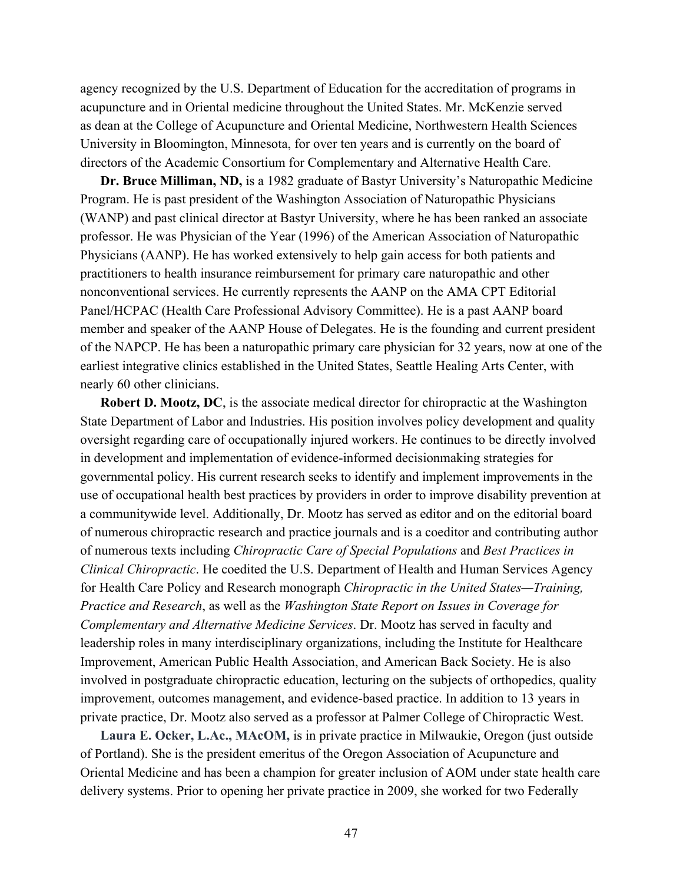agency recognized by the U.S. Department of Education for the accreditation of programs in acupuncture and in Oriental medicine throughout the United States. Mr. McKenzie served as dean at the College of Acupuncture and Oriental Medicine, Northwestern Health Sciences University in Bloomington, Minnesota, for over ten years and is currently on the board of directors of the Academic Consortium for Complementary and Alternative Health Care.

**Dr. Bruce Milliman, ND,** is a 1982 graduate of Bastyr University's Naturopathic Medicine Program. He is past president of the Washington Association of Naturopathic Physicians (WANP) and past clinical director at Bastyr University, where he has been ranked an associate professor. He was Physician of the Year (1996) of the American Association of Naturopathic Physicians (AANP). He has worked extensively to help gain access for both patients and practitioners to health insurance reimbursement for primary care naturopathic and other nonconventional services. He currently represents the AANP on the AMA CPT Editorial Panel/HCPAC (Health Care Professional Advisory Committee). He is a past AANP board member and speaker of the AANP House of Delegates. He is the founding and current president of the NAPCP. He has been a naturopathic primary care physician for 32 years, now at one of the earliest integrative clinics established in the United States, Seattle Healing Arts Center, with nearly 60 other clinicians.

**Robert D. Mootz, DC**, is the associate medical director for chiropractic at the Washington State Department of Labor and Industries. His position involves policy development and quality oversight regarding care of occupationally injured workers. He continues to be directly involved in development and implementation of evidence-informed decisionmaking strategies for governmental policy. His current research seeks to identify and implement improvements in the use of occupational health best practices by providers in order to improve disability prevention at a communitywide level. Additionally, Dr. Mootz has served as editor and on the editorial board of numerous chiropractic research and practice journals and is a coeditor and contributing author of numerous texts including *Chiropractic Care of Special Populations* and *Best Practices in Clinical Chiropractic*. He coedited the U.S. Department of Health and Human Services Agency for Health Care Policy and Research monograph *Chiropractic in the United States—Training, Practice and Research*, as well as the *Washington State Report on Issues in Coverage for Complementary and Alternative Medicine Services*. Dr. Mootz has served in faculty and leadership roles in many interdisciplinary organizations, including the Institute for Healthcare Improvement, American Public Health Association, and American Back Society. He is also involved in postgraduate chiropractic education, lecturing on the subjects of orthopedics, quality improvement, outcomes management, and evidence-based practice. In addition to 13 years in private practice, Dr. Mootz also served as a professor at Palmer College of Chiropractic West.

**Laura E. Ocker, L.Ac., MAcOM,** is in private practice in Milwaukie, Oregon (just outside of Portland). She is the president emeritus of the Oregon Association of Acupuncture and Oriental Medicine and has been a champion for greater inclusion of AOM under state health care delivery systems. Prior to opening her private practice in 2009, she worked for two Federally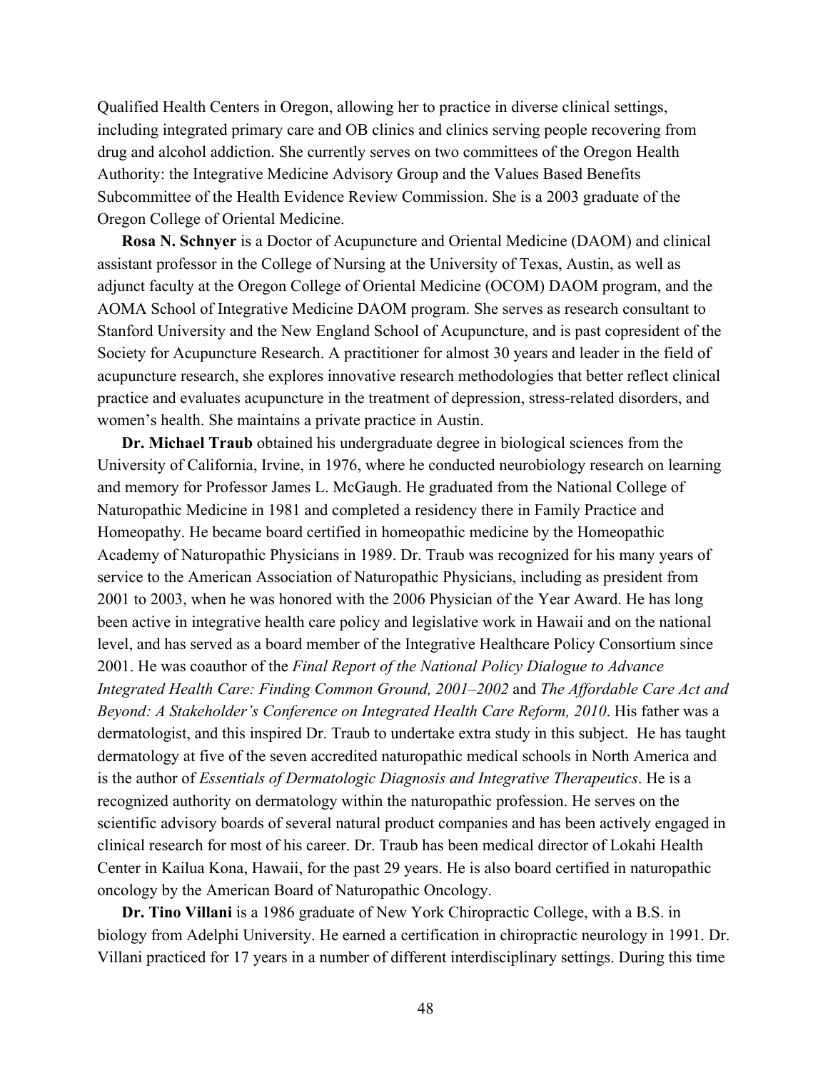Qualified Health Centers in Oregon, allowing her to practice in diverse clinical settings, including integrated primary care and OB clinics and clinics serving people recovering from drug and alcohol addiction. She currently serves on two committees of the Oregon Health Authority: the Integrative Medicine Advisory Group and the Values Based Benefits Subcommittee of the Health Evidence Review Commission. She is a 2003 graduate of the Oregon College of Oriental Medicine.

**Rosa N. Schnyer** is a Doctor of Acupuncture and Oriental Medicine (DAOM) and clinical assistant professor in the College of Nursing at the University of Texas, Austin, as well as adjunct faculty at the Oregon College of Oriental Medicine (OCOM) DAOM program, and the AOMA School of Integrative Medicine DAOM program. She serves as research consultant to Stanford University and the New England School of Acupuncture, and is past copresident of the Society for Acupuncture Research. A practitioner for almost 30 years and leader in the field of acupuncture research, she explores innovative research methodologies that better reflect clinical practice and evaluates acupuncture in the treatment of depression, stress-related disorders, and women's health. She maintains a private practice in Austin.

**Dr. Michael Traub** obtained his undergraduate degree in biological sciences from the University of California, Irvine, in 1976, where he conducted neurobiology research on learning and memory for Professor James L. McGaugh. He graduated from the National College of Naturopathic Medicine in 1981 and completed a residency there in Family Practice and Homeopathy. He became board certified in homeopathic medicine by the Homeopathic Academy of Naturopathic Physicians in 1989. Dr. Traub was recognized for his many years of service to the American Association of Naturopathic Physicians, including as president from 2001 to 2003, when he was honored with the 2006 Physician of the Year Award. He has long been active in integrative health care policy and legislative work in Hawaii and on the national level, and has served as a board member of the Integrative Healthcare Policy Consortium since 2001. He was coauthor of the *Final Report of the National Policy Dialogue to Advance Integrated Health Care: Finding Common Ground, 2001–2002* and *The Affordable Care Act and Beyond: A Stakeholder's Conference on Integrated Health Care Reform, 2010*. His father was a dermatologist, and this inspired Dr. Traub to undertake extra study in this subject. He has taught dermatology at five of the seven accredited naturopathic medical schools in North America and is the author of *Essentials of Dermatologic Diagnosis and Integrative Therapeutics*. He is a recognized authority on dermatology within the naturopathic profession. He serves on the scientific advisory boards of several natural product companies and has been actively engaged in clinical research for most of his career. Dr. Traub has been medical director of Lokahi Health Center in Kailua Kona, Hawaii, for the past 29 years. He is also board certified in naturopathic oncology by the American Board of Naturopathic Oncology.

**Dr. Tino Villani** is a 1986 graduate of New York Chiropractic College, with a B.S. in biology from Adelphi University. He earned a certification in chiropractic neurology in 1991. Dr. Villani practiced for 17 years in a number of different interdisciplinary settings. During this time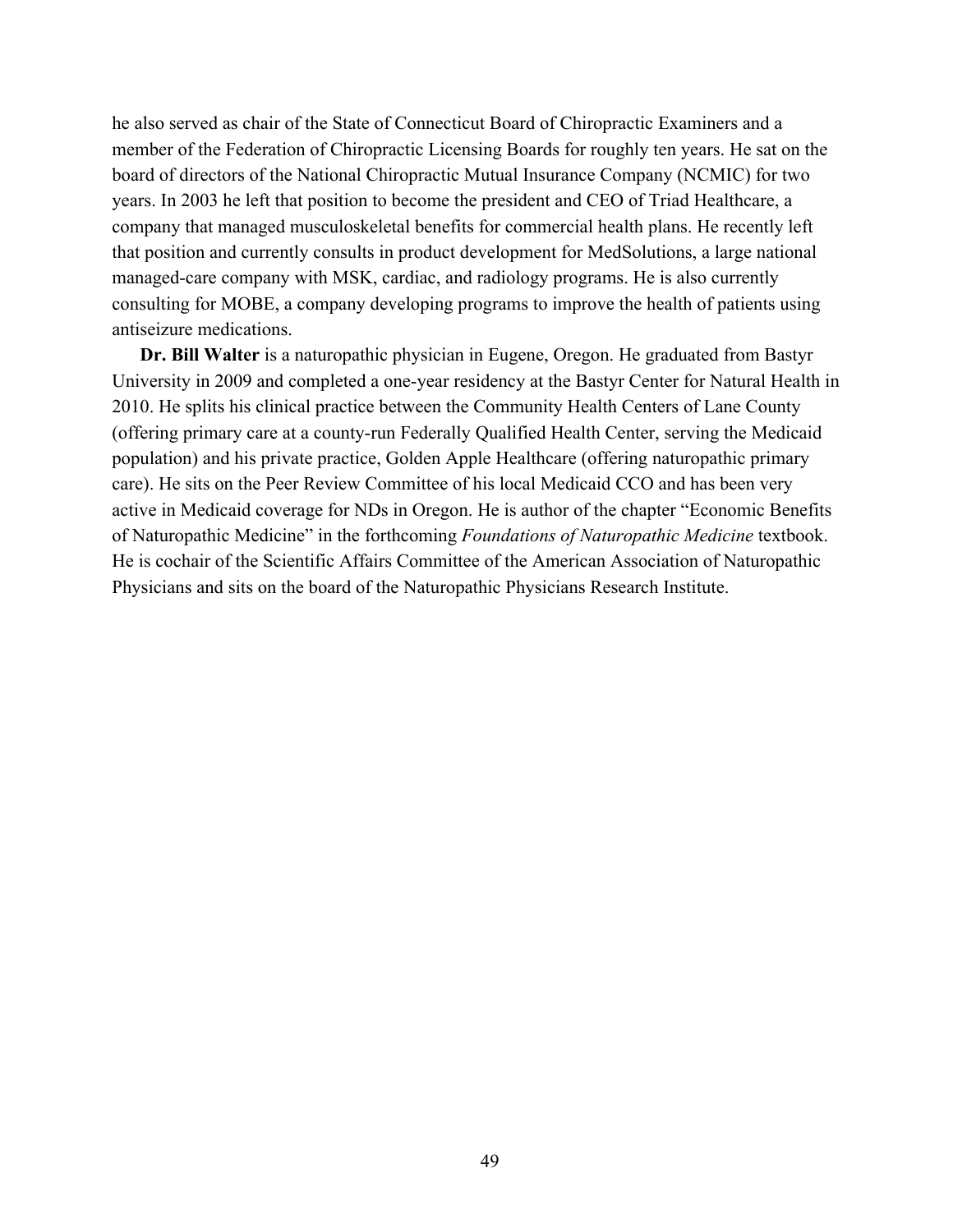he also served as chair of the State of Connecticut Board of Chiropractic Examiners and a member of the Federation of Chiropractic Licensing Boards for roughly ten years. He sat on the board of directors of the National Chiropractic Mutual Insurance Company (NCMIC) for two years. In 2003 he left that position to become the president and CEO of Triad Healthcare, a company that managed musculoskeletal benefits for commercial health plans. He recently left that position and currently consults in product development for MedSolutions, a large national managed-care company with MSK, cardiac, and radiology programs. He is also currently consulting for MOBE, a company developing programs to improve the health of patients using antiseizure medications.

**Dr. Bill Walter** is a naturopathic physician in Eugene, Oregon. He graduated from Bastyr University in 2009 and completed a one-year residency at the Bastyr Center for Natural Health in 2010. He splits his clinical practice between the Community Health Centers of Lane County (offering primary care at a county-run Federally Qualified Health Center, serving the Medicaid population) and his private practice, Golden Apple Healthcare (offering naturopathic primary care). He sits on the Peer Review Committee of his local Medicaid CCO and has been very active in Medicaid coverage for NDs in Oregon. He is author of the chapter "Economic Benefits of Naturopathic Medicine" in the forthcoming *Foundations of Naturopathic Medicine* textbook. He is cochair of the Scientific Affairs Committee of the American Association of Naturopathic Physicians and sits on the board of the Naturopathic Physicians Research Institute.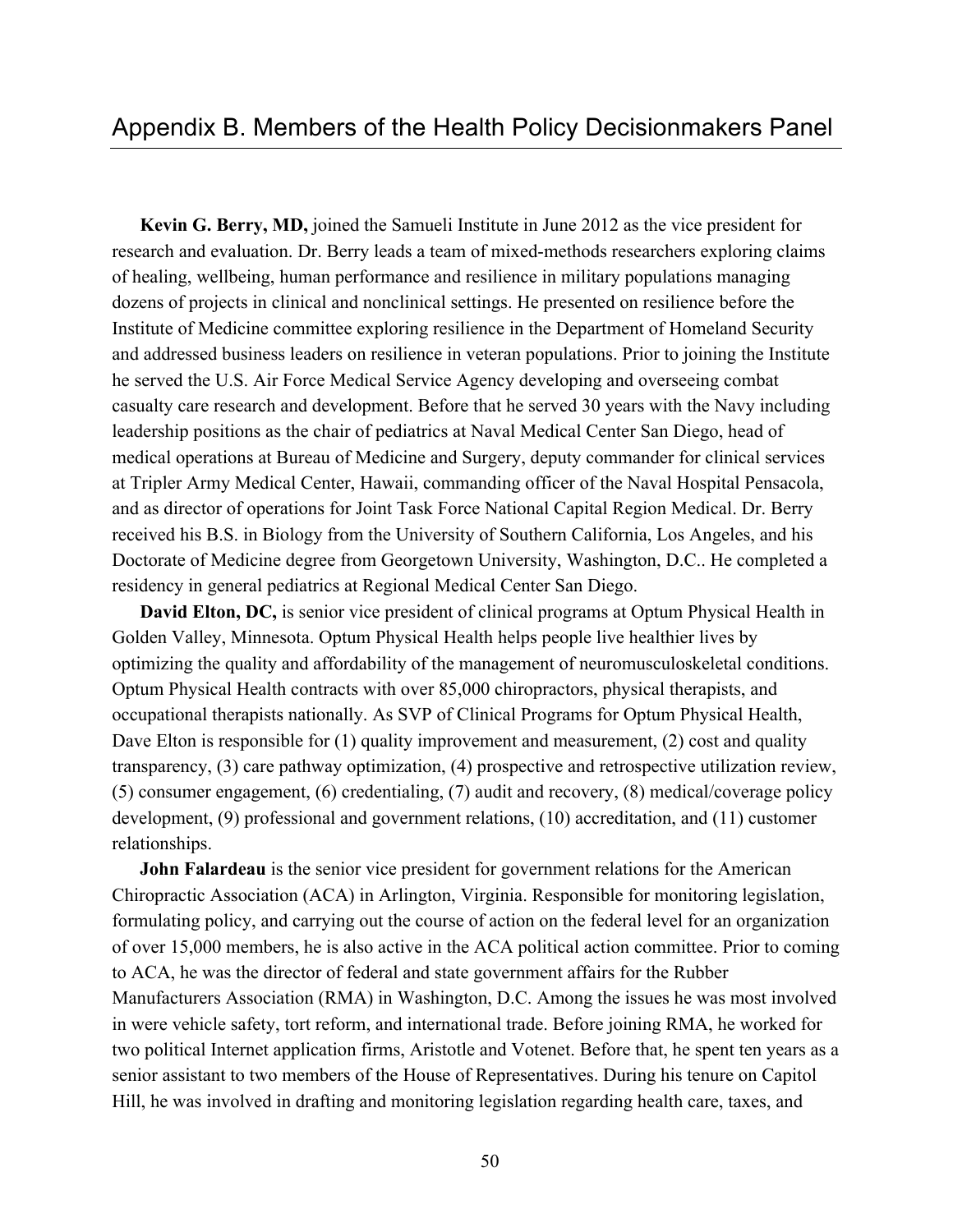# Appendix B. Members of the Health Policy Decisionmakers Panel

**Kevin G. Berry, MD,** joined the Samueli Institute in June 2012 as the vice president for research and evaluation. Dr. Berry leads a team of mixed-methods researchers exploring claims of healing, wellbeing, human performance and resilience in military populations managing dozens of projects in clinical and nonclinical settings. He presented on resilience before the Institute of Medicine committee exploring resilience in the Department of Homeland Security and addressed business leaders on resilience in veteran populations. Prior to joining the Institute he served the U.S. Air Force Medical Service Agency developing and overseeing combat casualty care research and development. Before that he served 30 years with the Navy including leadership positions as the chair of pediatrics at Naval Medical Center San Diego, head of medical operations at Bureau of Medicine and Surgery, deputy commander for clinical services at Tripler Army Medical Center, Hawaii, commanding officer of the Naval Hospital Pensacola, and as director of operations for Joint Task Force National Capital Region Medical. Dr. Berry received his B.S. in Biology from the University of Southern California, Los Angeles, and his Doctorate of Medicine degree from Georgetown University, Washington, D.C.. He completed a residency in general pediatrics at Regional Medical Center San Diego.

**David Elton, DC,** is senior vice president of clinical programs at Optum Physical Health in Golden Valley, Minnesota. Optum Physical Health helps people live healthier lives by optimizing the quality and affordability of the management of neuromusculoskeletal conditions. Optum Physical Health contracts with over 85,000 chiropractors, physical therapists, and occupational therapists nationally. As SVP of Clinical Programs for Optum Physical Health, Dave Elton is responsible for (1) quality improvement and measurement, (2) cost and quality transparency, (3) care pathway optimization, (4) prospective and retrospective utilization review, (5) consumer engagement, (6) credentialing, (7) audit and recovery, (8) medical/coverage policy development, (9) professional and government relations, (10) accreditation, and (11) customer relationships.

**John Falardeau** is the senior vice president for government relations for the American Chiropractic Association (ACA) in Arlington, Virginia. Responsible for monitoring legislation, formulating policy, and carrying out the course of action on the federal level for an organization of over 15,000 members, he is also active in the ACA political action committee. Prior to coming to ACA, he was the director of federal and state government affairs for the Rubber Manufacturers Association (RMA) in Washington, D.C. Among the issues he was most involved in were vehicle safety, tort reform, and international trade. Before joining RMA, he worked for two political Internet application firms, Aristotle and Votenet. Before that, he spent ten years as a senior assistant to two members of the House of Representatives. During his tenure on Capitol Hill, he was involved in drafting and monitoring legislation regarding health care, taxes, and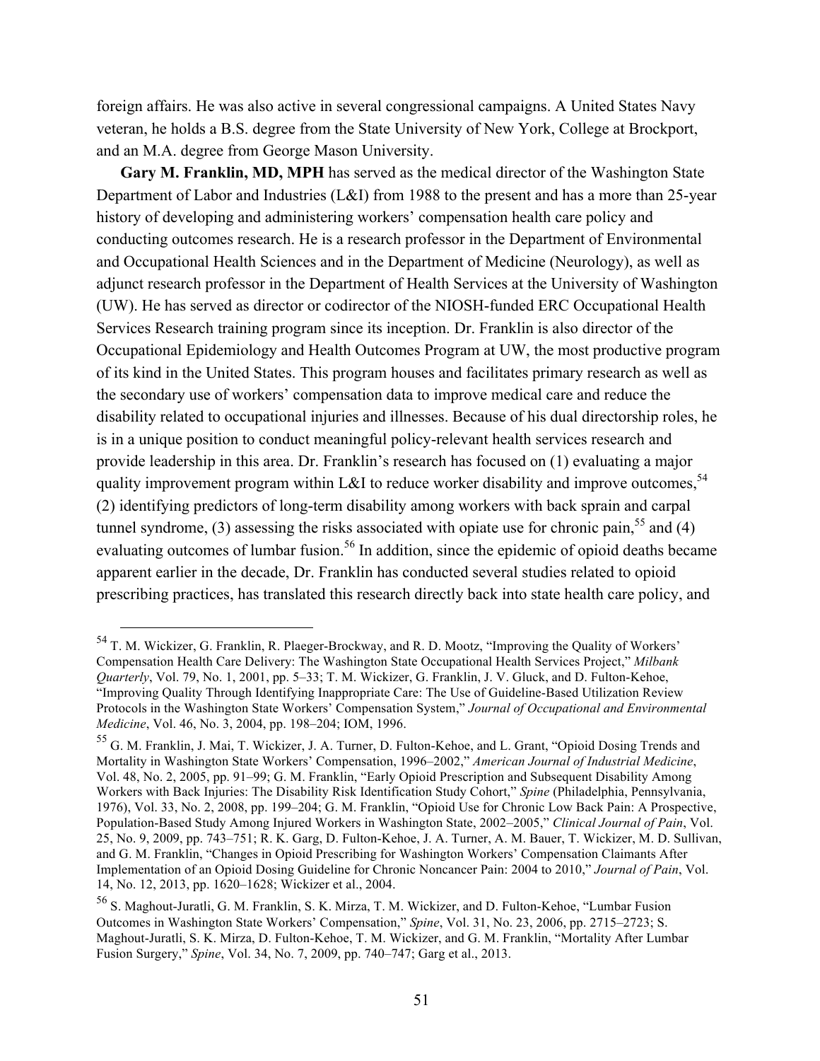foreign affairs. He was also active in several congressional campaigns. A United States Navy veteran, he holds a B.S. degree from the State University of New York, College at Brockport, and an M.A. degree from George Mason University.

**Gary M. Franklin, MD, MPH** has served as the medical director of the Washington State Department of Labor and Industries (L&I) from 1988 to the present and has a more than 25-year history of developing and administering workers' compensation health care policy and conducting outcomes research. He is a research professor in the Department of Environmental and Occupational Health Sciences and in the Department of Medicine (Neurology), as well as adjunct research professor in the Department of Health Services at the University of Washington (UW). He has served as director or codirector of the NIOSH-funded ERC Occupational Health Services Research training program since its inception. Dr. Franklin is also director of the Occupational Epidemiology and Health Outcomes Program at UW, the most productive program of its kind in the United States. This program houses and facilitates primary research as well as the secondary use of workers' compensation data to improve medical care and reduce the disability related to occupational injuries and illnesses. Because of his dual directorship roles, he is in a unique position to conduct meaningful policy-relevant health services research and provide leadership in this area. Dr. Franklin's research has focused on (1) evaluating a major quality improvement program within L&I to reduce worker disability and improve outcomes,[54] (2) identifying predictors of long-term disability among workers with back sprain and carpal tunnel syndrome, (3) assessing the risks associated with opiate use for chronic pain,[55] and (4) evaluating outcomes of lumbar fusion.[56] In addition, since the epidemic of opioid deaths became apparent earlier in the decade, Dr. Franklin has conducted several studies related to opioid prescribing practices, has translated this research directly back into state health care policy, and

---

[54] T. M. Wickizer, G. Franklin, R. Plaeger-Brockway, and R. D. Mootz, "Improving the Quality of Workers' Compensation Health Care Delivery: The Washington State Occupational Health Services Project," *Milbank Quarterly*, Vol. 79, No. 1, 2001, pp. 5–33; T. M. Wickizer, G. Franklin, J. V. Gluck, and D. Fulton-Kehoe, "Improving Quality Through Identifying Inappropriate Care: The Use of Guideline-Based Utilization Review Protocols in the Washington State Workers' Compensation System," *Journal of Occupational and Environmental Medicine*, Vol. 46, No. 3, 2004, pp. 198–204; IOM, 1996.

[55] G. M. Franklin, J. Mai, T. Wickizer, J. A. Turner, D. Fulton-Kehoe, and L. Grant, "Opioid Dosing Trends and Mortality in Washington State Workers' Compensation, 1996–2002," *American Journal of Industrial Medicine*, Vol. 48, No. 2, 2005, pp. 91–99; G. M. Franklin, "Early Opioid Prescription and Subsequent Disability Among Workers with Back Injuries: The Disability Risk Identification Study Cohort," *Spine* (Philadelphia, Pennsylvania, 1976), Vol. 33, No. 2, 2008, pp. 199–204; G. M. Franklin, "Opioid Use for Chronic Low Back Pain: A Prospective, Population-Based Study Among Injured Workers in Washington State, 2002–2005," *Clinical Journal of Pain*, Vol. 25, No. 9, 2009, pp. 743–751; R. K. Garg, D. Fulton-Kehoe, J. A. Turner, A. M. Bauer, T. Wickizer, M. D. Sullivan, and G. M. Franklin, "Changes in Opioid Prescribing for Washington Workers' Compensation Claimants After Implementation of an Opioid Dosing Guideline for Chronic Noncancer Pain: 2004 to 2010," *Journal of Pain*, Vol. 14, No. 12, 2013, pp. 1620–1628; Wickizer et al., 2004.

[56] S. Maghout-Juratli, G. M. Franklin, S. K. Mirza, T. M. Wickizer, and D. Fulton-Kehoe, "Lumbar Fusion Outcomes in Washington State Workers' Compensation," *Spine*, Vol. 31, No. 23, 2006, pp. 2715–2723; S. Maghout-Juratli, S. K. Mirza, D. Fulton-Kehoe, T. M. Wickizer, and G. M. Franklin, "Mortality After Lumbar Fusion Surgery," *Spine*, Vol. 34, No. 7, 2009, pp. 740–747; Garg et al., 2013.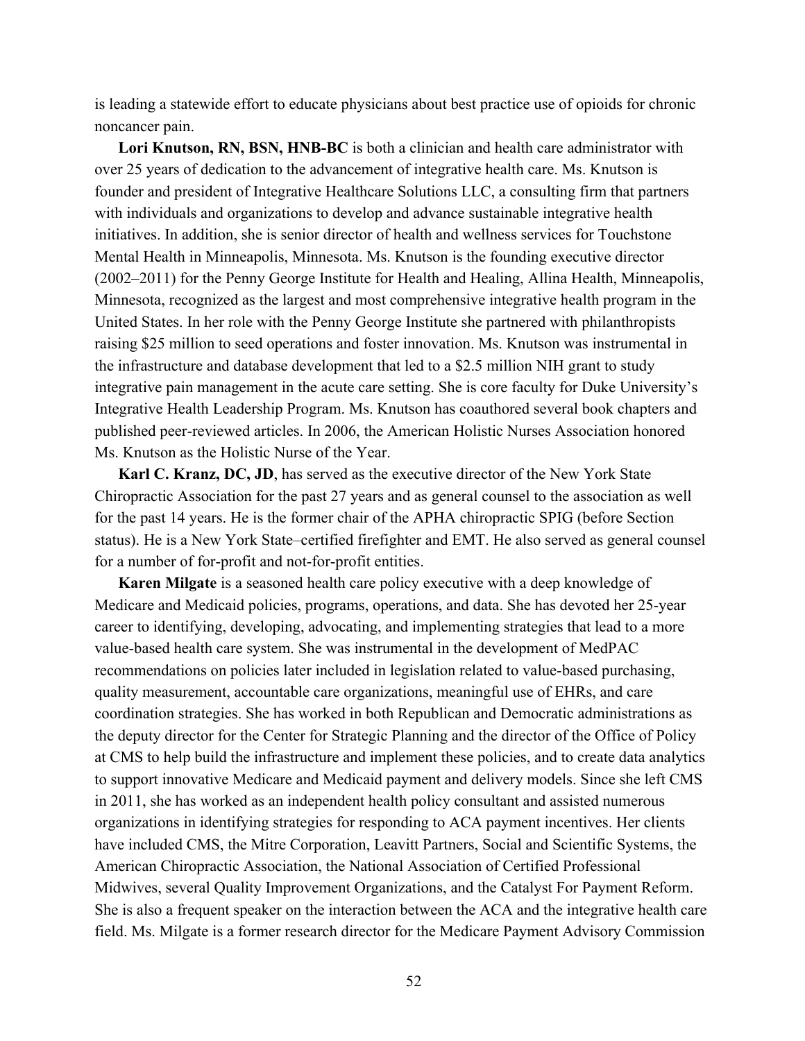is leading a statewide effort to educate physicians about best practice use of opioids for chronic noncancer pain.

**Lori Knutson, RN, BSN, HNB-BC** is both a clinician and health care administrator with over 25 years of dedication to the advancement of integrative health care. Ms. Knutson is founder and president of Integrative Healthcare Solutions LLC, a consulting firm that partners with individuals and organizations to develop and advance sustainable integrative health initiatives. In addition, she is senior director of health and wellness services for Touchstone Mental Health in Minneapolis, Minnesota. Ms. Knutson is the founding executive director (2002–2011) for the Penny George Institute for Health and Healing, Allina Health, Minneapolis, Minnesota, recognized as the largest and most comprehensive integrative health program in the United States. In her role with the Penny George Institute she partnered with philanthropists raising $25 million to seed operations and foster innovation. Ms. Knutson was instrumental in the infrastructure and database development that led to a $2.5 million NIH grant to study integrative pain management in the acute care setting. She is core faculty for Duke University's Integrative Health Leadership Program. Ms. Knutson has coauthored several book chapters and published peer-reviewed articles. In 2006, the American Holistic Nurses Association honored Ms. Knutson as the Holistic Nurse of the Year.

**Karl C. Kranz, DC, JD**, has served as the executive director of the New York State Chiropractic Association for the past 27 years and as general counsel to the association as well for the past 14 years. He is the former chair of the APHA chiropractic SPIG (before Section status). He is a New York State–certified firefighter and EMT. He also served as general counsel for a number of for-profit and not-for-profit entities.

**Karen Milgate** is a seasoned health care policy executive with a deep knowledge of Medicare and Medicaid policies, programs, operations, and data. She has devoted her 25-year career to identifying, developing, advocating, and implementing strategies that lead to a more value-based health care system. She was instrumental in the development of MedPAC recommendations on policies later included in legislation related to value-based purchasing, quality measurement, accountable care organizations, meaningful use of EHRs, and care coordination strategies. She has worked in both Republican and Democratic administrations as the deputy director for the Center for Strategic Planning and the director of the Office of Policy at CMS to help build the infrastructure and implement these policies, and to create data analytics to support innovative Medicare and Medicaid payment and delivery models. Since she left CMS in 2011, she has worked as an independent health policy consultant and assisted numerous organizations in identifying strategies for responding to ACA payment incentives. Her clients have included CMS, the Mitre Corporation, Leavitt Partners, Social and Scientific Systems, the American Chiropractic Association, the National Association of Certified Professional Midwives, several Quality Improvement Organizations, and the Catalyst For Payment Reform. She is also a frequent speaker on the interaction between the ACA and the integrative health care field. Ms. Milgate is a former research director for the Medicare Payment Advisory Commission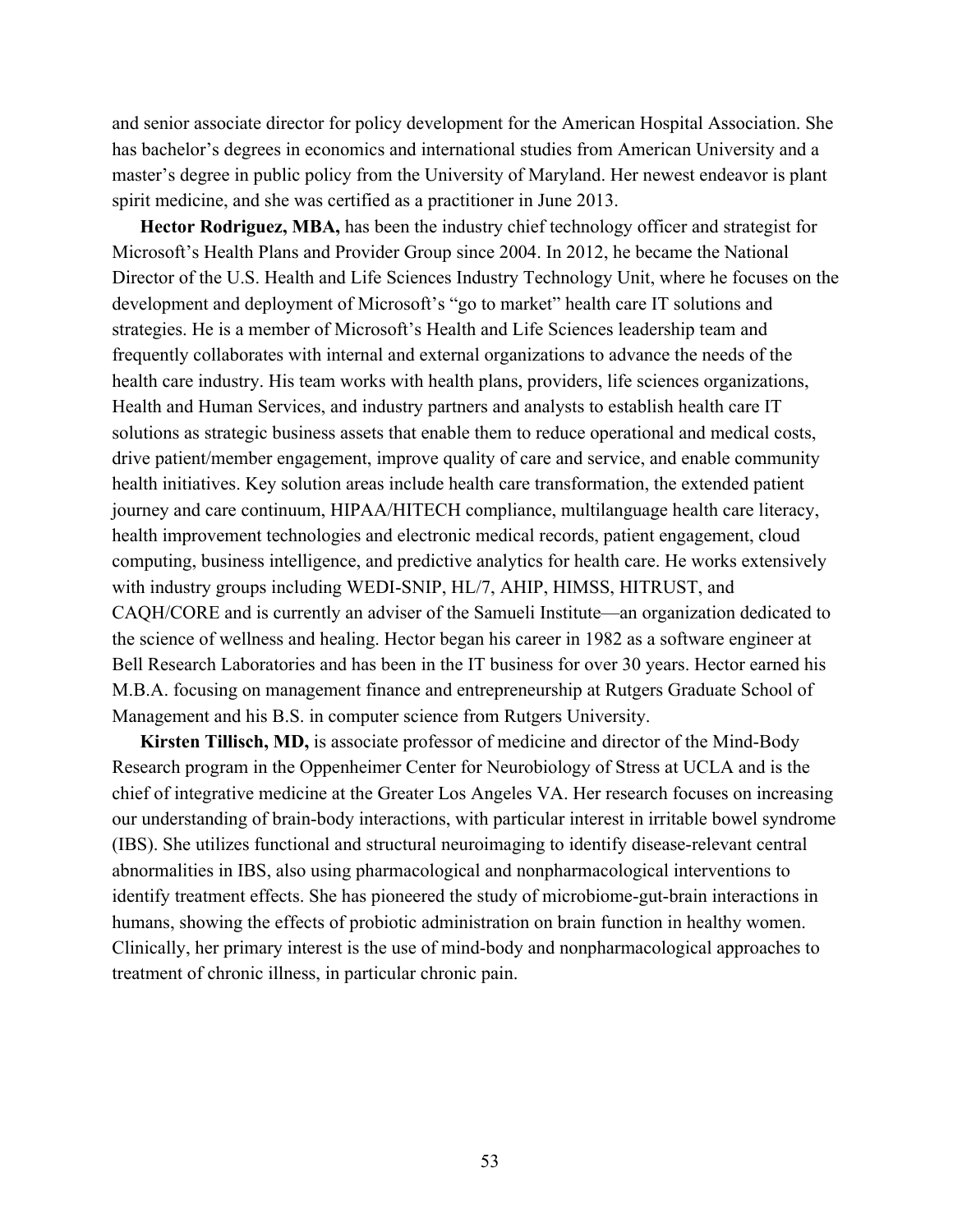and senior associate director for policy development for the American Hospital Association. She has bachelor's degrees in economics and international studies from American University and a master's degree in public policy from the University of Maryland. Her newest endeavor is plant spirit medicine, and she was certified as a practitioner in June 2013.

**Hector Rodriguez, MBA,** has been the industry chief technology officer and strategist for Microsoft's Health Plans and Provider Group since 2004. In 2012, he became the National Director of the U.S. Health and Life Sciences Industry Technology Unit, where he focuses on the development and deployment of Microsoft's "go to market" health care IT solutions and strategies. He is a member of Microsoft's Health and Life Sciences leadership team and frequently collaborates with internal and external organizations to advance the needs of the health care industry. His team works with health plans, providers, life sciences organizations, Health and Human Services, and industry partners and analysts to establish health care IT solutions as strategic business assets that enable them to reduce operational and medical costs, drive patient/member engagement, improve quality of care and service, and enable community health initiatives. Key solution areas include health care transformation, the extended patient journey and care continuum, HIPAA/HITECH compliance, multilanguage health care literacy, health improvement technologies and electronic medical records, patient engagement, cloud computing, business intelligence, and predictive analytics for health care. He works extensively with industry groups including WEDI-SNIP, HL/7, AHIP, HIMSS, HITRUST, and CAQH/CORE and is currently an adviser of the Samueli Institute—an organization dedicated to the science of wellness and healing. Hector began his career in 1982 as a software engineer at Bell Research Laboratories and has been in the IT business for over 30 years. Hector earned his M.B.A. focusing on management finance and entrepreneurship at Rutgers Graduate School of Management and his B.S. in computer science from Rutgers University.

**Kirsten Tillisch, MD,** is associate professor of medicine and director of the Mind-Body Research program in the Oppenheimer Center for Neurobiology of Stress at UCLA and is the chief of integrative medicine at the Greater Los Angeles VA. Her research focuses on increasing our understanding of brain-body interactions, with particular interest in irritable bowel syndrome (IBS). She utilizes functional and structural neuroimaging to identify disease-relevant central abnormalities in IBS, also using pharmacological and nonpharmacological interventions to identify treatment effects. She has pioneered the study of microbiome-gut-brain interactions in humans, showing the effects of probiotic administration on brain function in healthy women. Clinically, her primary interest is the use of mind-body and nonpharmacological approaches to treatment of chronic illness, in particular chronic pain.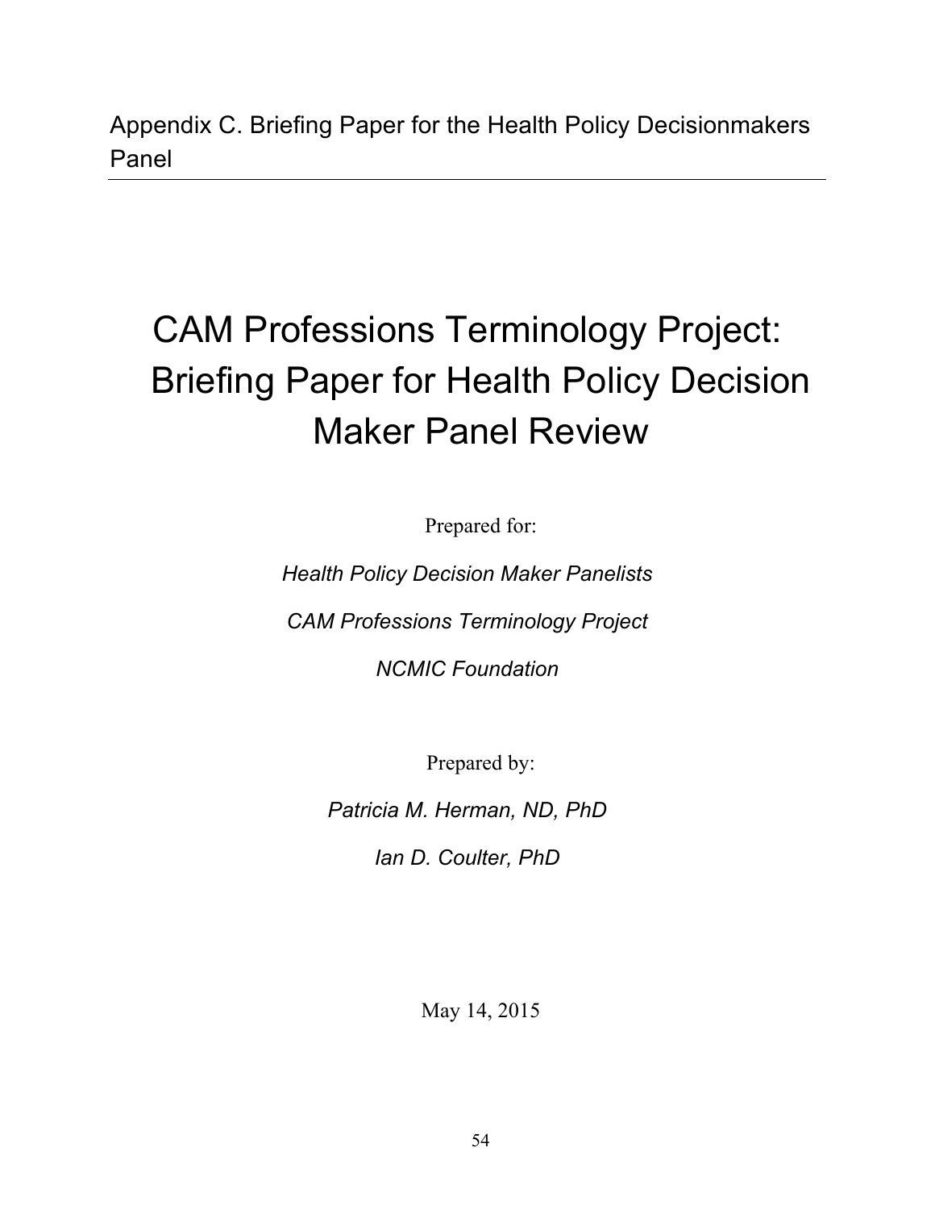# Appendix C. Briefing Paper for the Health Policy Decisionmakers Panel

# CAM Professions Terminology Project: Briefing Paper for Health Policy Decision Maker Panel Review

Prepared for:

*Health Policy Decision Maker Panelists*

*CAM Professions Terminology Project*

*NCMIC Foundation*

Prepared by:

*Patricia M. Herman, ND, PhD*

*Ian D. Coulter, PhD*

May 14, 2015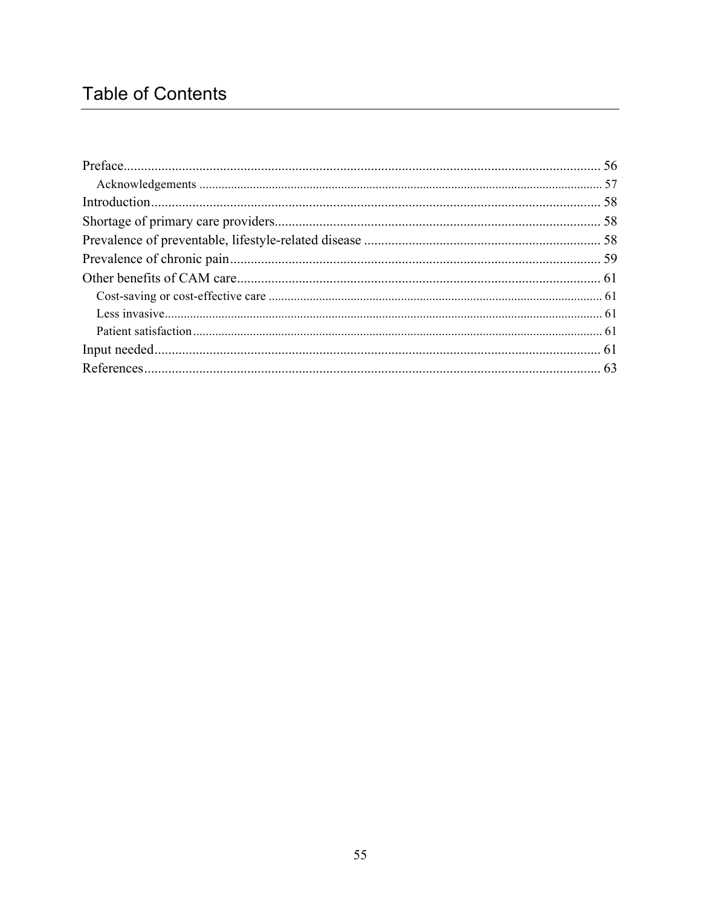# Table of Contents

Preface........................................................................................................................................ 56
- Acknowledgements ............................................................................................................... 57

Introduction................................................................................................................................ 58

Shortage of primary care providers............................................................................................ 58

Prevalence of preventable, lifestyle-related disease .................................................................. 58

Prevalence of chronic pain.......................................................................................................... 59

Other benefits of CAM care........................................................................................................ 61
- Cost-saving or cost-effective care ........................................................................................ 61
- Less invasive.......................................................................................................................... 61
- Patient satisfaction ................................................................................................................ 61

Input needed................................................................................................................................ 61

References................................................................................................................................... 63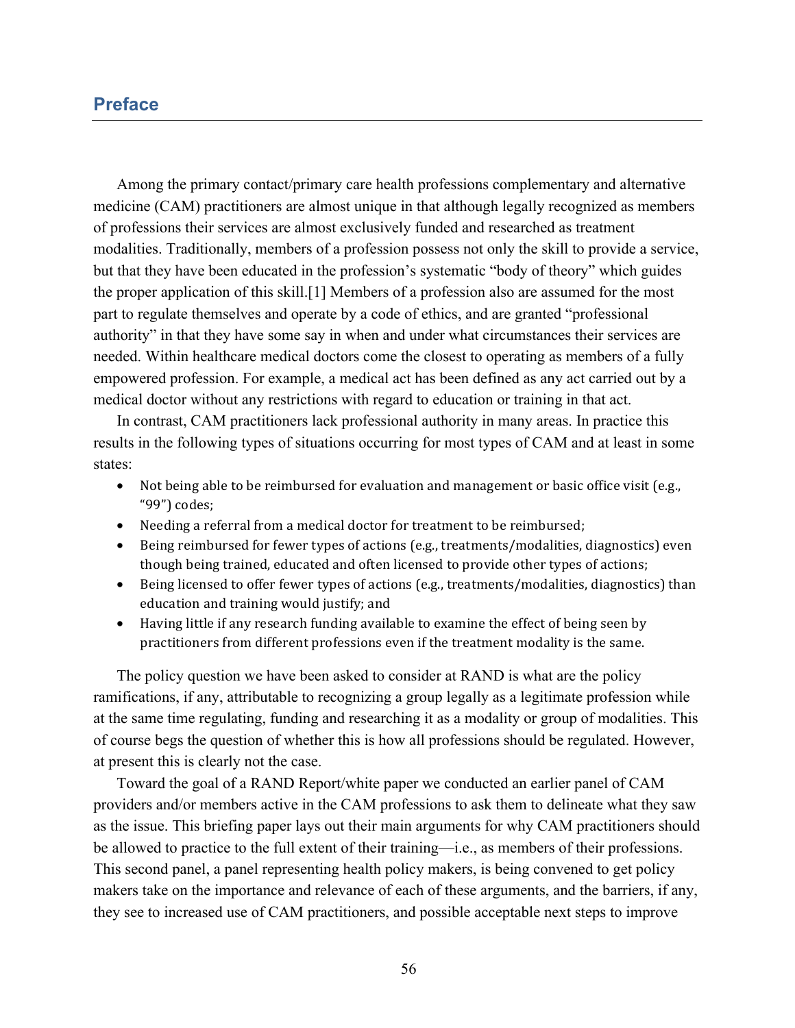## Preface

Among the primary contact/primary care health professions complementary and alternative medicine (CAM) practitioners are almost unique in that although legally recognized as members of professions their services are almost exclusively funded and researched as treatment modalities. Traditionally, members of a profession possess not only the skill to provide a service, but that they have been educated in the profession's systematic "body of theory" which guides the proper application of this skill.[1] Members of a profession also are assumed for the most part to regulate themselves and operate by a code of ethics, and are granted "professional authority" in that they have some say in when and under what circumstances their services are needed. Within healthcare medical doctors come the closest to operating as members of a fully empowered profession. For example, a medical act has been defined as any act carried out by a medical doctor without any restrictions with regard to education or training in that act.

In contrast, CAM practitioners lack professional authority in many areas. In practice this results in the following types of situations occurring for most types of CAM and at least in some states:

- Not being able to be reimbursed for evaluation and management or basic office visit (e.g., "99") codes;
- Needing a referral from a medical doctor for treatment to be reimbursed;
- Being reimbursed for fewer types of actions (e.g., treatments/modalities, diagnostics) even though being trained, educated and often licensed to provide other types of actions;
- Being licensed to offer fewer types of actions (e.g., treatments/modalities, diagnostics) than education and training would justify; and
- Having little if any research funding available to examine the effect of being seen by practitioners from different professions even if the treatment modality is the same.

The policy question we have been asked to consider at RAND is what are the policy ramifications, if any, attributable to recognizing a group legally as a legitimate profession while at the same time regulating, funding and researching it as a modality or group of modalities. This of course begs the question of whether this is how all professions should be regulated. However, at present this is clearly not the case.

Toward the goal of a RAND Report/white paper we conducted an earlier panel of CAM providers and/or members active in the CAM professions to ask them to delineate what they saw as the issue. This briefing paper lays out their main arguments for why CAM practitioners should be allowed to practice to the full extent of their training—i.e., as members of their professions. This second panel, a panel representing health policy makers, is being convened to get policy makers take on the importance and relevance of each of these arguments, and the barriers, if any, they see to increased use of CAM practitioners, and possible acceptable next steps to improve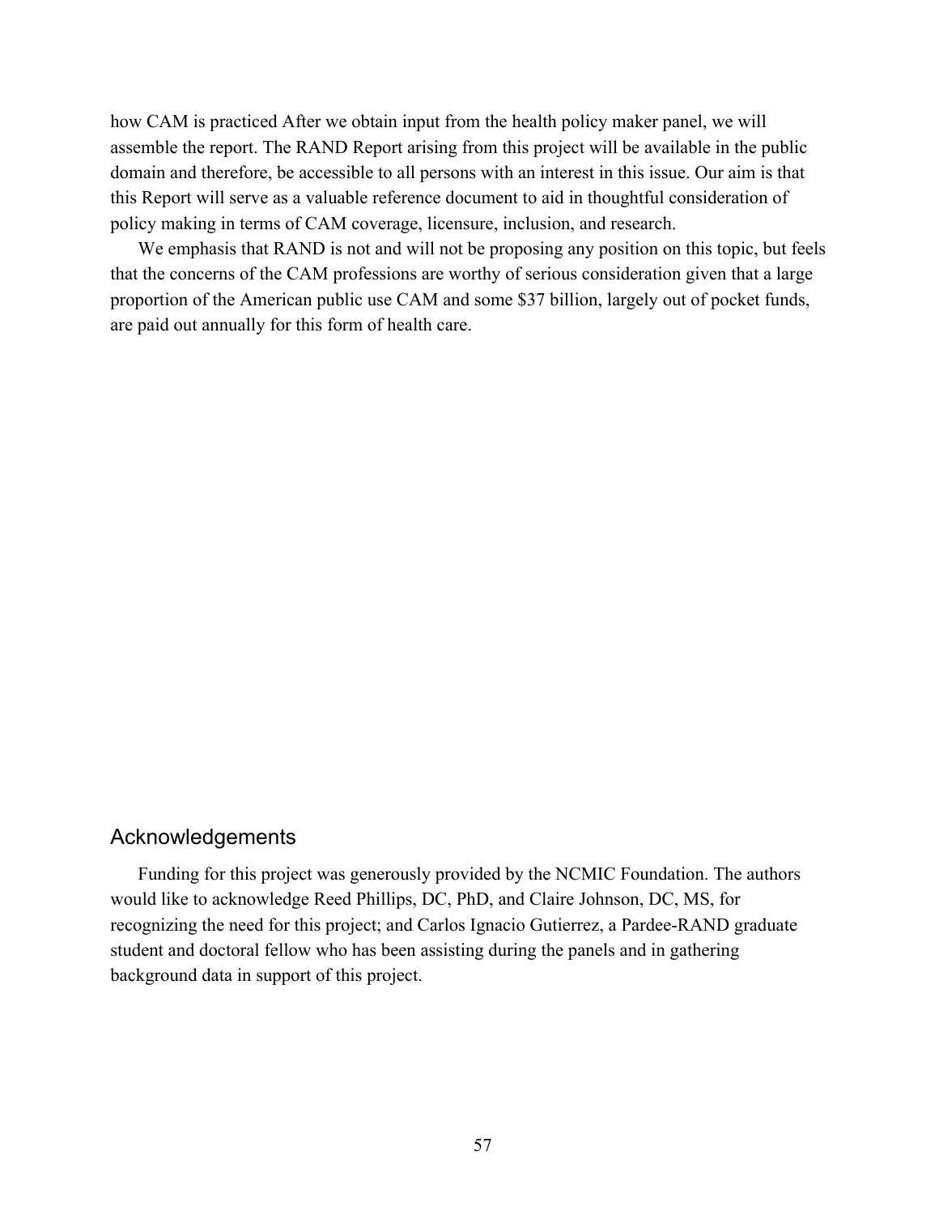how CAM is practiced After we obtain input from the health policy maker panel, we will assemble the report. The RAND Report arising from this project will be available in the public domain and therefore, be accessible to all persons with an interest in this issue. Our aim is that this Report will serve as a valuable reference document to aid in thoughtful consideration of policy making in terms of CAM coverage, licensure, inclusion, and research.

We emphasis that RAND is not and will not be proposing any position on this topic, but feels that the concerns of the CAM professions are worthy of serious consideration given that a large proportion of the American public use CAM and some $37 billion, largely out of pocket funds, are paid out annually for this form of health care.

## Acknowledgements

Funding for this project was generously provided by the NCMIC Foundation. The authors would like to acknowledge Reed Phillips, DC, PhD, and Claire Johnson, DC, MS, for recognizing the need for this project; and Carlos Ignacio Gutierrez, a Pardee-RAND graduate student and doctoral fellow who has been assisting during the panels and in gathering background data in support of this project.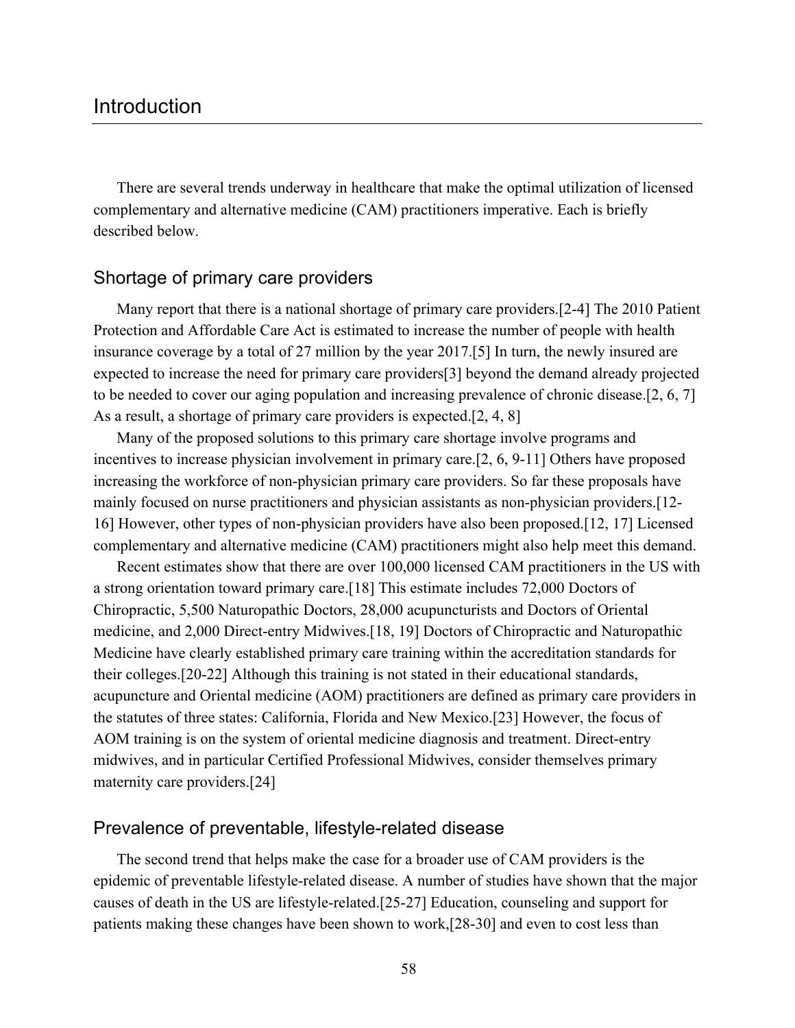# Introduction

There are several trends underway in healthcare that make the optimal utilization of licensed complementary and alternative medicine (CAM) practitioners imperative. Each is briefly described below.

## Shortage of primary care providers

Many report that there is a national shortage of primary care providers.[2-4] The 2010 Patient Protection and Affordable Care Act is estimated to increase the number of people with health insurance coverage by a total of 27 million by the year 2017.[5] In turn, the newly insured are expected to increase the need for primary care providers[3] beyond the demand already projected to be needed to cover our aging population and increasing prevalence of chronic disease.[2, 6, 7] As a result, a shortage of primary care providers is expected.[2, 4, 8]

Many of the proposed solutions to this primary care shortage involve programs and incentives to increase physician involvement in primary care.[2, 6, 9-11] Others have proposed increasing the workforce of non-physician primary care providers. So far these proposals have mainly focused on nurse practitioners and physician assistants as non-physician providers.[12-16] However, other types of non-physician providers have also been proposed.[12, 17] Licensed complementary and alternative medicine (CAM) practitioners might also help meet this demand.

Recent estimates show that there are over 100,000 licensed CAM practitioners in the US with a strong orientation toward primary care.[18] This estimate includes 72,000 Doctors of Chiropractic, 5,500 Naturopathic Doctors, 28,000 acupuncturists and Doctors of Oriental medicine, and 2,000 Direct-entry Midwives.[18, 19] Doctors of Chiropractic and Naturopathic Medicine have clearly established primary care training within the accreditation standards for their colleges.[20-22] Although this training is not stated in their educational standards, acupuncture and Oriental medicine (AOM) practitioners are defined as primary care providers in the statutes of three states: California, Florida and New Mexico.[23] However, the focus of AOM training is on the system of oriental medicine diagnosis and treatment. Direct-entry midwives, and in particular Certified Professional Midwives, consider themselves primary maternity care providers.[24]

## Prevalence of preventable, lifestyle-related disease

The second trend that helps make the case for a broader use of CAM providers is the epidemic of preventable lifestyle-related disease. A number of studies have shown that the major causes of death in the US are lifestyle-related.[25-27] Education, counseling and support for patients making these changes have been shown to work,[28-30] and even to cost less than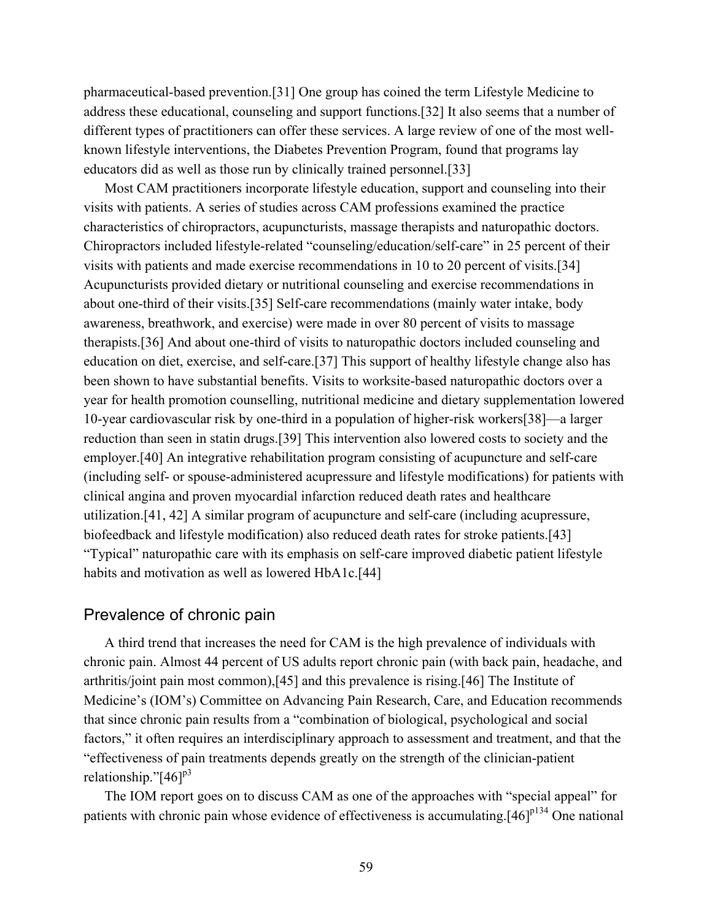pharmaceutical-based prevention.[31] One group has coined the term Lifestyle Medicine to address these educational, counseling and support functions.[32] It also seems that a number of different types of practitioners can offer these services. A large review of one of the most well-known lifestyle interventions, the Diabetes Prevention Program, found that programs lay educators did as well as those run by clinically trained personnel.[33]

Most CAM practitioners incorporate lifestyle education, support and counseling into their visits with patients. A series of studies across CAM professions examined the practice characteristics of chiropractors, acupuncturists, massage therapists and naturopathic doctors. Chiropractors included lifestyle-related "counseling/education/self-care" in 25 percent of their visits with patients and made exercise recommendations in 10 to 20 percent of visits.[34] Acupuncturists provided dietary or nutritional counseling and exercise recommendations in about one-third of their visits.[35] Self-care recommendations (mainly water intake, body awareness, breathwork, and exercise) were made in over 80 percent of visits to massage therapists.[36] And about one-third of visits to naturopathic doctors included counseling and education on diet, exercise, and self-care.[37] This support of healthy lifestyle change also has been shown to have substantial benefits. Visits to worksite-based naturopathic doctors over a year for health promotion counselling, nutritional medicine and dietary supplementation lowered 10-year cardiovascular risk by one-third in a population of higher-risk workers[38]—a larger reduction than seen in statin drugs.[39] This intervention also lowered costs to society and the employer.[40] An integrative rehabilitation program consisting of acupuncture and self-care (including self- or spouse-administered acupressure and lifestyle modifications) for patients with clinical angina and proven myocardial infarction reduced death rates and healthcare utilization.[41, 42] A similar program of acupuncture and self-care (including acupressure, biofeedback and lifestyle modification) also reduced death rates for stroke patients.[43] "Typical" naturopathic care with its emphasis on self-care improved diabetic patient lifestyle habits and motivation as well as lowered HbA1c.[44]

## Prevalence of chronic pain

A third trend that increases the need for CAM is the high prevalence of individuals with chronic pain. Almost 44 percent of US adults report chronic pain (with back pain, headache, and arthritis/joint pain most common),[45] and this prevalence is rising.[46] The Institute of Medicine's (IOM's) Committee on Advancing Pain Research, Care, and Education recommends that since chronic pain results from a "combination of biological, psychological and social factors," it often requires an interdisciplinary approach to assessment and treatment, and that the "effectiveness of pain treatments depends greatly on the strength of the clinician-patient relationship."[46][p3]

The IOM report goes on to discuss CAM as one of the approaches with "special appeal" for patients with chronic pain whose evidence of effectiveness is accumulating.[46][p134] One national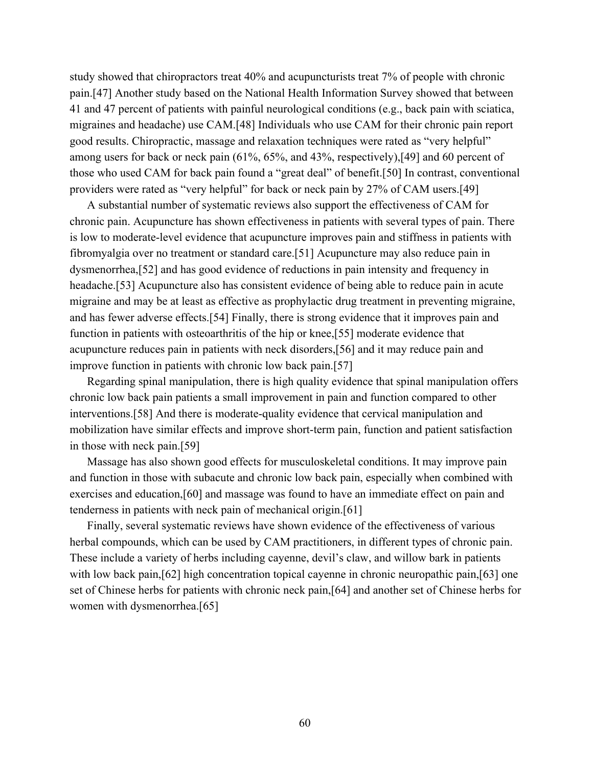study showed that chiropractors treat 40% and acupuncturists treat 7% of people with chronic pain.[47] Another study based on the National Health Information Survey showed that between 41 and 47 percent of patients with painful neurological conditions (e.g., back pain with sciatica, migraines and headache) use CAM.[48] Individuals who use CAM for their chronic pain report good results. Chiropractic, massage and relaxation techniques were rated as "very helpful" among users for back or neck pain (61%, 65%, and 43%, respectively),[49] and 60 percent of those who used CAM for back pain found a "great deal" of benefit.[50] In contrast, conventional providers were rated as "very helpful" for back or neck pain by 27% of CAM users.[49]

A substantial number of systematic reviews also support the effectiveness of CAM for chronic pain. Acupuncture has shown effectiveness in patients with several types of pain. There is low to moderate-level evidence that acupuncture improves pain and stiffness in patients with fibromyalgia over no treatment or standard care.[51] Acupuncture may also reduce pain in dysmenorrhea,[52] and has good evidence of reductions in pain intensity and frequency in headache.[53] Acupuncture also has consistent evidence of being able to reduce pain in acute migraine and may be at least as effective as prophylactic drug treatment in preventing migraine, and has fewer adverse effects.[54] Finally, there is strong evidence that it improves pain and function in patients with osteoarthritis of the hip or knee,[55] moderate evidence that acupuncture reduces pain in patients with neck disorders,[56] and it may reduce pain and improve function in patients with chronic low back pain.[57]

Regarding spinal manipulation, there is high quality evidence that spinal manipulation offers chronic low back pain patients a small improvement in pain and function compared to other interventions.[58] And there is moderate-quality evidence that cervical manipulation and mobilization have similar effects and improve short-term pain, function and patient satisfaction in those with neck pain.[59]

Massage has also shown good effects for musculoskeletal conditions. It may improve pain and function in those with subacute and chronic low back pain, especially when combined with exercises and education,[60] and massage was found to have an immediate effect on pain and tenderness in patients with neck pain of mechanical origin.[61]

Finally, several systematic reviews have shown evidence of the effectiveness of various herbal compounds, which can be used by CAM practitioners, in different types of chronic pain. These include a variety of herbs including cayenne, devil's claw, and willow bark in patients with low back pain,[62] high concentration topical cayenne in chronic neuropathic pain,[63] one set of Chinese herbs for patients with chronic neck pain,[64] and another set of Chinese herbs for women with dysmenorrhea.[65]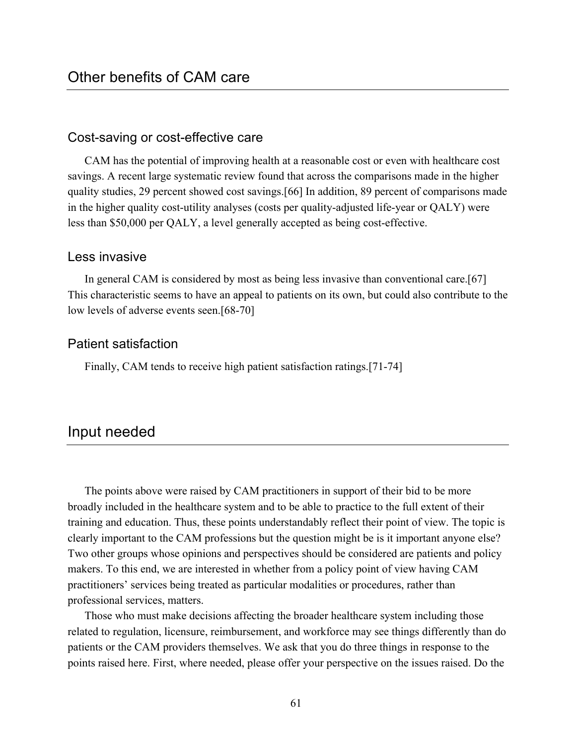## Other benefits of CAM care

### Cost-saving or cost-effective care

CAM has the potential of improving health at a reasonable cost or even with healthcare cost savings. A recent large systematic review found that across the comparisons made in the higher quality studies, 29 percent showed cost savings.[66] In addition, 89 percent of comparisons made in the higher quality cost-utility analyses (costs per quality-adjusted life-year or QALY) were less than $50,000 per QALY, a level generally accepted as being cost-effective.

### Less invasive

In general CAM is considered by most as being less invasive than conventional care.[67] This characteristic seems to have an appeal to patients on its own, but could also contribute to the low levels of adverse events seen.[68-70]

### Patient satisfaction

Finally, CAM tends to receive high patient satisfaction ratings.[71-74]

## Input needed

The points above were raised by CAM practitioners in support of their bid to be more broadly included in the healthcare system and to be able to practice to the full extent of their training and education. Thus, these points understandably reflect their point of view. The topic is clearly important to the CAM professions but the question might be is it important anyone else? Two other groups whose opinions and perspectives should be considered are patients and policy makers. To this end, we are interested in whether from a policy point of view having CAM practitioners' services being treated as particular modalities or procedures, rather than professional services, matters.

Those who must make decisions affecting the broader healthcare system including those related to regulation, licensure, reimbursement, and workforce may see things differently than do patients or the CAM providers themselves. We ask that you do three things in response to the points raised here. First, where needed, please offer your perspective on the issues raised. Do the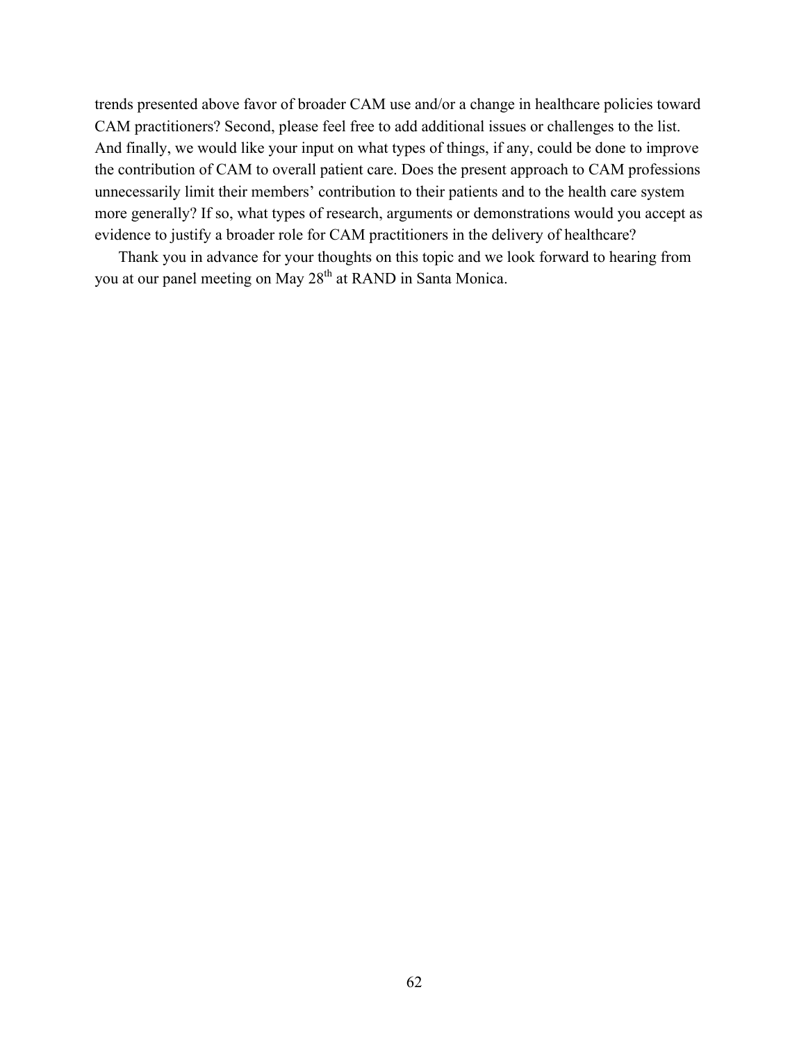trends presented above favor of broader CAM use and/or a change in healthcare policies toward CAM practitioners? Second, please feel free to add additional issues or challenges to the list. And finally, we would like your input on what types of things, if any, could be done to improve the contribution of CAM to overall patient care. Does the present approach to CAM professions unnecessarily limit their members' contribution to their patients and to the health care system more generally? If so, what types of research, arguments or demonstrations would you accept as evidence to justify a broader role for CAM practitioners in the delivery of healthcare?

Thank you in advance for your thoughts on this topic and we look forward to hearing from you at our panel meeting on May 28th at RAND in Santa Monica.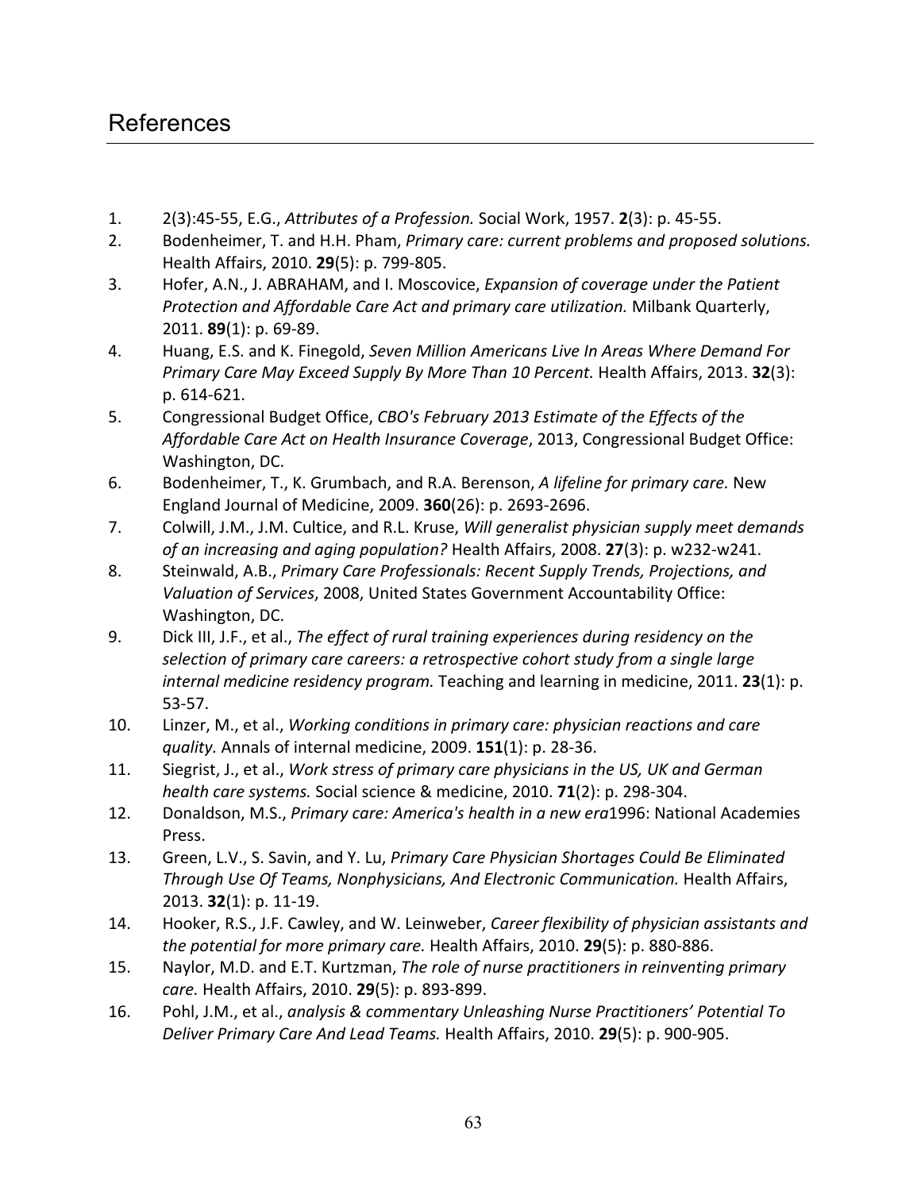# References

1. 2(3):45-55, E.G., *Attributes of a Profession.* Social Work, 1957. **2**(3): p. 45-55.
2. Bodenheimer, T. and H.H. Pham, *Primary care: current problems and proposed solutions.* Health Affairs, 2010. **29**(5): p. 799-805.
3. Hofer, A.N., J. ABRAHAM, and I. Moscovice, *Expansion of coverage under the Patient Protection and Affordable Care Act and primary care utilization.* Milbank Quarterly, 2011. **89**(1): p. 69-89.
4. Huang, E.S. and K. Finegold, *Seven Million Americans Live In Areas Where Demand For Primary Care May Exceed Supply By More Than 10 Percent.* Health Affairs, 2013. **32**(3): p. 614-621.
5. Congressional Budget Office, *CBO's February 2013 Estimate of the Effects of the Affordable Care Act on Health Insurance Coverage*, 2013, Congressional Budget Office: Washington, DC.
6. Bodenheimer, T., K. Grumbach, and R.A. Berenson, *A lifeline for primary care.* New England Journal of Medicine, 2009. **360**(26): p. 2693-2696.
7. Colwill, J.M., J.M. Cultice, and R.L. Kruse, *Will generalist physician supply meet demands of an increasing and aging population?* Health Affairs, 2008. **27**(3): p. w232-w241.
8. Steinwald, A.B., *Primary Care Professionals: Recent Supply Trends, Projections, and Valuation of Services*, 2008, United States Government Accountability Office: Washington, DC.
9. Dick III, J.F., et al., *The effect of rural training experiences during residency on the selection of primary care careers: a retrospective cohort study from a single large internal medicine residency program.* Teaching and learning in medicine, 2011. **23**(1): p. 53-57.
10. Linzer, M., et al., *Working conditions in primary care: physician reactions and care quality.* Annals of internal medicine, 2009. **151**(1): p. 28-36.
11. Siegrist, J., et al., *Work stress of primary care physicians in the US, UK and German health care systems.* Social science & medicine, 2010. **71**(2): p. 298-304.
12. Donaldson, M.S., *Primary care: America's health in a new era*1996: National Academies Press.
13. Green, L.V., S. Savin, and Y. Lu, *Primary Care Physician Shortages Could Be Eliminated Through Use Of Teams, Nonphysicians, And Electronic Communication.* Health Affairs, 2013. **32**(1): p. 11-19.
14. Hooker, R.S., J.F. Cawley, and W. Leinweber, *Career flexibility of physician assistants and the potential for more primary care.* Health Affairs, 2010. **29**(5): p. 880-886.
15. Naylor, M.D. and E.T. Kurtzman, *The role of nurse practitioners in reinventing primary care.* Health Affairs, 2010. **29**(5): p. 893-899.
16. Pohl, J.M., et al., *analysis & commentary Unleashing Nurse Practitioners' Potential To Deliver Primary Care And Lead Teams.* Health Affairs, 2010. **29**(5): p. 900-905.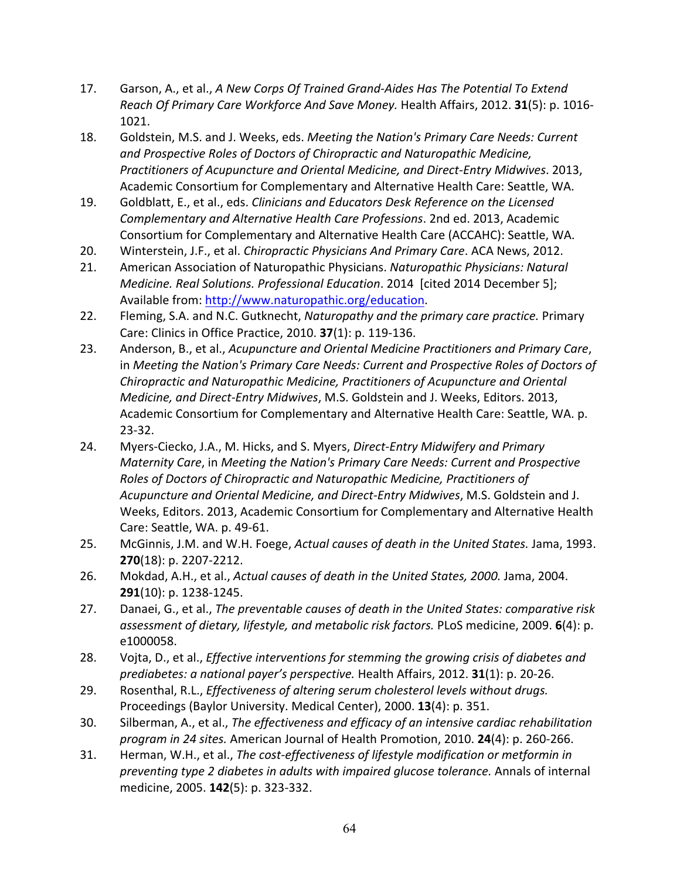17. Garson, A., et al., *A New Corps Of Trained Grand-Aides Has The Potential To Extend Reach Of Primary Care Workforce And Save Money.* Health Affairs, 2012. **31**(5): p. 1016-1021.
18. Goldstein, M.S. and J. Weeks, eds. *Meeting the Nation's Primary Care Needs: Current and Prospective Roles of Doctors of Chiropractic and Naturopathic Medicine, Practitioners of Acupuncture and Oriental Medicine, and Direct-Entry Midwives*. 2013, Academic Consortium for Complementary and Alternative Health Care: Seattle, WA.
19. Goldblatt, E., et al., eds. *Clinicians and Educators Desk Reference on the Licensed Complementary and Alternative Health Care Professions*. 2nd ed. 2013, Academic Consortium for Complementary and Alternative Health Care (ACCAHC): Seattle, WA.
20. Winterstein, J.F., et al. *Chiropractic Physicians And Primary Care*. ACA News, 2012.
21. American Association of Naturopathic Physicians. *Naturopathic Physicians: Natural Medicine. Real Solutions. Professional Education*. 2014 [cited 2014 December 5]; Available from: http://www.naturopathic.org/education.
22. Fleming, S.A. and N.C. Gutknecht, *Naturopathy and the primary care practice.* Primary Care: Clinics in Office Practice, 2010. **37**(1): p. 119-136.
23. Anderson, B., et al., *Acupuncture and Oriental Medicine Practitioners and Primary Care*, in *Meeting the Nation's Primary Care Needs: Current and Prospective Roles of Doctors of Chiropractic and Naturopathic Medicine, Practitioners of Acupuncture and Oriental Medicine, and Direct-Entry Midwives*, M.S. Goldstein and J. Weeks, Editors. 2013, Academic Consortium for Complementary and Alternative Health Care: Seattle, WA. p. 23-32.
24. Myers-Ciecko, J.A., M. Hicks, and S. Myers, *Direct-Entry Midwifery and Primary Maternity Care*, in *Meeting the Nation's Primary Care Needs: Current and Prospective Roles of Doctors of Chiropractic and Naturopathic Medicine, Practitioners of Acupuncture and Oriental Medicine, and Direct-Entry Midwives*, M.S. Goldstein and J. Weeks, Editors. 2013, Academic Consortium for Complementary and Alternative Health Care: Seattle, WA. p. 49-61.
25. McGinnis, J.M. and W.H. Foege, *Actual causes of death in the United States.* Jama, 1993. **270**(18): p. 2207-2212.
26. Mokdad, A.H., et al., *Actual causes of death in the United States, 2000.* Jama, 2004. **291**(10): p. 1238-1245.
27. Danaei, G., et al., *The preventable causes of death in the United States: comparative risk assessment of dietary, lifestyle, and metabolic risk factors.* PLoS medicine, 2009. **6**(4): p. e1000058.
28. Vojta, D., et al., *Effective interventions for stemming the growing crisis of diabetes and prediabetes: a national payer's perspective.* Health Affairs, 2012. **31**(1): p. 20-26.
29. Rosenthal, R.L., *Effectiveness of altering serum cholesterol levels without drugs.* Proceedings (Baylor University. Medical Center), 2000. **13**(4): p. 351.
30. Silberman, A., et al., *The effectiveness and efficacy of an intensive cardiac rehabilitation program in 24 sites.* American Journal of Health Promotion, 2010. **24**(4): p. 260-266.
31. Herman, W.H., et al., *The cost-effectiveness of lifestyle modification or metformin in preventing type 2 diabetes in adults with impaired glucose tolerance.* Annals of internal medicine, 2005. **142**(5): p. 323-332.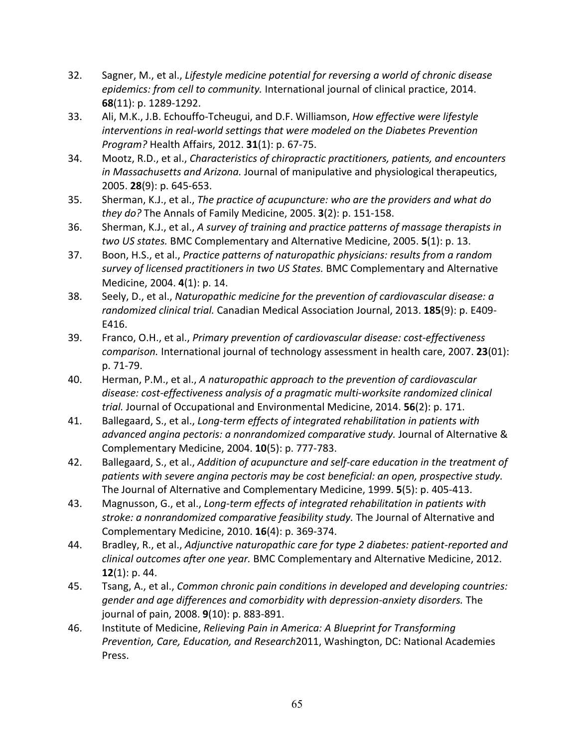32. Sagner, M., et al., *Lifestyle medicine potential for reversing a world of chronic disease epidemics: from cell to community.* International journal of clinical practice, 2014. **68**(11): p. 1289-1292.
33. Ali, M.K., J.B. Echouffo-Tcheugui, and D.F. Williamson, *How effective were lifestyle interventions in real-world settings that were modeled on the Diabetes Prevention Program?* Health Affairs, 2012. **31**(1): p. 67-75.
34. Mootz, R.D., et al., *Characteristics of chiropractic practitioners, patients, and encounters in Massachusetts and Arizona.* Journal of manipulative and physiological therapeutics, 2005. **28**(9): p. 645-653.
35. Sherman, K.J., et al., *The practice of acupuncture: who are the providers and what do they do?* The Annals of Family Medicine, 2005. **3**(2): p. 151-158.
36. Sherman, K.J., et al., *A survey of training and practice patterns of massage therapists in two US states.* BMC Complementary and Alternative Medicine, 2005. **5**(1): p. 13.
37. Boon, H.S., et al., *Practice patterns of naturopathic physicians: results from a random survey of licensed practitioners in two US States.* BMC Complementary and Alternative Medicine, 2004. **4**(1): p. 14.
38. Seely, D., et al., *Naturopathic medicine for the prevention of cardiovascular disease: a randomized clinical trial.* Canadian Medical Association Journal, 2013. **185**(9): p. E409-E416.
39. Franco, O.H., et al., *Primary prevention of cardiovascular disease: cost-effectiveness comparison.* International journal of technology assessment in health care, 2007. **23**(01): p. 71-79.
40. Herman, P.M., et al., *A naturopathic approach to the prevention of cardiovascular disease: cost-effectiveness analysis of a pragmatic multi-worksite randomized clinical trial.* Journal of Occupational and Environmental Medicine, 2014. **56**(2): p. 171.
41. Ballegaard, S., et al., *Long-term effects of integrated rehabilitation in patients with advanced angina pectoris: a nonrandomized comparative study.* Journal of Alternative & Complementary Medicine, 2004. **10**(5): p. 777-783.
42. Ballegaard, S., et al., *Addition of acupuncture and self-care education in the treatment of patients with severe angina pectoris may be cost beneficial: an open, prospective study.* The Journal of Alternative and Complementary Medicine, 1999. **5**(5): p. 405-413.
43. Magnusson, G., et al., *Long-term effects of integrated rehabilitation in patients with stroke: a nonrandomized comparative feasibility study.* The Journal of Alternative and Complementary Medicine, 2010. **16**(4): p. 369-374.
44. Bradley, R., et al., *Adjunctive naturopathic care for type 2 diabetes: patient-reported and clinical outcomes after one year.* BMC Complementary and Alternative Medicine, 2012. **12**(1): p. 44.
45. Tsang, A., et al., *Common chronic pain conditions in developed and developing countries: gender and age differences and comorbidity with depression-anxiety disorders.* The journal of pain, 2008. **9**(10): p. 883-891.
46. Institute of Medicine, *Relieving Pain in America: A Blueprint for Transforming Prevention, Care, Education, and Research*2011, Washington, DC: National Academies Press.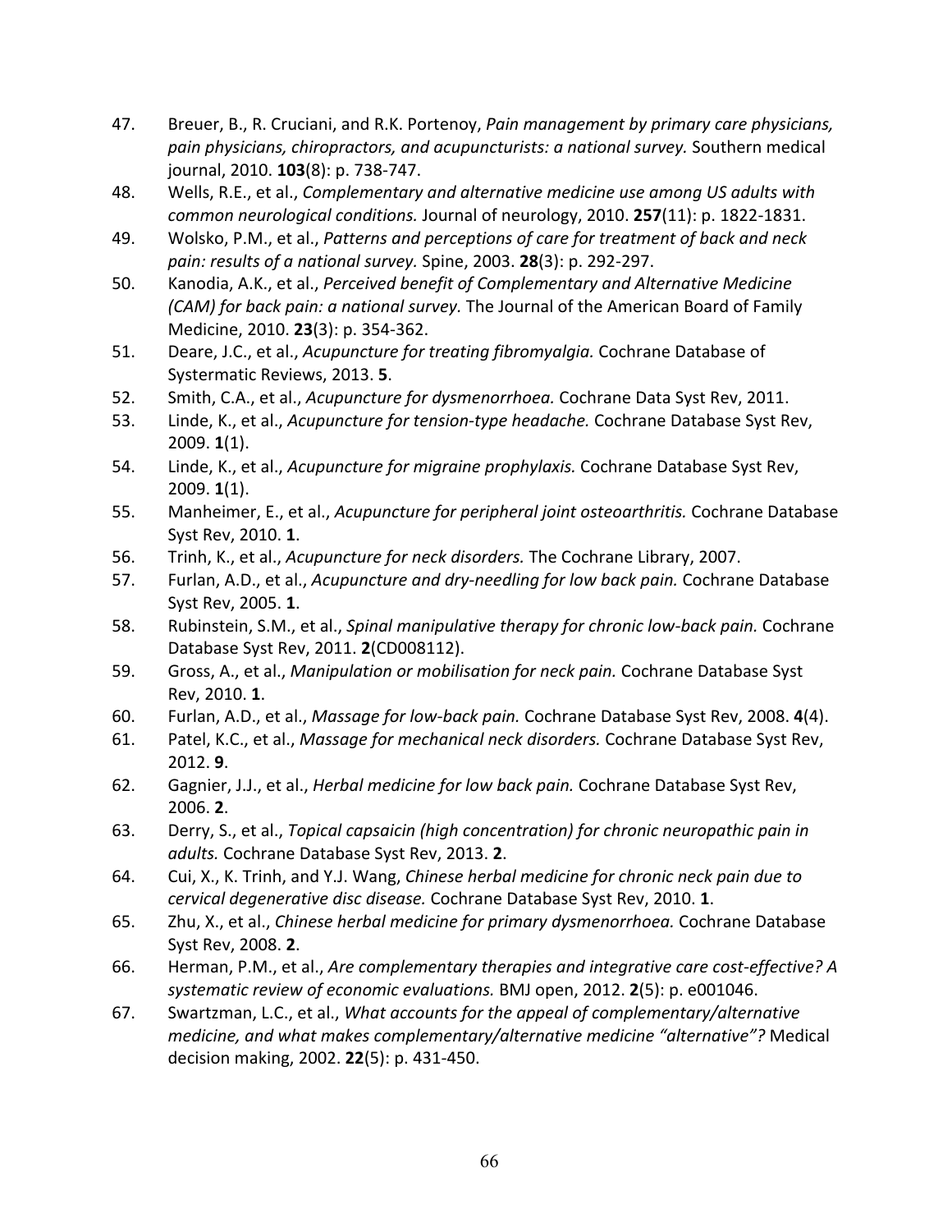47. Breuer, B., R. Cruciani, and R.K. Portenoy, *Pain management by primary care physicians, pain physicians, chiropractors, and acupuncturists: a national survey.* Southern medical journal, 2010. **103**(8): p. 738-747.
48. Wells, R.E., et al., *Complementary and alternative medicine use among US adults with common neurological conditions.* Journal of neurology, 2010. **257**(11): p. 1822-1831.
49. Wolsko, P.M., et al., *Patterns and perceptions of care for treatment of back and neck pain: results of a national survey.* Spine, 2003. **28**(3): p. 292-297.
50. Kanodia, A.K., et al., *Perceived benefit of Complementary and Alternative Medicine (CAM) for back pain: a national survey.* The Journal of the American Board of Family Medicine, 2010. **23**(3): p. 354-362.
51. Deare, J.C., et al., *Acupuncture for treating fibromyalgia.* Cochrane Database of Systermatic Reviews, 2013. **5**.
52. Smith, C.A., et al., *Acupuncture for dysmenorrhoea.* Cochrane Data Syst Rev, 2011.
53. Linde, K., et al., *Acupuncture for tension-type headache.* Cochrane Database Syst Rev, 2009. **1**(1).
54. Linde, K., et al., *Acupuncture for migraine prophylaxis.* Cochrane Database Syst Rev, 2009. **1**(1).
55. Manheimer, E., et al., *Acupuncture for peripheral joint osteoarthritis.* Cochrane Database Syst Rev, 2010. **1**.
56. Trinh, K., et al., *Acupuncture for neck disorders.* The Cochrane Library, 2007.
57. Furlan, A.D., et al., *Acupuncture and dry-needling for low back pain.* Cochrane Database Syst Rev, 2005. **1**.
58. Rubinstein, S.M., et al., *Spinal manipulative therapy for chronic low-back pain.* Cochrane Database Syst Rev, 2011. **2**(CD008112).
59. Gross, A., et al., *Manipulation or mobilisation for neck pain.* Cochrane Database Syst Rev, 2010. **1**.
60. Furlan, A.D., et al., *Massage for low-back pain.* Cochrane Database Syst Rev, 2008. **4**(4).
61. Patel, K.C., et al., *Massage for mechanical neck disorders.* Cochrane Database Syst Rev, 2012. **9**.
62. Gagnier, J.J., et al., *Herbal medicine for low back pain.* Cochrane Database Syst Rev, 2006. **2**.
63. Derry, S., et al., *Topical capsaicin (high concentration) for chronic neuropathic pain in adults.* Cochrane Database Syst Rev, 2013. **2**.
64. Cui, X., K. Trinh, and Y.J. Wang, *Chinese herbal medicine for chronic neck pain due to cervical degenerative disc disease.* Cochrane Database Syst Rev, 2010. **1**.
65. Zhu, X., et al., *Chinese herbal medicine for primary dysmenorrhoea.* Cochrane Database Syst Rev, 2008. **2**.
66. Herman, P.M., et al., *Are complementary therapies and integrative care cost-effective? A systematic review of economic evaluations.* BMJ open, 2012. **2**(5): p. e001046.
67. Swartzman, L.C., et al., *What accounts for the appeal of complementary/alternative medicine, and what makes complementary/alternative medicine "alternative"?* Medical decision making, 2002. **22**(5): p. 431-450.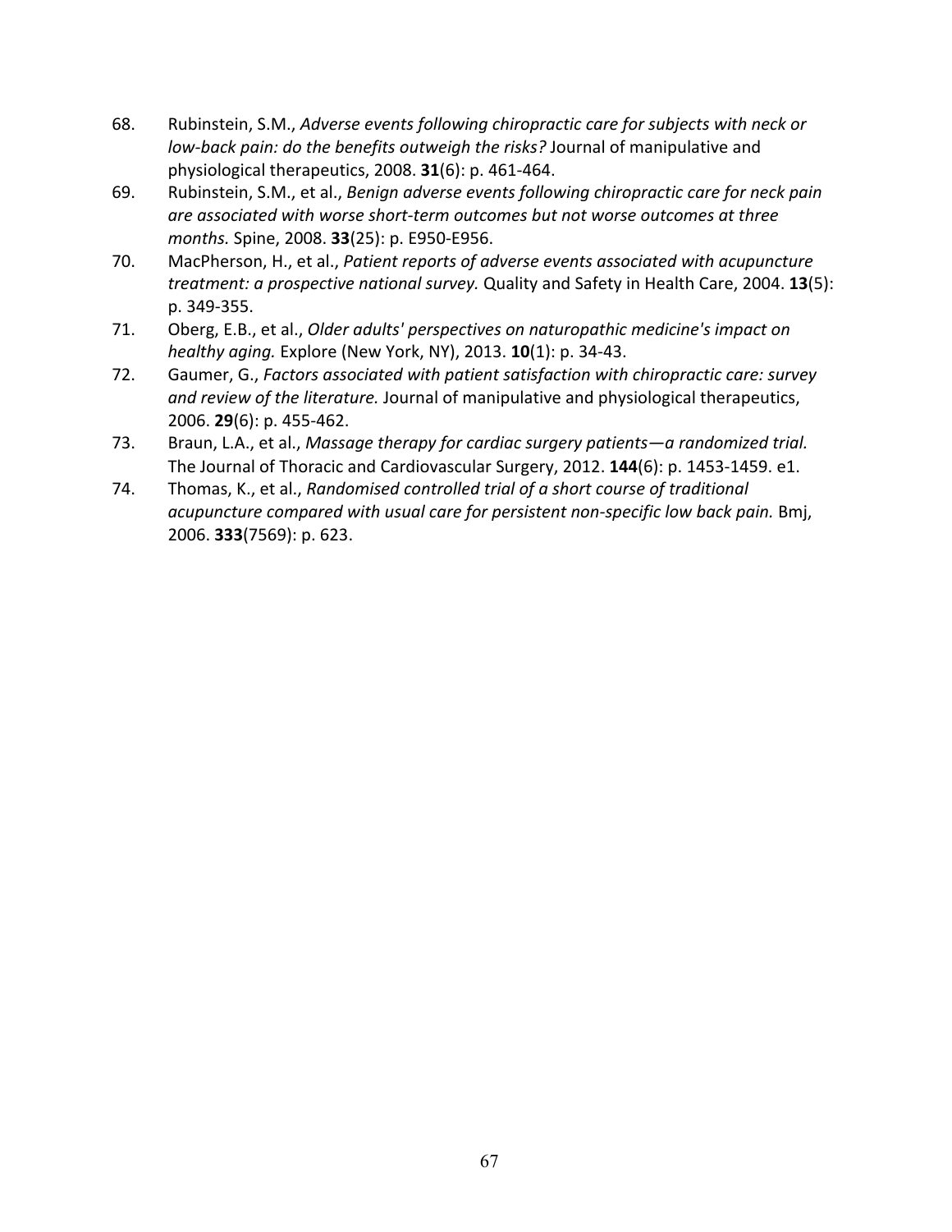68. Rubinstein, S.M., *Adverse events following chiropractic care for subjects with neck or low-back pain: do the benefits outweigh the risks?* Journal of manipulative and physiological therapeutics, 2008. **31**(6): p. 461-464.
69. Rubinstein, S.M., et al., *Benign adverse events following chiropractic care for neck pain are associated with worse short-term outcomes but not worse outcomes at three months.* Spine, 2008. **33**(25): p. E950-E956.
70. MacPherson, H., et al., *Patient reports of adverse events associated with acupuncture treatment: a prospective national survey.* Quality and Safety in Health Care, 2004. **13**(5): p. 349-355.
71. Oberg, E.B., et al., *Older adults' perspectives on naturopathic medicine's impact on healthy aging.* Explore (New York, NY), 2013. **10**(1): p. 34-43.
72. Gaumer, G., *Factors associated with patient satisfaction with chiropractic care: survey and review of the literature.* Journal of manipulative and physiological therapeutics, 2006. **29**(6): p. 455-462.
73. Braun, L.A., et al., *Massage therapy for cardiac surgery patients—a randomized trial.* The Journal of Thoracic and Cardiovascular Surgery, 2012. **144**(6): p. 1453-1459. e1.
74. Thomas, K., et al., *Randomised controlled trial of a short course of traditional acupuncture compared with usual care for persistent non-specific low back pain.* Bmj, 2006. **333**(7569): p. 623.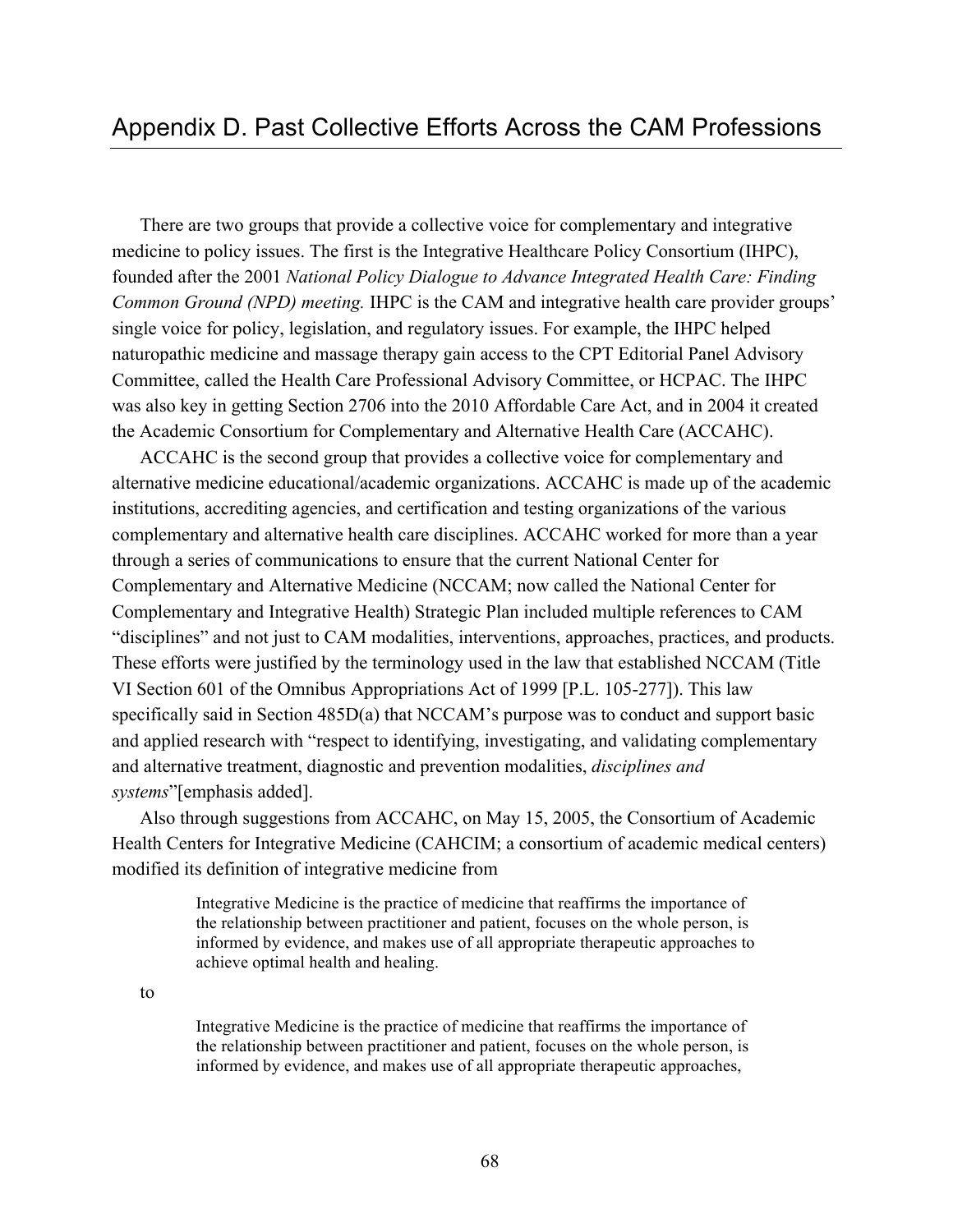# Appendix D. Past Collective Efforts Across the CAM Professions

There are two groups that provide a collective voice for complementary and integrative medicine to policy issues. The first is the Integrative Healthcare Policy Consortium (IHPC), founded after the 2001 *National Policy Dialogue to Advance Integrated Health Care: Finding Common Ground (NPD) meeting.* IHPC is the CAM and integrative health care provider groups' single voice for policy, legislation, and regulatory issues. For example, the IHPC helped naturopathic medicine and massage therapy gain access to the CPT Editorial Panel Advisory Committee, called the Health Care Professional Advisory Committee, or HCPAC. The IHPC was also key in getting Section 2706 into the 2010 Affordable Care Act, and in 2004 it created the Academic Consortium for Complementary and Alternative Health Care (ACCAHC).

ACCAHC is the second group that provides a collective voice for complementary and alternative medicine educational/academic organizations. ACCAHC is made up of the academic institutions, accrediting agencies, and certification and testing organizations of the various complementary and alternative health care disciplines. ACCAHC worked for more than a year through a series of communications to ensure that the current National Center for Complementary and Alternative Medicine (NCCAM; now called the National Center for Complementary and Integrative Health) Strategic Plan included multiple references to CAM "disciplines" and not just to CAM modalities, interventions, approaches, practices, and products. These efforts were justified by the terminology used in the law that established NCCAM (Title VI Section 601 of the Omnibus Appropriations Act of 1999 [P.L. 105-277]). This law specifically said in Section 485D(a) that NCCAM's purpose was to conduct and support basic and applied research with "respect to identifying, investigating, and validating complementary and alternative treatment, diagnostic and prevention modalities, *disciplines and systems*"[emphasis added].

Also through suggestions from ACCAHC, on May 15, 2005, the Consortium of Academic Health Centers for Integrative Medicine (CAHCIM; a consortium of academic medical centers) modified its definition of integrative medicine from

> Integrative Medicine is the practice of medicine that reaffirms the importance of the relationship between practitioner and patient, focuses on the whole person, is informed by evidence, and makes use of all appropriate therapeutic approaches to achieve optimal health and healing.

to

> Integrative Medicine is the practice of medicine that reaffirms the importance of the relationship between practitioner and patient, focuses on the whole person, is informed by evidence, and makes use of all appropriate therapeutic approaches,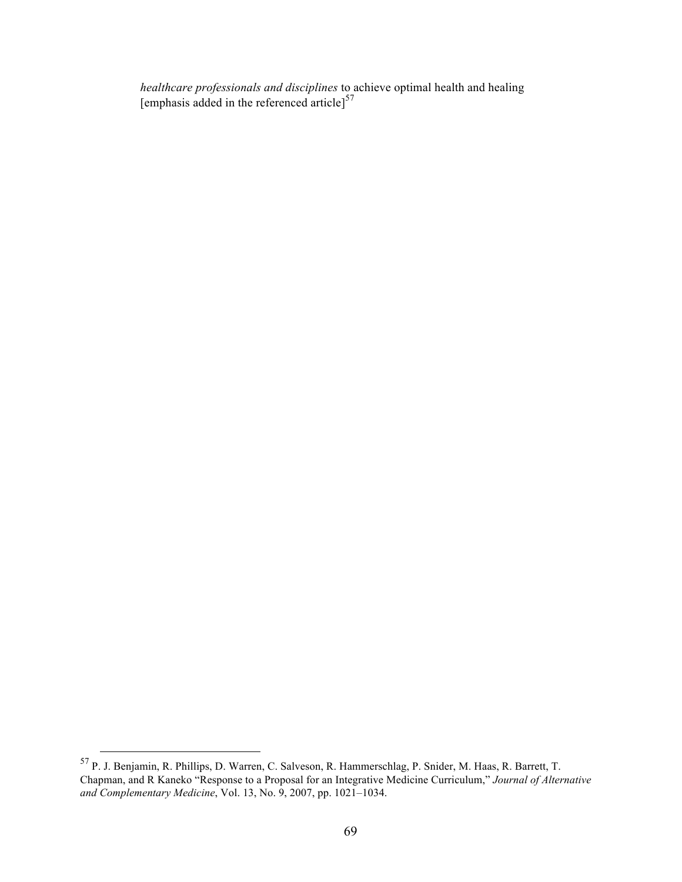> *healthcare professionals and disciplines* to achieve optimal health and healing [emphasis added in the referenced article][57]

---

[57] P. J. Benjamin, R. Phillips, D. Warren, C. Salveson, R. Hammerschlag, P. Snider, M. Haas, R. Barrett, T. Chapman, and R Kaneko "Response to a Proposal for an Integrative Medicine Curriculum," *Journal of Alternative and Complementary Medicine*, Vol. 13, No. 9, 2007, pp. 1021–1034.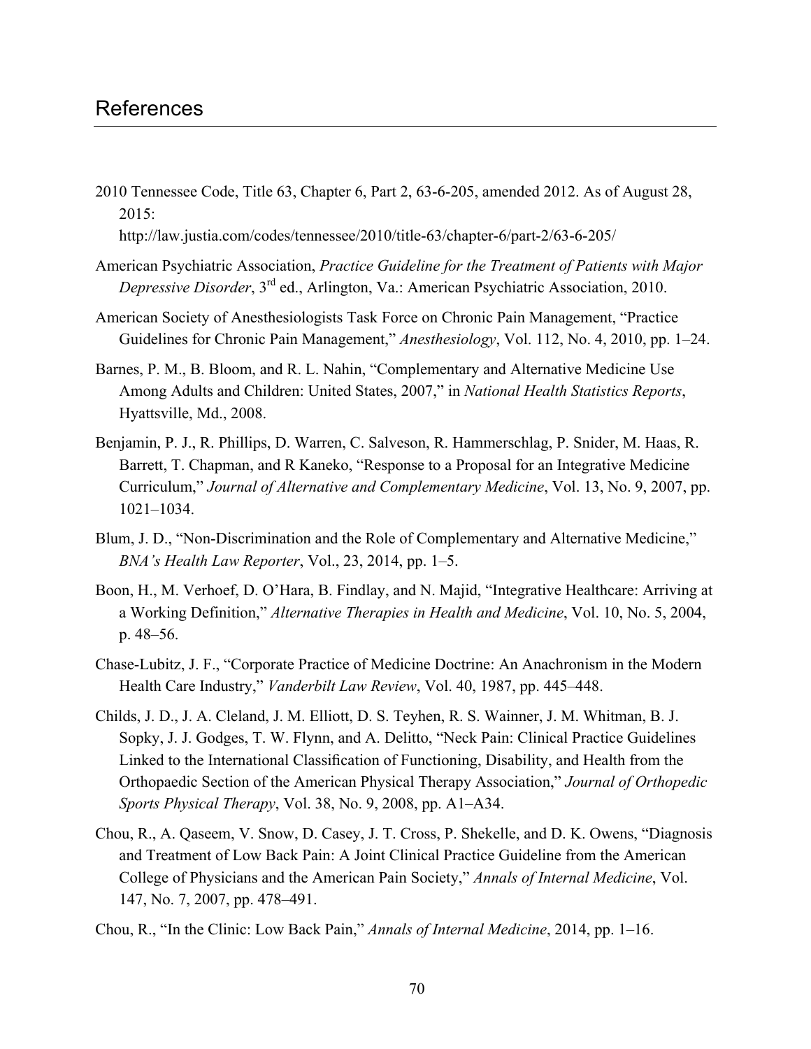# References

2010 Tennessee Code, Title 63, Chapter 6, Part 2, 63-6-205, amended 2012. As of August 28, 2015: http://law.justia.com/codes/tennessee/2010/title-63/chapter-6/part-2/63-6-205/

American Psychiatric Association, *Practice Guideline for the Treatment of Patients with Major Depressive Disorder*, 3rd ed., Arlington, Va.: American Psychiatric Association, 2010.

American Society of Anesthesiologists Task Force on Chronic Pain Management, "Practice Guidelines for Chronic Pain Management," *Anesthesiology*, Vol. 112, No. 4, 2010, pp. 1–24.

Barnes, P. M., B. Bloom, and R. L. Nahin, "Complementary and Alternative Medicine Use Among Adults and Children: United States, 2007," in *National Health Statistics Reports*, Hyattsville, Md., 2008.

Benjamin, P. J., R. Phillips, D. Warren, C. Salveson, R. Hammerschlag, P. Snider, M. Haas, R. Barrett, T. Chapman, and R Kaneko, "Response to a Proposal for an Integrative Medicine Curriculum," *Journal of Alternative and Complementary Medicine*, Vol. 13, No. 9, 2007, pp. 1021–1034.

Blum, J. D., "Non-Discrimination and the Role of Complementary and Alternative Medicine," *BNA's Health Law Reporter*, Vol., 23, 2014, pp. 1–5.

Boon, H., M. Verhoef, D. O'Hara, B. Findlay, and N. Majid, "Integrative Healthcare: Arriving at a Working Definition," *Alternative Therapies in Health and Medicine*, Vol. 10, No. 5, 2004, p. 48–56.

Chase-Lubitz, J. F., "Corporate Practice of Medicine Doctrine: An Anachronism in the Modern Health Care Industry," *Vanderbilt Law Review*, Vol. 40, 1987, pp. 445–448.

Childs, J. D., J. A. Cleland, J. M. Elliott, D. S. Teyhen, R. S. Wainner, J. M. Whitman, B. J. Sopky, J. J. Godges, T. W. Flynn, and A. Delitto, "Neck Pain: Clinical Practice Guidelines Linked to the International Classification of Functioning, Disability, and Health from the Orthopaedic Section of the American Physical Therapy Association," *Journal of Orthopedic Sports Physical Therapy*, Vol. 38, No. 9, 2008, pp. A1–A34.

Chou, R., A. Qaseem, V. Snow, D. Casey, J. T. Cross, P. Shekelle, and D. K. Owens, "Diagnosis and Treatment of Low Back Pain: A Joint Clinical Practice Guideline from the American College of Physicians and the American Pain Society," *Annals of Internal Medicine*, Vol. 147, No. 7, 2007, pp. 478–491.

Chou, R., "In the Clinic: Low Back Pain," *Annals of Internal Medicine*, 2014, pp. 1–16.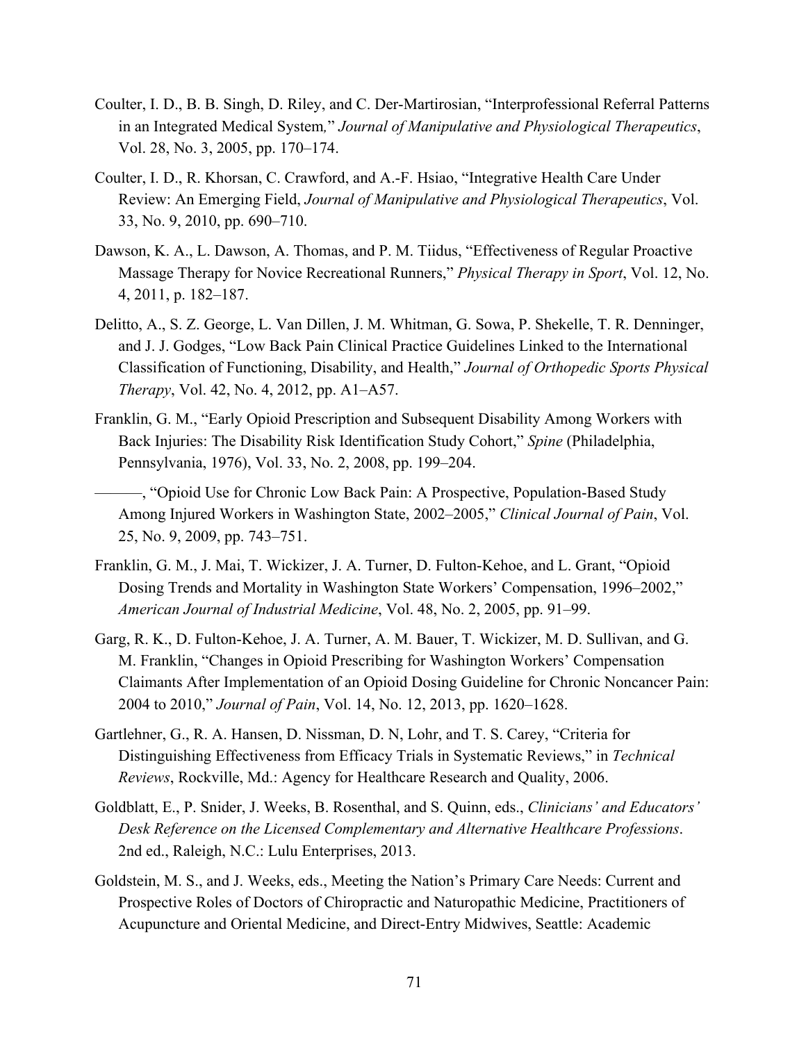Coulter, I. D., B. B. Singh, D. Riley, and C. Der-Martirosian, "Interprofessional Referral Patterns in an Integrated Medical System," *Journal of Manipulative and Physiological Therapeutics*, Vol. 28, No. 3, 2005, pp. 170–174.

Coulter, I. D., R. Khorsan, C. Crawford, and A.-F. Hsiao, "Integrative Health Care Under Review: An Emerging Field, *Journal of Manipulative and Physiological Therapeutics*, Vol. 33, No. 9, 2010, pp. 690–710.

Dawson, K. A., L. Dawson, A. Thomas, and P. M. Tiidus, "Effectiveness of Regular Proactive Massage Therapy for Novice Recreational Runners," *Physical Therapy in Sport*, Vol. 12, No. 4, 2011, p. 182–187.

Delitto, A., S. Z. George, L. Van Dillen, J. M. Whitman, G. Sowa, P. Shekelle, T. R. Denninger, and J. J. Godges, "Low Back Pain Clinical Practice Guidelines Linked to the International Classification of Functioning, Disability, and Health," *Journal of Orthopedic Sports Physical Therapy*, Vol. 42, No. 4, 2012, pp. A1–A57.

Franklin, G. M., "Early Opioid Prescription and Subsequent Disability Among Workers with Back Injuries: The Disability Risk Identification Study Cohort," *Spine* (Philadelphia, Pennsylvania, 1976), Vol. 33, No. 2, 2008, pp. 199–204.

———, "Opioid Use for Chronic Low Back Pain: A Prospective, Population-Based Study Among Injured Workers in Washington State, 2002–2005," *Clinical Journal of Pain*, Vol. 25, No. 9, 2009, pp. 743–751.

Franklin, G. M., J. Mai, T. Wickizer, J. A. Turner, D. Fulton-Kehoe, and L. Grant, "Opioid Dosing Trends and Mortality in Washington State Workers' Compensation, 1996–2002," *American Journal of Industrial Medicine*, Vol. 48, No. 2, 2005, pp. 91–99.

Garg, R. K., D. Fulton-Kehoe, J. A. Turner, A. M. Bauer, T. Wickizer, M. D. Sullivan, and G. M. Franklin, "Changes in Opioid Prescribing for Washington Workers' Compensation Claimants After Implementation of an Opioid Dosing Guideline for Chronic Noncancer Pain: 2004 to 2010," *Journal of Pain*, Vol. 14, No. 12, 2013, pp. 1620–1628.

Gartlehner, G., R. A. Hansen, D. Nissman, D. N, Lohr, and T. S. Carey, "Criteria for Distinguishing Effectiveness from Efficacy Trials in Systematic Reviews," in *Technical Reviews*, Rockville, Md.: Agency for Healthcare Research and Quality, 2006.

Goldblatt, E., P. Snider, J. Weeks, B. Rosenthal, and S. Quinn, eds., *Clinicians' and Educators' Desk Reference on the Licensed Complementary and Alternative Healthcare Professions*. 2nd ed., Raleigh, N.C.: Lulu Enterprises, 2013.

Goldstein, M. S., and J. Weeks, eds., Meeting the Nation's Primary Care Needs: Current and Prospective Roles of Doctors of Chiropractic and Naturopathic Medicine, Practitioners of Acupuncture and Oriental Medicine, and Direct-Entry Midwives, Seattle: Academic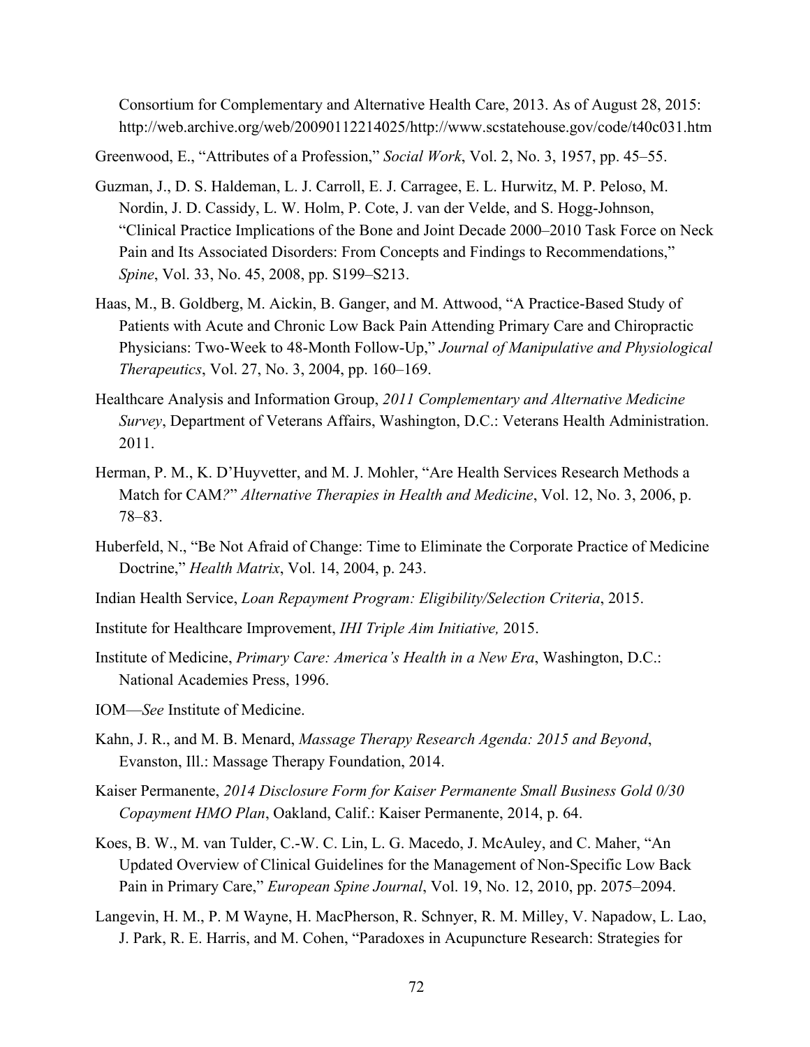Consortium for Complementary and Alternative Health Care, 2013. As of August 28, 2015: http://web.archive.org/web/20090112214025/http://www.scstatehouse.gov/code/t40c031.htm

Greenwood, E., "Attributes of a Profession," *Social Work*, Vol. 2, No. 3, 1957, pp. 45–55.

Guzman, J., D. S. Haldeman, L. J. Carroll, E. J. Carragee, E. L. Hurwitz, M. P. Peloso, M. Nordin, J. D. Cassidy, L. W. Holm, P. Cote, J. van der Velde, and S. Hogg-Johnson, "Clinical Practice Implications of the Bone and Joint Decade 2000–2010 Task Force on Neck Pain and Its Associated Disorders: From Concepts and Findings to Recommendations," *Spine*, Vol. 33, No. 45, 2008, pp. S199–S213.

Haas, M., B. Goldberg, M. Aickin, B. Ganger, and M. Attwood, "A Practice-Based Study of Patients with Acute and Chronic Low Back Pain Attending Primary Care and Chiropractic Physicians: Two-Week to 48-Month Follow-Up," *Journal of Manipulative and Physiological Therapeutics*, Vol. 27, No. 3, 2004, pp. 160–169.

Healthcare Analysis and Information Group, *2011 Complementary and Alternative Medicine Survey*, Department of Veterans Affairs, Washington, D.C.: Veterans Health Administration. 2011.

Herman, P. M., K. D'Huyvetter, and M. J. Mohler, "Are Health Services Research Methods a Match for CAM*?*" *Alternative Therapies in Health and Medicine*, Vol. 12, No. 3, 2006, p. 78–83.

Huberfeld, N., "Be Not Afraid of Change: Time to Eliminate the Corporate Practice of Medicine Doctrine," *Health Matrix*, Vol. 14, 2004, p. 243.

Indian Health Service, *Loan Repayment Program: Eligibility/Selection Criteria*, 2015.

Institute for Healthcare Improvement, *IHI Triple Aim Initiative,* 2015.

Institute of Medicine, *Primary Care: America's Health in a New Era*, Washington, D.C.: National Academies Press, 1996.

IOM—*See* Institute of Medicine.

Kahn, J. R., and M. B. Menard, *Massage Therapy Research Agenda: 2015 and Beyond*, Evanston, Ill.: Massage Therapy Foundation, 2014.

Kaiser Permanente, *2014 Disclosure Form for Kaiser Permanente Small Business Gold 0/30 Copayment HMO Plan*, Oakland, Calif.: Kaiser Permanente, 2014, p. 64.

Koes, B. W., M. van Tulder, C.-W. C. Lin, L. G. Macedo, J. McAuley, and C. Maher, "An Updated Overview of Clinical Guidelines for the Management of Non-Specific Low Back Pain in Primary Care," *European Spine Journal*, Vol. 19, No. 12, 2010, pp. 2075–2094.

Langevin, H. M., P. M Wayne, H. MacPherson, R. Schnyer, R. M. Milley, V. Napadow, L. Lao, J. Park, R. E. Harris, and M. Cohen, "Paradoxes in Acupuncture Research: Strategies for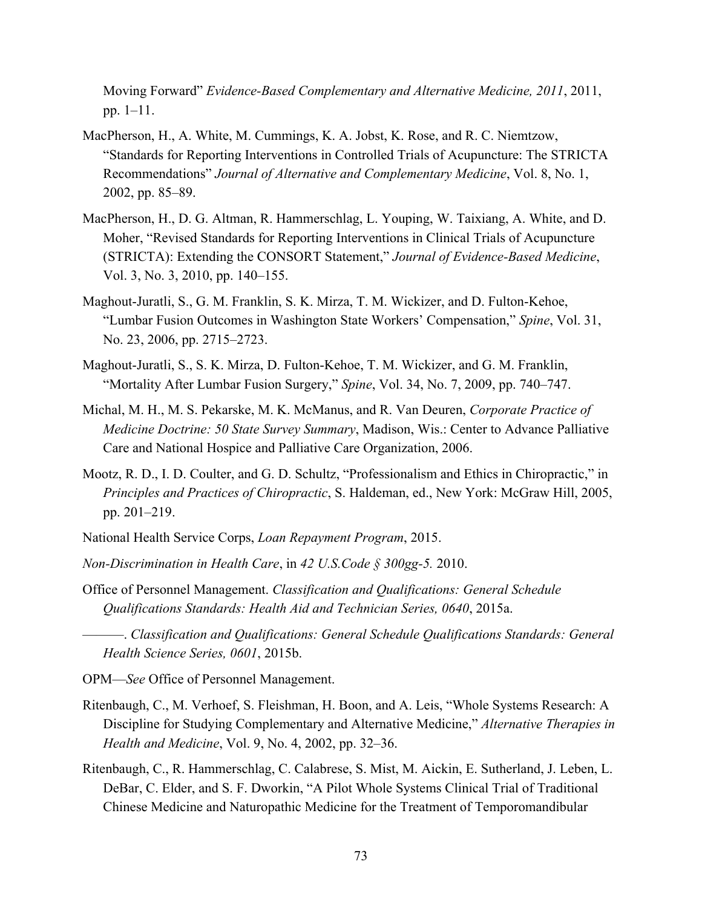Moving Forward" *Evidence-Based Complementary and Alternative Medicine, 2011*, 2011, pp. 1–11.

MacPherson, H., A. White, M. Cummings, K. A. Jobst, K. Rose, and R. C. Niemtzow, "Standards for Reporting Interventions in Controlled Trials of Acupuncture: The STRICTA Recommendations" *Journal of Alternative and Complementary Medicine*, Vol. 8, No. 1, 2002, pp. 85–89.

MacPherson, H., D. G. Altman, R. Hammerschlag, L. Youping, W. Taixiang, A. White, and D. Moher, "Revised Standards for Reporting Interventions in Clinical Trials of Acupuncture (STRICTA): Extending the CONSORT Statement," *Journal of Evidence-Based Medicine*, Vol. 3, No. 3, 2010, pp. 140–155.

Maghout-Juratli, S., G. M. Franklin, S. K. Mirza, T. M. Wickizer, and D. Fulton-Kehoe, "Lumbar Fusion Outcomes in Washington State Workers' Compensation," *Spine*, Vol. 31, No. 23, 2006, pp. 2715–2723.

Maghout-Juratli, S., S. K. Mirza, D. Fulton-Kehoe, T. M. Wickizer, and G. M. Franklin, "Mortality After Lumbar Fusion Surgery," *Spine*, Vol. 34, No. 7, 2009, pp. 740–747.

Michal, M. H., M. S. Pekarske, M. K. McManus, and R. Van Deuren, *Corporate Practice of Medicine Doctrine: 50 State Survey Summary*, Madison, Wis.: Center to Advance Palliative Care and National Hospice and Palliative Care Organization, 2006.

Mootz, R. D., I. D. Coulter, and G. D. Schultz, "Professionalism and Ethics in Chiropractic," in *Principles and Practices of Chiropractic*, S. Haldeman, ed., New York: McGraw Hill, 2005, pp. 201–219.

National Health Service Corps, *Loan Repayment Program*, 2015.

*Non-Discrimination in Health Care*, in *42 U.S.Code § 300gg-5.* 2010.

Office of Personnel Management. *Classification and Qualifications: General Schedule Qualifications Standards: Health Aid and Technician Series, 0640*, 2015a.

———. *Classification and Qualifications: General Schedule Qualifications Standards: General Health Science Series, 0601*, 2015b.

OPM—*See* Office of Personnel Management.

Ritenbaugh, C., M. Verhoef, S. Fleishman, H. Boon, and A. Leis, "Whole Systems Research: A Discipline for Studying Complementary and Alternative Medicine," *Alternative Therapies in Health and Medicine*, Vol. 9, No. 4, 2002, pp. 32–36.

Ritenbaugh, C., R. Hammerschlag, C. Calabrese, S. Mist, M. Aickin, E. Sutherland, J. Leben, L. DeBar, C. Elder, and S. F. Dworkin, "A Pilot Whole Systems Clinical Trial of Traditional Chinese Medicine and Naturopathic Medicine for the Treatment of Temporomandibular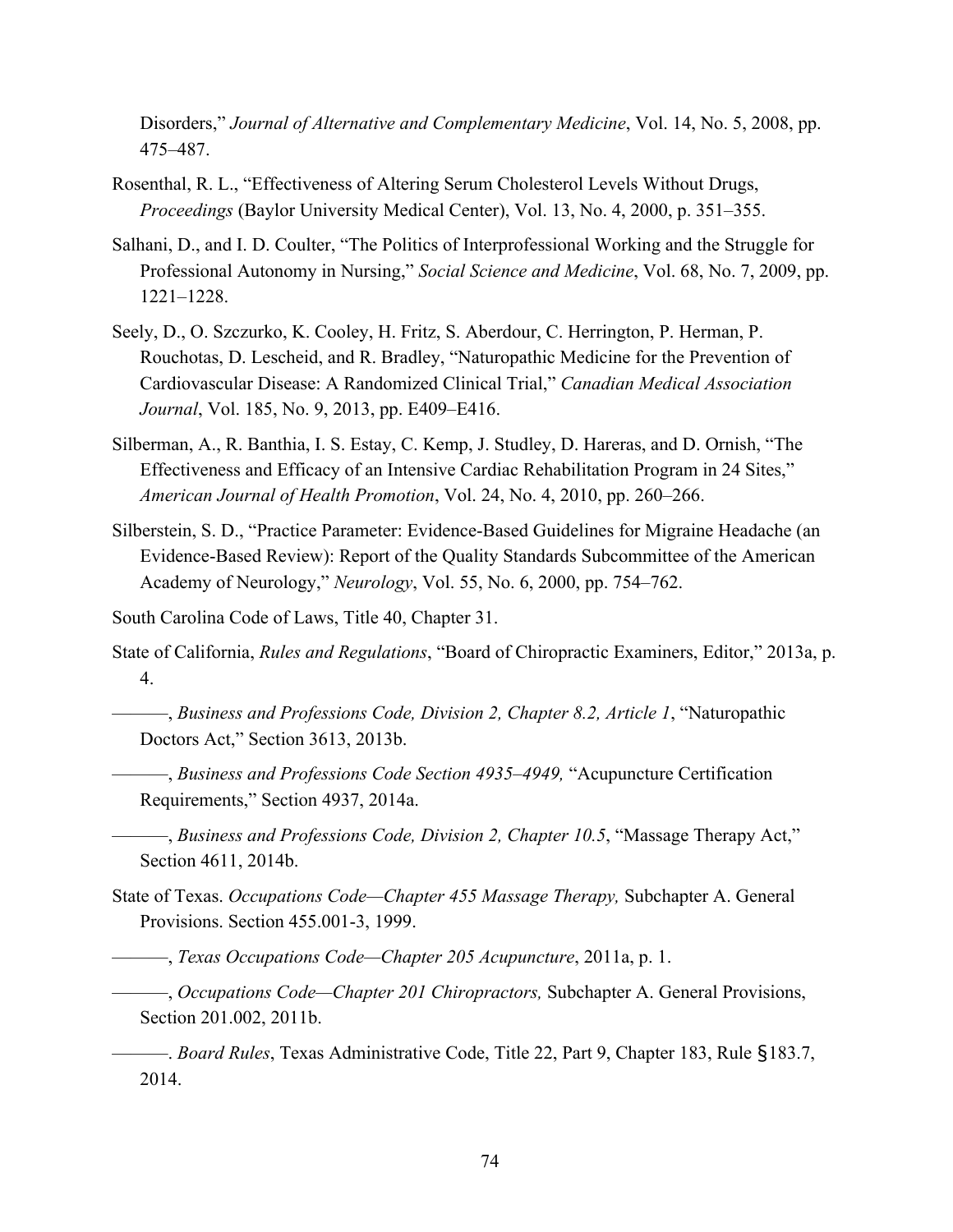Disorders," *Journal of Alternative and Complementary Medicine*, Vol. 14, No. 5, 2008, pp. 475–487.

Rosenthal, R. L., "Effectiveness of Altering Serum Cholesterol Levels Without Drugs, *Proceedings* (Baylor University Medical Center), Vol. 13, No. 4, 2000, p. 351–355.

Salhani, D., and I. D. Coulter, "The Politics of Interprofessional Working and the Struggle for Professional Autonomy in Nursing," *Social Science and Medicine*, Vol. 68, No. 7, 2009, pp. 1221–1228.

Seely, D., O. Szczurko, K. Cooley, H. Fritz, S. Aberdour, C. Herrington, P. Herman, P. Rouchotas, D. Lescheid, and R. Bradley, "Naturopathic Medicine for the Prevention of Cardiovascular Disease: A Randomized Clinical Trial," *Canadian Medical Association Journal*, Vol. 185, No. 9, 2013, pp. E409–E416.

Silberman, A., R. Banthia, I. S. Estay, C. Kemp, J. Studley, D. Hareras, and D. Ornish, "The Effectiveness and Efficacy of an Intensive Cardiac Rehabilitation Program in 24 Sites," *American Journal of Health Promotion*, Vol. 24, No. 4, 2010, pp. 260–266.

Silberstein, S. D., "Practice Parameter: Evidence-Based Guidelines for Migraine Headache (an Evidence-Based Review): Report of the Quality Standards Subcommittee of the American Academy of Neurology," *Neurology*, Vol. 55, No. 6, 2000, pp. 754–762.

South Carolina Code of Laws, Title 40, Chapter 31.

State of California, *Rules and Regulations*, "Board of Chiropractic Examiners, Editor," 2013a, p. 4.

———, *Business and Professions Code, Division 2, Chapter 8.2, Article 1*, "Naturopathic Doctors Act," Section 3613, 2013b.

———, *Business and Professions Code Section 4935–4949,* "Acupuncture Certification Requirements," Section 4937, 2014a.

———, *Business and Professions Code, Division 2, Chapter 10.5*, "Massage Therapy Act," Section 4611, 2014b.

State of Texas. *Occupations Code—Chapter 455 Massage Therapy,* Subchapter A. General Provisions. Section 455.001-3, 1999.

———, *Texas Occupations Code—Chapter 205 Acupuncture*, 2011a, p. 1.

———, *Occupations Code—Chapter 201 Chiropractors,* Subchapter A. General Provisions, Section 201.002, 2011b.

———. *Board Rules*, Texas Administrative Code, Title 22, Part 9, Chapter 183, Rule §183.7, 2014.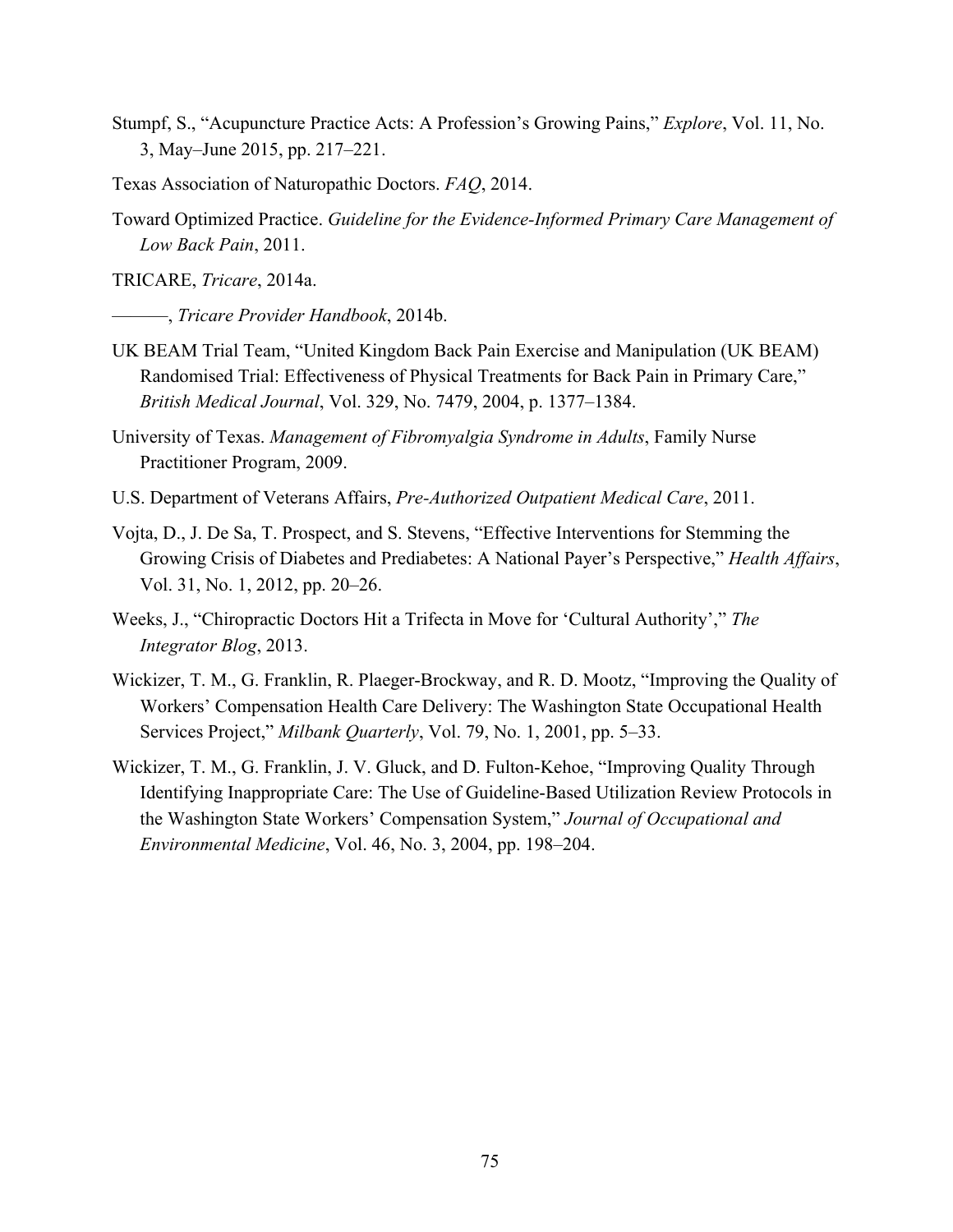Stumpf, S., "Acupuncture Practice Acts: A Profession's Growing Pains," *Explore*, Vol. 11, No. 3, May–June 2015, pp. 217–221.

Texas Association of Naturopathic Doctors. *FAQ*, 2014.

Toward Optimized Practice. *Guideline for the Evidence-Informed Primary Care Management of Low Back Pain*, 2011.

TRICARE, *Tricare*, 2014a.

———, *Tricare Provider Handbook*, 2014b.

UK BEAM Trial Team, "United Kingdom Back Pain Exercise and Manipulation (UK BEAM) Randomised Trial: Effectiveness of Physical Treatments for Back Pain in Primary Care," *British Medical Journal*, Vol. 329, No. 7479, 2004, p. 1377–1384.

University of Texas. *Management of Fibromyalgia Syndrome in Adults*, Family Nurse Practitioner Program, 2009.

U.S. Department of Veterans Affairs, *Pre-Authorized Outpatient Medical Care*, 2011.

Vojta, D., J. De Sa, T. Prospect, and S. Stevens, "Effective Interventions for Stemming the Growing Crisis of Diabetes and Prediabetes: A National Payer's Perspective," *Health Affairs*, Vol. 31, No. 1, 2012, pp. 20–26.

Weeks, J., "Chiropractic Doctors Hit a Trifecta in Move for 'Cultural Authority'," *The Integrator Blog*, 2013.

Wickizer, T. M., G. Franklin, R. Plaeger-Brockway, and R. D. Mootz, "Improving the Quality of Workers' Compensation Health Care Delivery: The Washington State Occupational Health Services Project," *Milbank Quarterly*, Vol. 79, No. 1, 2001, pp. 5–33.

Wickizer, T. M., G. Franklin, J. V. Gluck, and D. Fulton-Kehoe, "Improving Quality Through Identifying Inappropriate Care: The Use of Guideline-Based Utilization Review Protocols in the Washington State Workers' Compensation System," *Journal of Occupational and Environmental Medicine*, Vol. 46, No. 3, 2004, pp. 198–204.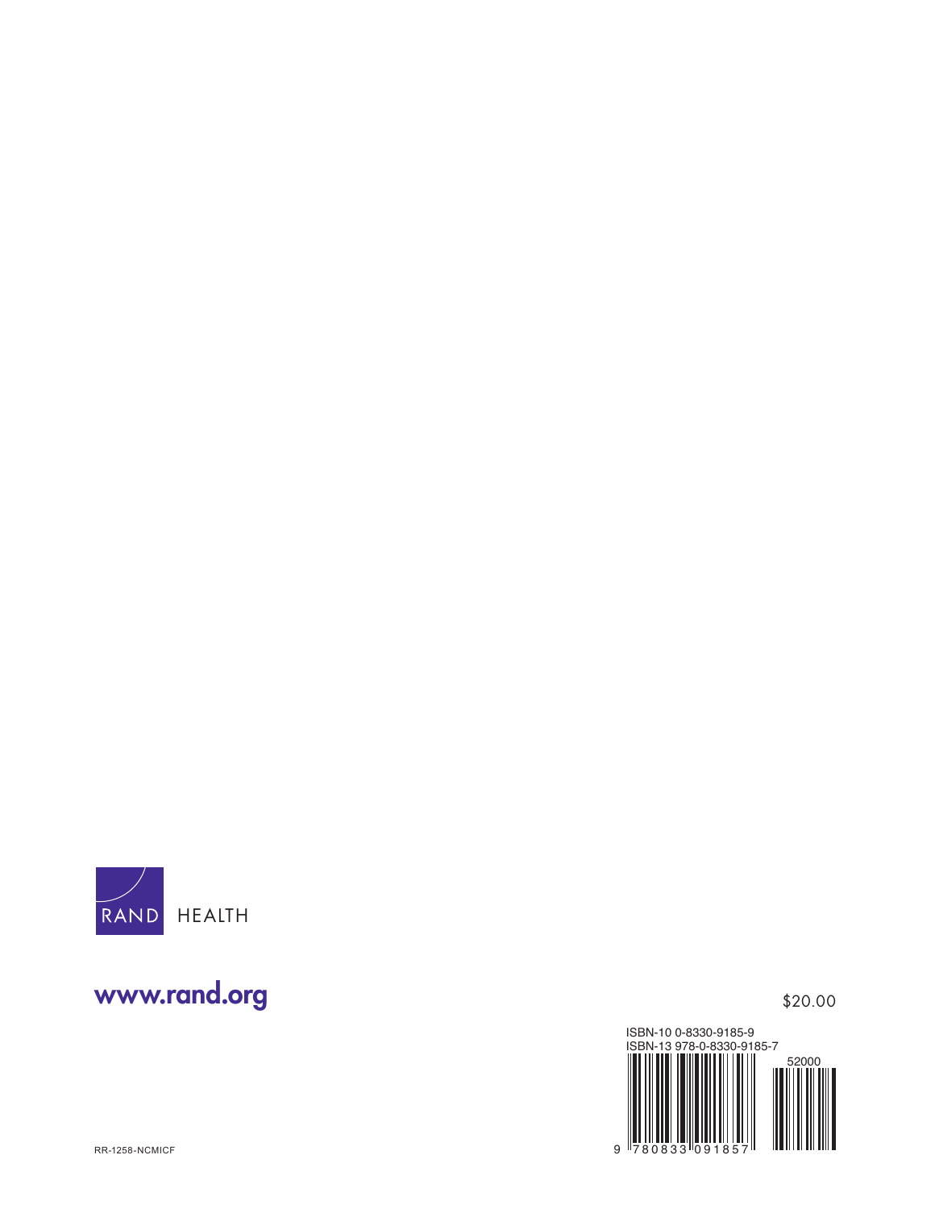RAND HEALTH

www.rand.org

$20.00

ISBN-10 0-8330-9185-9
ISBN-13 978-0-8330-9185-7

52000

9 780833 091857

RR-1258-NCMICF